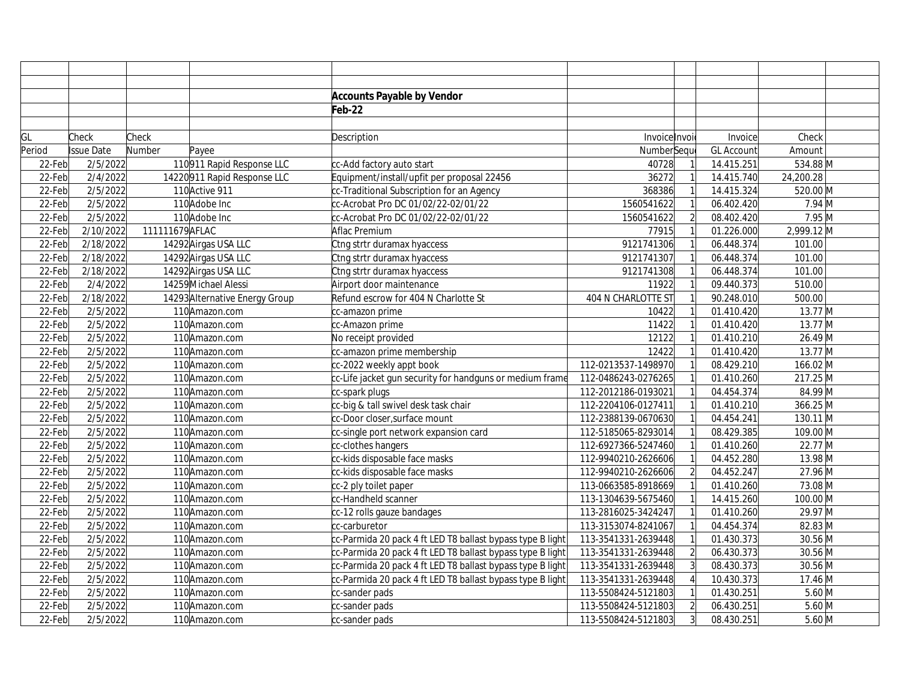## Accounts Payable by Vendor

**Feb-22**

| GL Period | Check Issue Date | Check Number | Payee | Description | Invoice Number | Invoice Sequence | Invoice GL Account | Check Amount | |
|---|---|---|---|---|---|---|---|---|---|
| 22-Feb | 2/5/2022 | 110 | 911 Rapid Response LLC | cc-Add factory auto start | 40728 | 1 | 14.415.251 | 534.88 | M |
| 22-Feb | 2/4/2022 | 14220 | 911 Rapid Response LLC | Equipment/install/upfit per proposal 22456 | 36272 | 1 | 14.415.740 | 24,200.28 | |
| 22-Feb | 2/5/2022 | 110 | Active 911 | cc-Traditional Subscription for an Agency | 368386 | 1 | 14.415.324 | 520.00 | M |
| 22-Feb | 2/5/2022 | 110 | Adobe Inc | cc-Acrobat Pro DC 01/02/22-02/01/22 | 1560541622 | 1 | 06.402.420 | 7.94 | M |
| 22-Feb | 2/5/2022 | 110 | Adobe Inc | cc-Acrobat Pro DC 01/02/22-02/01/22 | 1560541622 | 2 | 08.402.420 | 7.95 | M |
| 22-Feb | 2/10/2022 | 111111679 | AFLAC | Aflac Premium | 77915 | 1 | 01.226.000 | 2,999.12 | M |
| 22-Feb | 2/18/2022 | 14292 | Airgas USA LLC | Ctng strtr duramax hyaccess | 9121741306 | 1 | 06.448.374 | 101.00 | |
| 22-Feb | 2/18/2022 | 14292 | Airgas USA LLC | Ctng strtr duramax hyaccess | 9121741307 | 1 | 06.448.374 | 101.00 | |
| 22-Feb | 2/18/2022 | 14292 | Airgas USA LLC | Ctng strtr duramax hyaccess | 9121741308 | 1 | 06.448.374 | 101.00 | |
| 22-Feb | 2/4/2022 | 14259 | Michael Alessi | Airport door maintenance | 11922 | 1 | 09.440.373 | 510.00 | |
| 22-Feb | 2/18/2022 | 14293 | Alternative Energy Group | Refund escrow for 404 N Charlotte St | 404 N CHARLOTTE ST | 1 | 90.248.010 | 500.00 | |
| 22-Feb | 2/5/2022 | 110 | Amazon.com | cc-amazon prime | 10422 | 1 | 01.410.420 | 13.77 | M |
| 22-Feb | 2/5/2022 | 110 | Amazon.com | cc-Amazon prime | 11422 | 1 | 01.410.420 | 13.77 | M |
| 22-Feb | 2/5/2022 | 110 | Amazon.com | No receipt provided | 12122 | 1 | 01.410.210 | 26.49 | M |
| 22-Feb | 2/5/2022 | 110 | Amazon.com | cc-amazon prime membership | 12422 | 1 | 01.410.420 | 13.77 | M |
| 22-Feb | 2/5/2022 | 110 | Amazon.com | cc-2022 weekly appt book | 112-0213537-1498970 | 1 | 08.429.210 | 166.02 | M |
| 22-Feb | 2/5/2022 | 110 | Amazon.com | cc-Life jacket gun security for handguns or medium frame | 112-0486243-0276265 | 1 | 01.410.260 | 217.25 | M |
| 22-Feb | 2/5/2022 | 110 | Amazon.com | cc-spark plugs | 112-2012186-0193021 | 1 | 04.454.374 | 84.99 | M |
| 22-Feb | 2/5/2022 | 110 | Amazon.com | cc-big & tall swivel desk task chair | 112-2204106-0127411 | 1 | 01.410.210 | 366.25 | M |
| 22-Feb | 2/5/2022 | 110 | Amazon.com | cc-Door closer,surface mount | 112-2388139-0670630 | 1 | 04.454.241 | 130.11 | M |
| 22-Feb | 2/5/2022 | 110 | Amazon.com | cc-single port network expansion card | 112-5185065-8293014 | 1 | 08.429.385 | 109.00 | M |
| 22-Feb | 2/5/2022 | 110 | Amazon.com | cc-clothes hangers | 112-6927366-5247460 | 1 | 01.410.260 | 22.77 | M |
| 22-Feb | 2/5/2022 | 110 | Amazon.com | cc-kids disposable face masks | 112-9940210-2626606 | 1 | 04.452.280 | 13.98 | M |
| 22-Feb | 2/5/2022 | 110 | Amazon.com | cc-kids disposable face masks | 112-9940210-2626606 | 2 | 04.452.247 | 27.96 | M |
| 22-Feb | 2/5/2022 | 110 | Amazon.com | cc-2 ply toilet paper | 113-0663585-8918669 | 1 | 01.410.260 | 73.08 | M |
| 22-Feb | 2/5/2022 | 110 | Amazon.com | cc-Handheld scanner | 113-1304639-5675460 | 1 | 14.415.260 | 100.00 | M |
| 22-Feb | 2/5/2022 | 110 | Amazon.com | cc-12 rolls gauze bandages | 113-2816025-3424247 | 1 | 01.410.260 | 29.97 | M |
| 22-Feb | 2/5/2022 | 110 | Amazon.com | cc-carburetor | 113-3153074-8241067 | 1 | 04.454.374 | 82.83 | M |
| 22-Feb | 2/5/2022 | 110 | Amazon.com | cc-Parmida 20 pack 4 ft LED T8 ballast bypass type B light | 113-3541331-2639448 | 1 | 01.430.373 | 30.56 | M |
| 22-Feb | 2/5/2022 | 110 | Amazon.com | cc-Parmida 20 pack 4 ft LED T8 ballast bypass type B light | 113-3541331-2639448 | 2 | 06.430.373 | 30.56 | M |
| 22-Feb | 2/5/2022 | 110 | Amazon.com | cc-Parmida 20 pack 4 ft LED T8 ballast bypass type B light | 113-3541331-2639448 | 3 | 08.430.373 | 30.56 | M |
| 22-Feb | 2/5/2022 | 110 | Amazon.com | cc-Parmida 20 pack 4 ft LED T8 ballast bypass type B light | 113-3541331-2639448 | 4 | 10.430.373 | 17.46 | M |
| 22-Feb | 2/5/2022 | 110 | Amazon.com | cc-sander pads | 113-5508424-5121803 | 1 | 01.430.251 | 5.60 | M |
| 22-Feb | 2/5/2022 | 110 | Amazon.com | cc-sander pads | 113-5508424-5121803 | 2 | 06.430.251 | 5.60 | M |
| 22-Feb | 2/5/2022 | 110 | Amazon.com | cc-sander pads | 113-5508424-5121803 | 3 | 08.430.251 | 5.60 | M |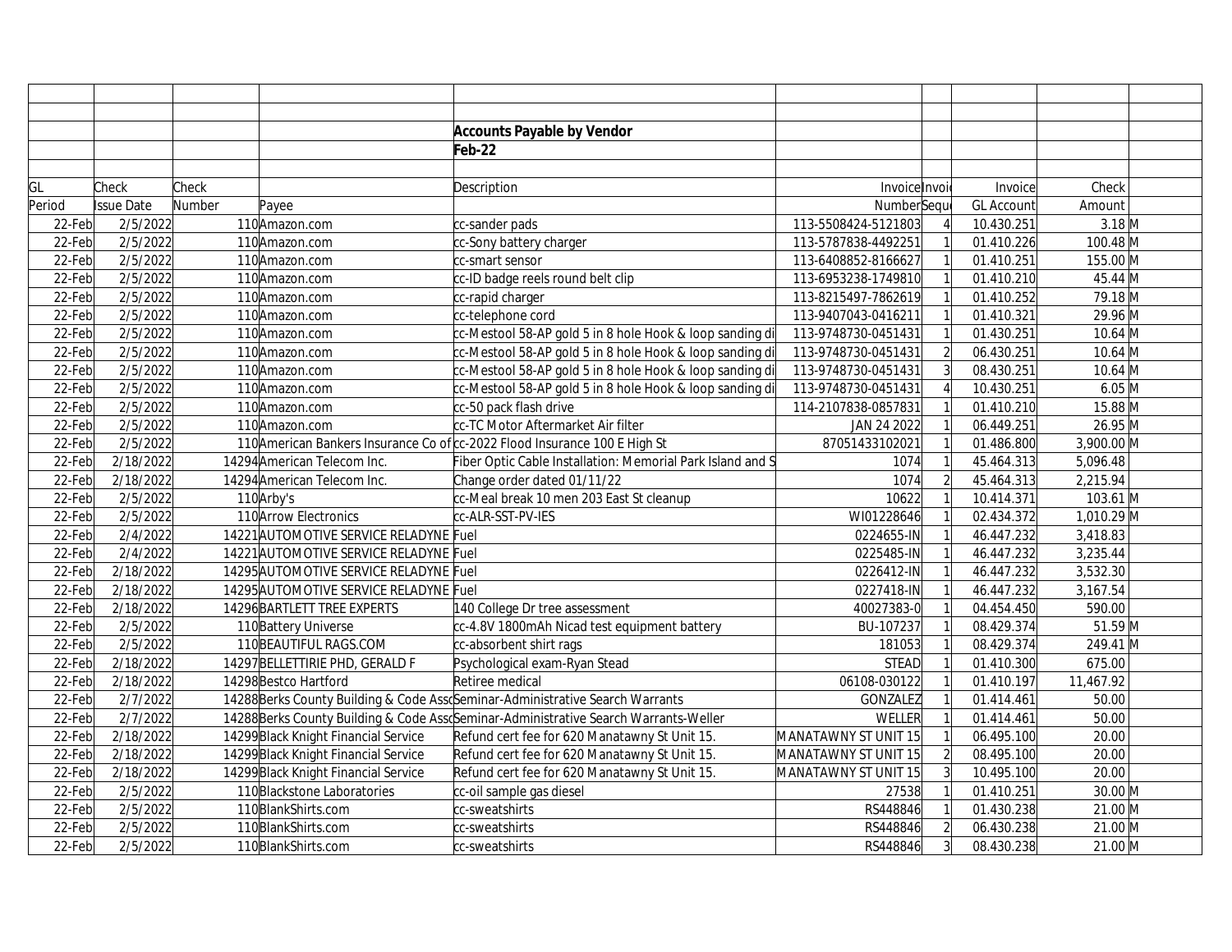## Accounts Payable by Vendor

## Feb-22

| GL Period | Check Issue Date | Check Number | Payee | Description | Invoice Number | Invoice Sequence | Invoice GL Account | Check Amount | |
|---|---|---|---|---|---|---|---|---|---|
| 22-Feb | 2/5/2022 | 110 | Amazon.com | cc-sander pads | 113-5508424-5121803 | 4 | 10.430.251 | 3.18 | M |
| 22-Feb | 2/5/2022 | 110 | Amazon.com | cc-Sony battery charger | 113-5787838-4492251 | 1 | 01.410.226 | 100.48 | M |
| 22-Feb | 2/5/2022 | 110 | Amazon.com | cc-smart sensor | 113-6408852-8166627 | 1 | 01.410.251 | 155.00 | M |
| 22-Feb | 2/5/2022 | 110 | Amazon.com | cc-ID badge reels round belt clip | 113-6953238-1749810 | 1 | 01.410.210 | 45.44 | M |
| 22-Feb | 2/5/2022 | 110 | Amazon.com | cc-rapid charger | 113-8215497-7862619 | 1 | 01.410.252 | 79.18 | M |
| 22-Feb | 2/5/2022 | 110 | Amazon.com | cc-telephone cord | 113-9407043-0416211 | 1 | 01.410.321 | 29.96 | M |
| 22-Feb | 2/5/2022 | 110 | Amazon.com | cc-Mestool 58-AP gold 5 in 8 hole Hook & loop sanding di | 113-9748730-0451431 | 1 | 01.430.251 | 10.64 | M |
| 22-Feb | 2/5/2022 | 110 | Amazon.com | cc-Mestool 58-AP gold 5 in 8 hole Hook & loop sanding di | 113-9748730-0451431 | 2 | 06.430.251 | 10.64 | M |
| 22-Feb | 2/5/2022 | 110 | Amazon.com | cc-Mestool 58-AP gold 5 in 8 hole Hook & loop sanding di | 113-9748730-0451431 | 3 | 08.430.251 | 10.64 | M |
| 22-Feb | 2/5/2022 | 110 | Amazon.com | cc-Mestool 58-AP gold 5 in 8 hole Hook & loop sanding di | 113-9748730-0451431 | 4 | 10.430.251 | 6.05 | M |
| 22-Feb | 2/5/2022 | 110 | Amazon.com | cc-50 pack flash drive | 114-2107838-0857831 | 1 | 01.410.210 | 15.88 | M |
| 22-Feb | 2/5/2022 | 110 | Amazon.com | cc-TC Motor Aftermarket Air filter | JAN 24 2022 | 1 | 06.449.251 | 26.95 | M |
| 22-Feb | 2/5/2022 | 110 | American Bankers Insurance Co of | cc-2022 Flood Insurance 100 E High St | 87051433102021 | 1 | 01.486.800 | 3,900.00 | M |
| 22-Feb | 2/18/2022 | 14294 | American Telecom Inc. | Fiber Optic Cable Installation: Memorial Park Island and S | 1074 | 1 | 45.464.313 | 5,096.48 | |
| 22-Feb | 2/18/2022 | 14294 | American Telecom Inc. | Change order dated 01/11/22 | 1074 | 2 | 45.464.313 | 2,215.94 | |
| 22-Feb | 2/5/2022 | 110 | Arby's | cc-Meal break 10 men 203 East St cleanup | 10622 | 1 | 10.414.371 | 103.61 | M |
| 22-Feb | 2/5/2022 | 110 | Arrow Electronics | cc-ALR-SST-PV-IES | WI01228646 | 1 | 02.434.372 | 1,010.29 | M |
| 22-Feb | 2/4/2022 | 14221 | AUTOMOTIVE SERVICE RELADYNE | Fuel | 0224655-IN | 1 | 46.447.232 | 3,418.83 | |
| 22-Feb | 2/4/2022 | 14221 | AUTOMOTIVE SERVICE RELADYNE | Fuel | 0225485-IN | 1 | 46.447.232 | 3,235.44 | |
| 22-Feb | 2/18/2022 | 14295 | AUTOMOTIVE SERVICE RELADYNE | Fuel | 0226412-IN | 1 | 46.447.232 | 3,532.30 | |
| 22-Feb | 2/18/2022 | 14295 | AUTOMOTIVE SERVICE RELADYNE | Fuel | 0227418-IN | 1 | 46.447.232 | 3,167.54 | |
| 22-Feb | 2/18/2022 | 14296 | BARTLETT TREE EXPERTS | 140 College Dr tree assessment | 40027383-0 | 1 | 04.454.450 | 590.00 | |
| 22-Feb | 2/5/2022 | 110 | Battery Universe | cc-4.8V 1800mAh Nicad test equipment battery | BU-107237 | 1 | 08.429.374 | 51.59 | M |
| 22-Feb | 2/5/2022 | 110 | BEAUTIFUL RAGS.COM | cc-absorbent shirt rags | 181053 | 1 | 08.429.374 | 249.41 | M |
| 22-Feb | 2/18/2022 | 14297 | BELLETTIRIE PHD, GERALD F | Psychological exam-Ryan Stead | STEAD | 1 | 01.410.300 | 675.00 | |
| 22-Feb | 2/18/2022 | 14298 | Bestco Hartford | Retiree medical | 06108-030122 | 1 | 01.410.197 | 11,467.92 | |
| 22-Feb | 2/7/2022 | 14288 | Berks County Building & Code Asso | Seminar-Administrative Search Warrants | GONZALEZ | 1 | 01.414.461 | 50.00 | |
| 22-Feb | 2/7/2022 | 14288 | Berks County Building & Code Asso | Seminar-Administrative Search Warrants-Weller | WELLER | 1 | 01.414.461 | 50.00 | |
| 22-Feb | 2/18/2022 | 14299 | Black Knight Financial Service | Refund cert fee for 620 Manatawny St Unit 15. | MANATAWNY ST UNIT 15 | 1 | 06.495.100 | 20.00 | |
| 22-Feb | 2/18/2022 | 14299 | Black Knight Financial Service | Refund cert fee for 620 Manatawny St Unit 15. | MANATAWNY ST UNIT 15 | 2 | 08.495.100 | 20.00 | |
| 22-Feb | 2/18/2022 | 14299 | Black Knight Financial Service | Refund cert fee for 620 Manatawny St Unit 15. | MANATAWNY ST UNIT 15 | 3 | 10.495.100 | 20.00 | |
| 22-Feb | 2/5/2022 | 110 | Blackstone Laboratories | cc-oil sample gas diesel | 27538 | 1 | 01.410.251 | 30.00 | M |
| 22-Feb | 2/5/2022 | 110 | BlankShirts.com | cc-sweatshirts | RS448846 | 1 | 01.430.238 | 21.00 | M |
| 22-Feb | 2/5/2022 | 110 | BlankShirts.com | cc-sweatshirts | RS448846 | 2 | 06.430.238 | 21.00 | M |
| 22-Feb | 2/5/2022 | 110 | BlankShirts.com | cc-sweatshirts | RS448846 | 3 | 08.430.238 | 21.00 | M |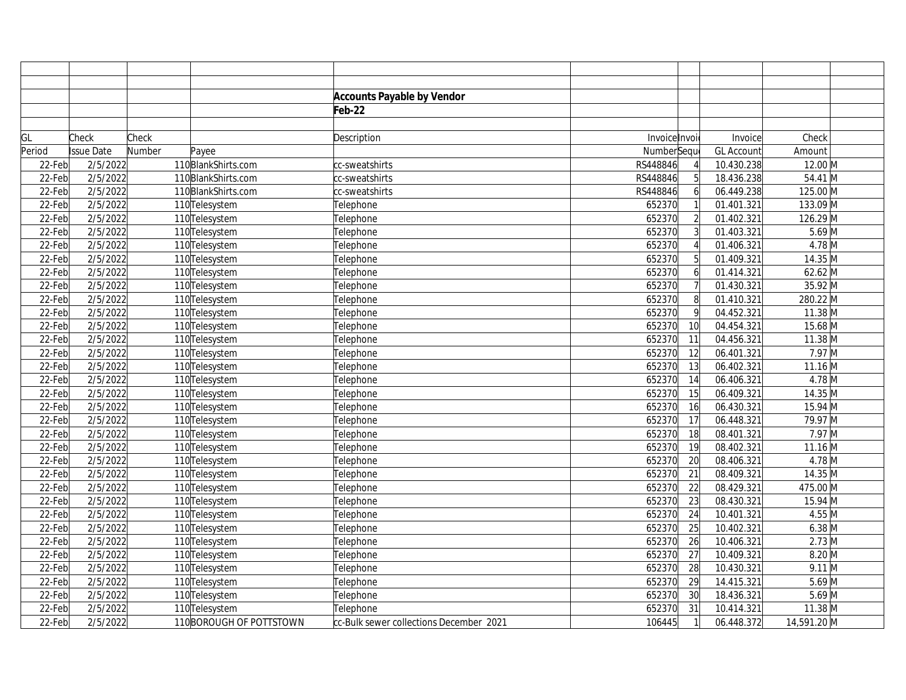## Accounts Payable by Vendor

## Feb-22

| GL Period | Check Issue Date | Check Number | Payee | Description | Invoice Number | Invoice Sequence | Invoice GL Account | Check Amount | |
|---|---|---|---|---|---|---|---|---|---|
| 22-Feb | 2/5/2022 | 110 | BlankShirts.com | cc-sweatshirts | RS448846 | 4 | 10.430.238 | 12.00 | M |
| 22-Feb | 2/5/2022 | 110 | BlankShirts.com | cc-sweatshirts | RS448846 | 5 | 18.436.238 | 54.41 | M |
| 22-Feb | 2/5/2022 | 110 | BlankShirts.com | cc-sweatshirts | RS448846 | 6 | 06.449.238 | 125.00 | M |
| 22-Feb | 2/5/2022 | 110 | Telesystem | Telephone | 652370 | 1 | 01.401.321 | 133.09 | M |
| 22-Feb | 2/5/2022 | 110 | Telesystem | Telephone | 652370 | 2 | 01.402.321 | 126.29 | M |
| 22-Feb | 2/5/2022 | 110 | Telesystem | Telephone | 652370 | 3 | 01.403.321 | 5.69 | M |
| 22-Feb | 2/5/2022 | 110 | Telesystem | Telephone | 652370 | 4 | 01.406.321 | 4.78 | M |
| 22-Feb | 2/5/2022 | 110 | Telesystem | Telephone | 652370 | 5 | 01.409.321 | 14.35 | M |
| 22-Feb | 2/5/2022 | 110 | Telesystem | Telephone | 652370 | 6 | 01.414.321 | 62.62 | M |
| 22-Feb | 2/5/2022 | 110 | Telesystem | Telephone | 652370 | 7 | 01.430.321 | 35.92 | M |
| 22-Feb | 2/5/2022 | 110 | Telesystem | Telephone | 652370 | 8 | 01.410.321 | 280.22 | M |
| 22-Feb | 2/5/2022 | 110 | Telesystem | Telephone | 652370 | 9 | 04.452.321 | 11.38 | M |
| 22-Feb | 2/5/2022 | 110 | Telesystem | Telephone | 652370 | 10 | 04.454.321 | 15.68 | M |
| 22-Feb | 2/5/2022 | 110 | Telesystem | Telephone | 652370 | 11 | 04.456.321 | 11.38 | M |
| 22-Feb | 2/5/2022 | 110 | Telesystem | Telephone | 652370 | 12 | 06.401.321 | 7.97 | M |
| 22-Feb | 2/5/2022 | 110 | Telesystem | Telephone | 652370 | 13 | 06.402.321 | 11.16 | M |
| 22-Feb | 2/5/2022 | 110 | Telesystem | Telephone | 652370 | 14 | 06.406.321 | 4.78 | M |
| 22-Feb | 2/5/2022 | 110 | Telesystem | Telephone | 652370 | 15 | 06.409.321 | 14.35 | M |
| 22-Feb | 2/5/2022 | 110 | Telesystem | Telephone | 652370 | 16 | 06.430.321 | 15.94 | M |
| 22-Feb | 2/5/2022 | 110 | Telesystem | Telephone | 652370 | 17 | 06.448.321 | 79.97 | M |
| 22-Feb | 2/5/2022 | 110 | Telesystem | Telephone | 652370 | 18 | 08.401.321 | 7.97 | M |
| 22-Feb | 2/5/2022 | 110 | Telesystem | Telephone | 652370 | 19 | 08.402.321 | 11.16 | M |
| 22-Feb | 2/5/2022 | 110 | Telesystem | Telephone | 652370 | 20 | 08.406.321 | 4.78 | M |
| 22-Feb | 2/5/2022 | 110 | Telesystem | Telephone | 652370 | 21 | 08.409.321 | 14.35 | M |
| 22-Feb | 2/5/2022 | 110 | Telesystem | Telephone | 652370 | 22 | 08.429.321 | 475.00 | M |
| 22-Feb | 2/5/2022 | 110 | Telesystem | Telephone | 652370 | 23 | 08.430.321 | 15.94 | M |
| 22-Feb | 2/5/2022 | 110 | Telesystem | Telephone | 652370 | 24 | 10.401.321 | 4.55 | M |
| 22-Feb | 2/5/2022 | 110 | Telesystem | Telephone | 652370 | 25 | 10.402.321 | 6.38 | M |
| 22-Feb | 2/5/2022 | 110 | Telesystem | Telephone | 652370 | 26 | 10.406.321 | 2.73 | M |
| 22-Feb | 2/5/2022 | 110 | Telesystem | Telephone | 652370 | 27 | 10.409.321 | 8.20 | M |
| 22-Feb | 2/5/2022 | 110 | Telesystem | Telephone | 652370 | 28 | 10.430.321 | 9.11 | M |
| 22-Feb | 2/5/2022 | 110 | Telesystem | Telephone | 652370 | 29 | 14.415.321 | 5.69 | M |
| 22-Feb | 2/5/2022 | 110 | Telesystem | Telephone | 652370 | 30 | 18.436.321 | 5.69 | M |
| 22-Feb | 2/5/2022 | 110 | Telesystem | Telephone | 652370 | 31 | 10.414.321 | 11.38 | M |
| 22-Feb | 2/5/2022 | 110 | BOROUGH OF POTTSTOWN | cc-Bulk sewer collections December 2021 | 106445 | 1 | 06.448.372 | 14,591.20 | M |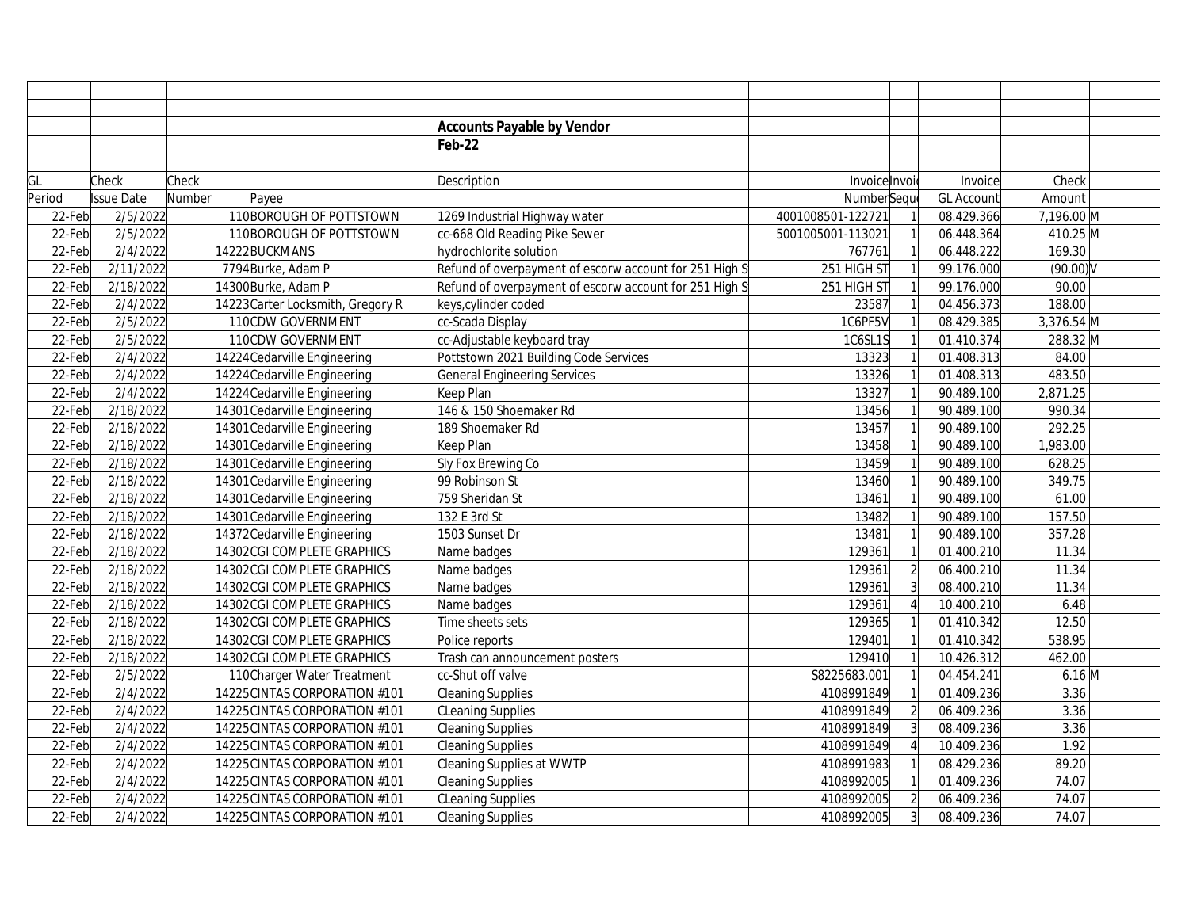**Accounts Payable by Vendor**

**Feb-22**

| GL Period | Check Issue Date | Check Number | Payee | Description | Invoice Number | Invoi Sequ | Invoice GL Account | Check Amount | |
|---|---|---|---|---|---|---|---|---|---|
| 22-Feb | 2/5/2022 | 110 | BOROUGH OF POTTSTOWN | 1269 Industrial Highway water | 4001008501-122721 | 1 | 08.429.366 | 7,196.00 | M |
| 22-Feb | 2/5/2022 | 110 | BOROUGH OF POTTSTOWN | cc-668 Old Reading Pike Sewer | 5001005001-113021 | 1 | 06.448.364 | 410.25 | M |
| 22-Feb | 2/4/2022 | 14222 | BUCKMANS | hydrochlorite solution | 767761 | 1 | 06.448.222 | 169.30 | |
| 22-Feb | 2/11/2022 | 7794 | Burke, Adam P | Refund of overpayment of escorw account for 251 High S | 251 HIGH ST | 1 | 99.176.000 | (90.00) | V |
| 22-Feb | 2/18/2022 | 14300 | Burke, Adam P | Refund of overpayment of escorw account for 251 High S | 251 HIGH ST | 1 | 99.176.000 | 90.00 | |
| 22-Feb | 2/4/2022 | 14223 | Carter Locksmith, Gregory R | keys,cylinder coded | 23587 | 1 | 04.456.373 | 188.00 | |
| 22-Feb | 2/5/2022 | 110 | CDW GOVERNMENT | cc-Scada Display | 1C6PF5V | 1 | 08.429.385 | 3,376.54 | M |
| 22-Feb | 2/5/2022 | 110 | CDW GOVERNMENT | cc-Adjustable keyboard tray | 1C6SL1S | 1 | 01.410.374 | 288.32 | M |
| 22-Feb | 2/4/2022 | 14224 | Cedarville Engineering | Pottstown 2021 Building Code Services | 13323 | 1 | 01.408.313 | 84.00 | |
| 22-Feb | 2/4/2022 | 14224 | Cedarville Engineering | General Engineering Services | 13326 | 1 | 01.408.313 | 483.50 | |
| 22-Feb | 2/4/2022 | 14224 | Cedarville Engineering | Keep Plan | 13327 | 1 | 90.489.100 | 2,871.25 | |
| 22-Feb | 2/18/2022 | 14301 | Cedarville Engineering | 146 & 150 Shoemaker Rd | 13456 | 1 | 90.489.100 | 990.34 | |
| 22-Feb | 2/18/2022 | 14301 | Cedarville Engineering | 189 Shoemaker Rd | 13457 | 1 | 90.489.100 | 292.25 | |
| 22-Feb | 2/18/2022 | 14301 | Cedarville Engineering | Keep Plan | 13458 | 1 | 90.489.100 | 1,983.00 | |
| 22-Feb | 2/18/2022 | 14301 | Cedarville Engineering | Sly Fox Brewing Co | 13459 | 1 | 90.489.100 | 628.25 | |
| 22-Feb | 2/18/2022 | 14301 | Cedarville Engineering | 99 Robinson St | 13460 | 1 | 90.489.100 | 349.75 | |
| 22-Feb | 2/18/2022 | 14301 | Cedarville Engineering | 759 Sheridan St | 13461 | 1 | 90.489.100 | 61.00 | |
| 22-Feb | 2/18/2022 | 14301 | Cedarville Engineering | 132 E 3rd St | 13482 | 1 | 90.489.100 | 157.50 | |
| 22-Feb | 2/18/2022 | 14372 | Cedarville Engineering | 1503 Sunset Dr | 13481 | 1 | 90.489.100 | 357.28 | |
| 22-Feb | 2/18/2022 | 14302 | CGI COMPLETE GRAPHICS | Name badges | 129361 | 1 | 01.400.210 | 11.34 | |
| 22-Feb | 2/18/2022 | 14302 | CGI COMPLETE GRAPHICS | Name badges | 129361 | 2 | 06.400.210 | 11.34 | |
| 22-Feb | 2/18/2022 | 14302 | CGI COMPLETE GRAPHICS | Name badges | 129361 | 3 | 08.400.210 | 11.34 | |
| 22-Feb | 2/18/2022 | 14302 | CGI COMPLETE GRAPHICS | Name badges | 129361 | 4 | 10.400.210 | 6.48 | |
| 22-Feb | 2/18/2022 | 14302 | CGI COMPLETE GRAPHICS | Time sheets sets | 129365 | 1 | 01.410.342 | 12.50 | |
| 22-Feb | 2/18/2022 | 14302 | CGI COMPLETE GRAPHICS | Police reports | 129401 | 1 | 01.410.342 | 538.95 | |
| 22-Feb | 2/18/2022 | 14302 | CGI COMPLETE GRAPHICS | Trash can announcement posters | 129410 | 1 | 10.426.312 | 462.00 | |
| 22-Feb | 2/5/2022 | 110 | Charger Water Treatment | cc-Shut off valve | S8225683.001 | 1 | 04.454.241 | 6.16 | M |
| 22-Feb | 2/4/2022 | 14225 | CINTAS CORPORATION #101 | Cleaning Supplies | 4108991849 | 1 | 01.409.236 | 3.36 | |
| 22-Feb | 2/4/2022 | 14225 | CINTAS CORPORATION #101 | CLeaning Supplies | 4108991849 | 2 | 06.409.236 | 3.36 | |
| 22-Feb | 2/4/2022 | 14225 | CINTAS CORPORATION #101 | Cleaning Supplies | 4108991849 | 3 | 08.409.236 | 3.36 | |
| 22-Feb | 2/4/2022 | 14225 | CINTAS CORPORATION #101 | Cleaning Supplies | 4108991849 | 4 | 10.409.236 | 1.92 | |
| 22-Feb | 2/4/2022 | 14225 | CINTAS CORPORATION #101 | Cleaning Supplies at WWTP | 4108991983 | 1 | 08.429.236 | 89.20 | |
| 22-Feb | 2/4/2022 | 14225 | CINTAS CORPORATION #101 | Cleaning Supplies | 4108992005 | 1 | 01.409.236 | 74.07 | |
| 22-Feb | 2/4/2022 | 14225 | CINTAS CORPORATION #101 | CLeaning Supplies | 4108992005 | 2 | 06.409.236 | 74.07 | |
| 22-Feb | 2/4/2022 | 14225 | CINTAS CORPORATION #101 | Cleaning Supplies | 4108992005 | 3 | 08.409.236 | 74.07 | |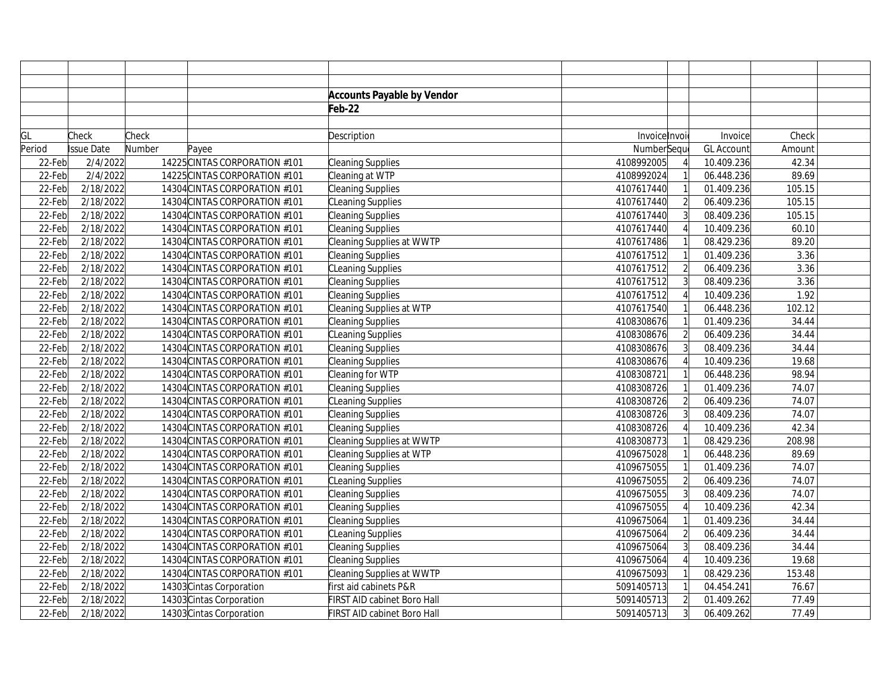## Accounts Payable by Vendor

## Feb-22

| GL Period | Check Issue Date | Check Number | Payee | Description | Invoice Number | Invoice Sequence | Invoice GL Account | Check Amount |
|---|---|---|---|---|---|---|---|---|
| 22-Feb | 2/4/2022 | 14225 | CINTAS CORPORATION #101 | Cleaning Supplies | 4108992005 | 4 | 10.409.236 | 42.34 |
| 22-Feb | 2/4/2022 | 14225 | CINTAS CORPORATION #101 | Cleaning at WTP | 4108992024 | 1 | 06.448.236 | 89.69 |
| 22-Feb | 2/18/2022 | 14304 | CINTAS CORPORATION #101 | Cleaning Supplies | 4107617440 | 1 | 01.409.236 | 105.15 |
| 22-Feb | 2/18/2022 | 14304 | CINTAS CORPORATION #101 | CLeaning Supplies | 4107617440 | 2 | 06.409.236 | 105.15 |
| 22-Feb | 2/18/2022 | 14304 | CINTAS CORPORATION #101 | Cleaning Supplies | 4107617440 | 3 | 08.409.236 | 105.15 |
| 22-Feb | 2/18/2022 | 14304 | CINTAS CORPORATION #101 | Cleaning Supplies | 4107617440 | 4 | 10.409.236 | 60.10 |
| 22-Feb | 2/18/2022 | 14304 | CINTAS CORPORATION #101 | Cleaning Supplies at WWTP | 4107617486 | 1 | 08.429.236 | 89.20 |
| 22-Feb | 2/18/2022 | 14304 | CINTAS CORPORATION #101 | Cleaning Supplies | 4107617512 | 1 | 01.409.236 | 3.36 |
| 22-Feb | 2/18/2022 | 14304 | CINTAS CORPORATION #101 | CLeaning Supplies | 4107617512 | 2 | 06.409.236 | 3.36 |
| 22-Feb | 2/18/2022 | 14304 | CINTAS CORPORATION #101 | Cleaning Supplies | 4107617512 | 3 | 08.409.236 | 3.36 |
| 22-Feb | 2/18/2022 | 14304 | CINTAS CORPORATION #101 | Cleaning Supplies | 4107617512 | 4 | 10.409.236 | 1.92 |
| 22-Feb | 2/18/2022 | 14304 | CINTAS CORPORATION #101 | Cleaning Supplies at WTP | 4107617540 | 1 | 06.448.236 | 102.12 |
| 22-Feb | 2/18/2022 | 14304 | CINTAS CORPORATION #101 | Cleaning Supplies | 4108308676 | 1 | 01.409.236 | 34.44 |
| 22-Feb | 2/18/2022 | 14304 | CINTAS CORPORATION #101 | CLeaning Supplies | 4108308676 | 2 | 06.409.236 | 34.44 |
| 22-Feb | 2/18/2022 | 14304 | CINTAS CORPORATION #101 | Cleaning Supplies | 4108308676 | 3 | 08.409.236 | 34.44 |
| 22-Feb | 2/18/2022 | 14304 | CINTAS CORPORATION #101 | Cleaning Supplies | 4108308676 | 4 | 10.409.236 | 19.68 |
| 22-Feb | 2/18/2022 | 14304 | CINTAS CORPORATION #101 | Cleaning for WTP | 4108308721 | 1 | 06.448.236 | 98.94 |
| 22-Feb | 2/18/2022 | 14304 | CINTAS CORPORATION #101 | Cleaning Supplies | 4108308726 | 1 | 01.409.236 | 74.07 |
| 22-Feb | 2/18/2022 | 14304 | CINTAS CORPORATION #101 | CLeaning Supplies | 4108308726 | 2 | 06.409.236 | 74.07 |
| 22-Feb | 2/18/2022 | 14304 | CINTAS CORPORATION #101 | Cleaning Supplies | 4108308726 | 3 | 08.409.236 | 74.07 |
| 22-Feb | 2/18/2022 | 14304 | CINTAS CORPORATION #101 | Cleaning Supplies | 4108308726 | 4 | 10.409.236 | 42.34 |
| 22-Feb | 2/18/2022 | 14304 | CINTAS CORPORATION #101 | Cleaning Supplies at WWTP | 4108308773 | 1 | 08.429.236 | 208.98 |
| 22-Feb | 2/18/2022 | 14304 | CINTAS CORPORATION #101 | Cleaning Supplies at WTP | 4109675028 | 1 | 06.448.236 | 89.69 |
| 22-Feb | 2/18/2022 | 14304 | CINTAS CORPORATION #101 | Cleaning Supplies | 4109675055 | 1 | 01.409.236 | 74.07 |
| 22-Feb | 2/18/2022 | 14304 | CINTAS CORPORATION #101 | CLeaning Supplies | 4109675055 | 2 | 06.409.236 | 74.07 |
| 22-Feb | 2/18/2022 | 14304 | CINTAS CORPORATION #101 | Cleaning Supplies | 4109675055 | 3 | 08.409.236 | 74.07 |
| 22-Feb | 2/18/2022 | 14304 | CINTAS CORPORATION #101 | Cleaning Supplies | 4109675055 | 4 | 10.409.236 | 42.34 |
| 22-Feb | 2/18/2022 | 14304 | CINTAS CORPORATION #101 | Cleaning Supplies | 4109675064 | 1 | 01.409.236 | 34.44 |
| 22-Feb | 2/18/2022 | 14304 | CINTAS CORPORATION #101 | CLeaning Supplies | 4109675064 | 2 | 06.409.236 | 34.44 |
| 22-Feb | 2/18/2022 | 14304 | CINTAS CORPORATION #101 | Cleaning Supplies | 4109675064 | 3 | 08.409.236 | 34.44 |
| 22-Feb | 2/18/2022 | 14304 | CINTAS CORPORATION #101 | Cleaning Supplies | 4109675064 | 4 | 10.409.236 | 19.68 |
| 22-Feb | 2/18/2022 | 14304 | CINTAS CORPORATION #101 | Cleaning Supplies at WWTP | 4109675093 | 1 | 08.429.236 | 153.48 |
| 22-Feb | 2/18/2022 | 14303 | Cintas Corporation | first aid cabinets P&R | 5091405713 | 1 | 04.454.241 | 76.67 |
| 22-Feb | 2/18/2022 | 14303 | Cintas Corporation | FIRST AID cabinet Boro Hall | 5091405713 | 2 | 01.409.262 | 77.49 |
| 22-Feb | 2/18/2022 | 14303 | Cintas Corporation | FIRST AID cabinet Boro Hall | 5091405713 | 3 | 06.409.262 | 77.49 |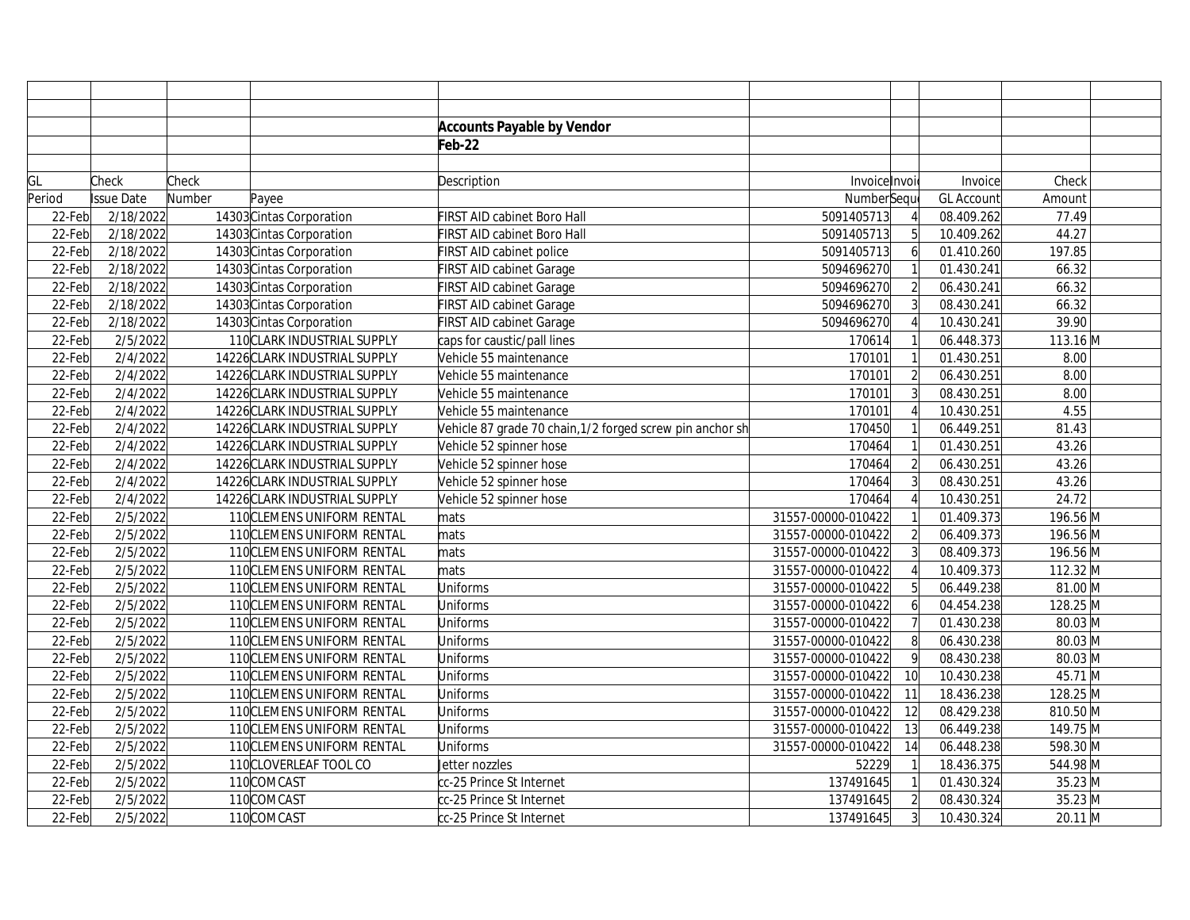## Accounts Payable by Vendor

### Feb-22

| GL Period | Check Issue Date | Check Number | Payee | Description | Invoice Number | Invoice Sequence | Invoice GL Account | Check Amount | |
|---|---|---|---|---|---|---|---|---|---|
| 22-Feb | 2/18/2022 | 14303 | Cintas Corporation | FIRST AID cabinet Boro Hall | 5091405713 | 4 | 08.409.262 | 77.49 | |
| 22-Feb | 2/18/2022 | 14303 | Cintas Corporation | FIRST AID cabinet Boro Hall | 5091405713 | 5 | 10.409.262 | 44.27 | |
| 22-Feb | 2/18/2022 | 14303 | Cintas Corporation | FIRST AID cabinet police | 5091405713 | 6 | 01.410.260 | 197.85 | |
| 22-Feb | 2/18/2022 | 14303 | Cintas Corporation | FIRST AID cabinet Garage | 5094696270 | 1 | 01.430.241 | 66.32 | |
| 22-Feb | 2/18/2022 | 14303 | Cintas Corporation | FIRST AID cabinet Garage | 5094696270 | 2 | 06.430.241 | 66.32 | |
| 22-Feb | 2/18/2022 | 14303 | Cintas Corporation | FIRST AID cabinet Garage | 5094696270 | 3 | 08.430.241 | 66.32 | |
| 22-Feb | 2/18/2022 | 14303 | Cintas Corporation | FIRST AID cabinet Garage | 5094696270 | 4 | 10.430.241 | 39.90 | |
| 22-Feb | 2/5/2022 | 110 | CLARK INDUSTRIAL SUPPLY | caps for caustic/pall lines | 170614 | 1 | 06.448.373 | 113.16 | M |
| 22-Feb | 2/4/2022 | 14226 | CLARK INDUSTRIAL SUPPLY | Vehicle 55 maintenance | 170101 | 1 | 01.430.251 | 8.00 | |
| 22-Feb | 2/4/2022 | 14226 | CLARK INDUSTRIAL SUPPLY | Vehicle 55 maintenance | 170101 | 2 | 06.430.251 | 8.00 | |
| 22-Feb | 2/4/2022 | 14226 | CLARK INDUSTRIAL SUPPLY | Vehicle 55 maintenance | 170101 | 3 | 08.430.251 | 8.00 | |
| 22-Feb | 2/4/2022 | 14226 | CLARK INDUSTRIAL SUPPLY | Vehicle 55 maintenance | 170101 | 4 | 10.430.251 | 4.55 | |
| 22-Feb | 2/4/2022 | 14226 | CLARK INDUSTRIAL SUPPLY | Vehicle 87 grade 70 chain,1/2 forged screw pin anchor sh | 170450 | 1 | 06.449.251 | 81.43 | |
| 22-Feb | 2/4/2022 | 14226 | CLARK INDUSTRIAL SUPPLY | Vehicle 52 spinner hose | 170464 | 1 | 01.430.251 | 43.26 | |
| 22-Feb | 2/4/2022 | 14226 | CLARK INDUSTRIAL SUPPLY | Vehicle 52 spinner hose | 170464 | 2 | 06.430.251 | 43.26 | |
| 22-Feb | 2/4/2022 | 14226 | CLARK INDUSTRIAL SUPPLY | Vehicle 52 spinner hose | 170464 | 3 | 08.430.251 | 43.26 | |
| 22-Feb | 2/4/2022 | 14226 | CLARK INDUSTRIAL SUPPLY | Vehicle 52 spinner hose | 170464 | 4 | 10.430.251 | 24.72 | |
| 22-Feb | 2/5/2022 | 110 | CLEMENS UNIFORM RENTAL | mats | 31557-00000-010422 | 1 | 01.409.373 | 196.56 | M |
| 22-Feb | 2/5/2022 | 110 | CLEMENS UNIFORM RENTAL | mats | 31557-00000-010422 | 2 | 06.409.373 | 196.56 | M |
| 22-Feb | 2/5/2022 | 110 | CLEMENS UNIFORM RENTAL | mats | 31557-00000-010422 | 3 | 08.409.373 | 196.56 | M |
| 22-Feb | 2/5/2022 | 110 | CLEMENS UNIFORM RENTAL | mats | 31557-00000-010422 | 4 | 10.409.373 | 112.32 | M |
| 22-Feb | 2/5/2022 | 110 | CLEMENS UNIFORM RENTAL | Uniforms | 31557-00000-010422 | 5 | 06.449.238 | 81.00 | M |
| 22-Feb | 2/5/2022 | 110 | CLEMENS UNIFORM RENTAL | Uniforms | 31557-00000-010422 | 6 | 04.454.238 | 128.25 | M |
| 22-Feb | 2/5/2022 | 110 | CLEMENS UNIFORM RENTAL | Uniforms | 31557-00000-010422 | 7 | 01.430.238 | 80.03 | M |
| 22-Feb | 2/5/2022 | 110 | CLEMENS UNIFORM RENTAL | Uniforms | 31557-00000-010422 | 8 | 06.430.238 | 80.03 | M |
| 22-Feb | 2/5/2022 | 110 | CLEMENS UNIFORM RENTAL | Uniforms | 31557-00000-010422 | 9 | 08.430.238 | 80.03 | M |
| 22-Feb | 2/5/2022 | 110 | CLEMENS UNIFORM RENTAL | Uniforms | 31557-00000-010422 | 10 | 10.430.238 | 45.71 | M |
| 22-Feb | 2/5/2022 | 110 | CLEMENS UNIFORM RENTAL | Uniforms | 31557-00000-010422 | 11 | 18.436.238 | 128.25 | M |
| 22-Feb | 2/5/2022 | 110 | CLEMENS UNIFORM RENTAL | Uniforms | 31557-00000-010422 | 12 | 08.429.238 | 810.50 | M |
| 22-Feb | 2/5/2022 | 110 | CLEMENS UNIFORM RENTAL | Uniforms | 31557-00000-010422 | 13 | 06.449.238 | 149.75 | M |
| 22-Feb | 2/5/2022 | 110 | CLEMENS UNIFORM RENTAL | Uniforms | 31557-00000-010422 | 14 | 06.448.238 | 598.30 | M |
| 22-Feb | 2/5/2022 | 110 | CLOVERLEAF TOOL CO | Jetter nozzles | 52229 | 1 | 18.436.375 | 544.98 | M |
| 22-Feb | 2/5/2022 | 110 | COMCAST | cc-25 Prince St Internet | 137491645 | 1 | 01.430.324 | 35.23 | M |
| 22-Feb | 2/5/2022 | 110 | COMCAST | cc-25 Prince St Internet | 137491645 | 2 | 08.430.324 | 35.23 | M |
| 22-Feb | 2/5/2022 | 110 | COMCAST | cc-25 Prince St Internet | 137491645 | 3 | 10.430.324 | 20.11 | M |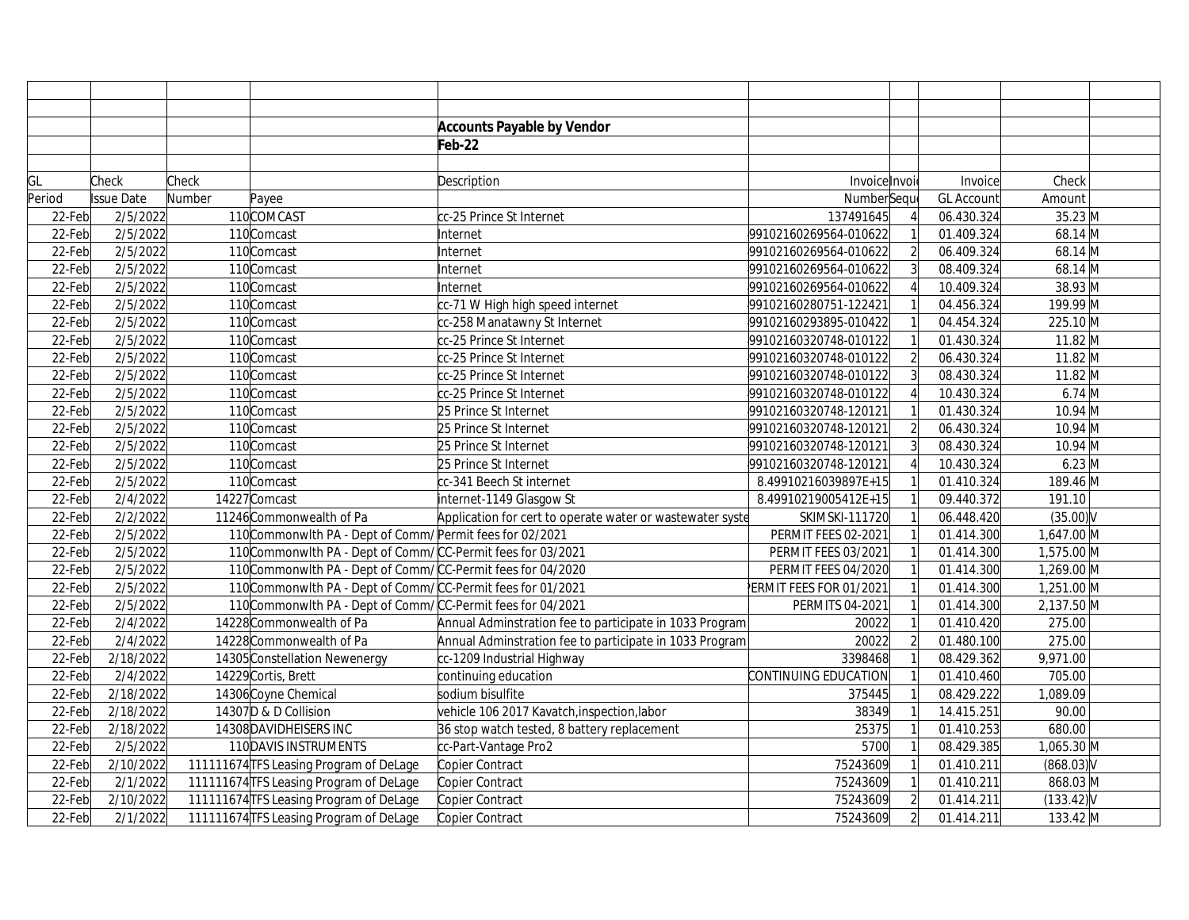## Accounts Payable by Vendor

**Feb-22**

| GL Period | Check Issue Date | Check Number | Payee | Description | Invoice Number | Invoice Sequence | Invoice GL Account | Check Amount | |
|---|---|---|---|---|---|---|---|---|---|
| 22-Feb | 2/5/2022 | 110 | COMCAST | cc-25 Prince St Internet | 137491645 | 4 | 06.430.324 | 35.23 | M |
| 22-Feb | 2/5/2022 | 110 | Comcast | Internet | 99102160269564-010622 | 1 | 01.409.324 | 68.14 | M |
| 22-Feb | 2/5/2022 | 110 | Comcast | Internet | 99102160269564-010622 | 2 | 06.409.324 | 68.14 | M |
| 22-Feb | 2/5/2022 | 110 | Comcast | Internet | 99102160269564-010622 | 3 | 08.409.324 | 68.14 | M |
| 22-Feb | 2/5/2022 | 110 | Comcast | Internet | 99102160269564-010622 | 4 | 10.409.324 | 38.93 | M |
| 22-Feb | 2/5/2022 | 110 | Comcast | cc-71 W High high speed internet | 99102160280751-122421 | 1 | 04.456.324 | 199.99 | M |
| 22-Feb | 2/5/2022 | 110 | Comcast | cc-258 Manatawny St Internet | 99102160293895-010422 | 1 | 04.454.324 | 225.10 | M |
| 22-Feb | 2/5/2022 | 110 | Comcast | cc-25 Prince St Internet | 99102160320748-010122 | 1 | 01.430.324 | 11.82 | M |
| 22-Feb | 2/5/2022 | 110 | Comcast | cc-25 Prince St Internet | 99102160320748-010122 | 2 | 06.430.324 | 11.82 | M |
| 22-Feb | 2/5/2022 | 110 | Comcast | cc-25 Prince St Internet | 99102160320748-010122 | 3 | 08.430.324 | 11.82 | M |
| 22-Feb | 2/5/2022 | 110 | Comcast | cc-25 Prince St Internet | 99102160320748-010122 | 4 | 10.430.324 | 6.74 | M |
| 22-Feb | 2/5/2022 | 110 | Comcast | 25 Prince St Internet | 99102160320748-120121 | 1 | 01.430.324 | 10.94 | M |
| 22-Feb | 2/5/2022 | 110 | Comcast | 25 Prince St Internet | 99102160320748-120121 | 2 | 06.430.324 | 10.94 | M |
| 22-Feb | 2/5/2022 | 110 | Comcast | 25 Prince St Internet | 99102160320748-120121 | 3 | 08.430.324 | 10.94 | M |
| 22-Feb | 2/5/2022 | 110 | Comcast | 25 Prince St Internet | 99102160320748-120121 | 4 | 10.430.324 | 6.23 | M |
| 22-Feb | 2/5/2022 | 110 | Comcast | cc-341 Beech St internet | 8.49910216039897E+15 | 1 | 01.410.324 | 189.46 | M |
| 22-Feb | 2/4/2022 | 14227 | Comcast | internet-1149 Glasgow St | 8.49910219005412E+15 | 1 | 09.440.372 | 191.10 | |
| 22-Feb | 2/2/2022 | 11246 | Commonwealth of Pa | Application for cert to operate water or wastewater syste | SKIMSKI-111720 | 1 | 06.448.420 | (35.00) | V |
| 22-Feb | 2/5/2022 | 110 | Commonwlth PA - Dept of Comm/ | Permit fees for 02/2021 | PERMIT FEES 02-2021 | 1 | 01.414.300 | 1,647.00 | M |
| 22-Feb | 2/5/2022 | 110 | Commonwlth PA - Dept of Comm/ | CC-Permit fees for 03/2021 | PERMIT FEES 03/2021 | 1 | 01.414.300 | 1,575.00 | M |
| 22-Feb | 2/5/2022 | 110 | Commonwlth PA - Dept of Comm/ | CC-Permit fees for 04/2020 | PERMIT FEES 04/2020 | 1 | 01.414.300 | 1,269.00 | M |
| 22-Feb | 2/5/2022 | 110 | Commonwlth PA - Dept of Comm/ | CC-Permit fees for 01/2021 | PERMIT FEES FOR 01/2021 | 1 | 01.414.300 | 1,251.00 | M |
| 22-Feb | 2/5/2022 | 110 | Commonwlth PA - Dept of Comm/ | CC-Permit fees for 04/2021 | PERMITS 04-2021 | 1 | 01.414.300 | 2,137.50 | M |
| 22-Feb | 2/4/2022 | 14228 | Commonwealth of Pa | Annual Adminstration fee to participate in 1033 Program | 20022 | 1 | 01.410.420 | 275.00 | |
| 22-Feb | 2/4/2022 | 14228 | Commonwealth of Pa | Annual Adminstration fee to participate in 1033 Program | 20022 | 2 | 01.480.100 | 275.00 | |
| 22-Feb | 2/18/2022 | 14305 | Constellation Newenergy | cc-1209 Industrial Highway | 3398468 | 1 | 08.429.362 | 9,971.00 | |
| 22-Feb | 2/4/2022 | 14229 | Cortis, Brett | continuing education | CONTINUING EDUCATION | 1 | 01.410.460 | 705.00 | |
| 22-Feb | 2/18/2022 | 14306 | Coyne Chemical | sodium bisulfite | 375445 | 1 | 08.429.222 | 1,089.09 | |
| 22-Feb | 2/18/2022 | 14307 | D & D Collision | vehicle 106 2017 Kavatch,inspection,labor | 38349 | 1 | 14.415.251 | 90.00 | |
| 22-Feb | 2/18/2022 | 14308 | DAVIDHEISERS INC | 36 stop watch tested, 8 battery replacement | 25375 | 1 | 01.410.253 | 680.00 | |
| 22-Feb | 2/5/2022 | 110 | DAVIS INSTRUMENTS | cc-Part-Vantage Pro2 | 5700 | 1 | 08.429.385 | 1,065.30 | M |
| 22-Feb | 2/10/2022 | 111111674 | TFS Leasing Program of DeLage | Copier Contract | 75243609 | 1 | 01.410.211 | (868.03) | V |
| 22-Feb | 2/1/2022 | 111111674 | TFS Leasing Program of DeLage | Copier Contract | 75243609 | 1 | 01.410.211 | 868.03 | M |
| 22-Feb | 2/10/2022 | 111111674 | TFS Leasing Program of DeLage | Copier Contract | 75243609 | 2 | 01.414.211 | (133.42) | V |
| 22-Feb | 2/1/2022 | 111111674 | TFS Leasing Program of DeLage | Copier Contract | 75243609 | 2 | 01.414.211 | 133.42 | M |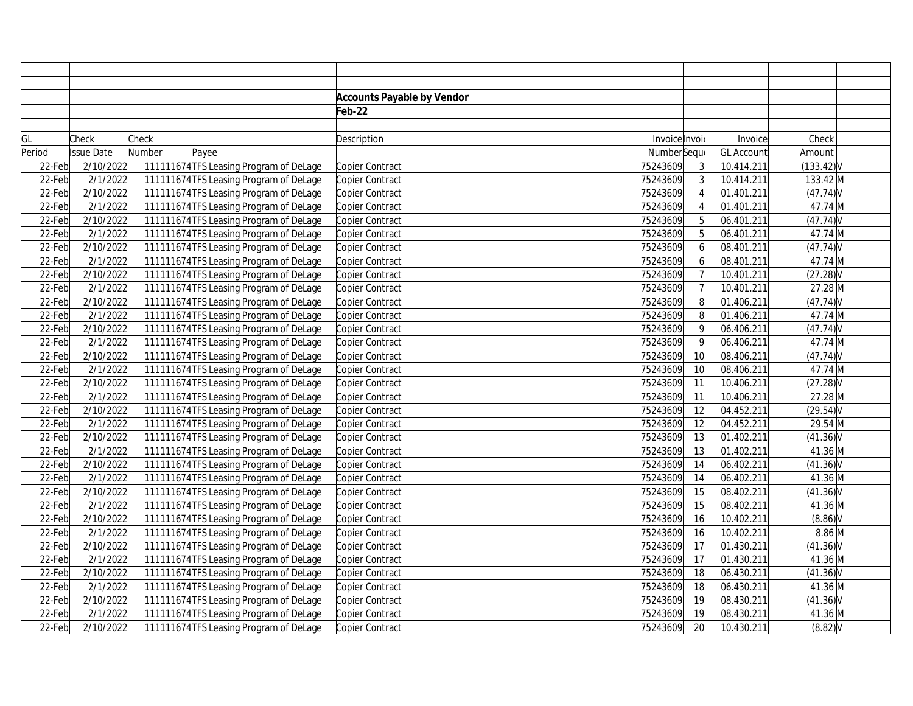**Accounts Payable by Vendor**

**Feb-22**

| GL Period | Check Issue Date | Check Number | Payee | Description | Invoice Number | Invoice Sequence | Invoice GL Account | Check Amount | |
|---|---|---|---|---|---|---|---|---|---|
| 22-Feb | 2/10/2022 | 111111674 | TFS Leasing Program of DeLage | Copier Contract | 75243609 | 3 | 10.414.211 | (133.42) | V |
| 22-Feb | 2/1/2022 | 111111674 | TFS Leasing Program of DeLage | Copier Contract | 75243609 | 3 | 10.414.211 | 133.42 | M |
| 22-Feb | 2/10/2022 | 111111674 | TFS Leasing Program of DeLage | Copier Contract | 75243609 | 4 | 01.401.211 | (47.74) | V |
| 22-Feb | 2/1/2022 | 111111674 | TFS Leasing Program of DeLage | Copier Contract | 75243609 | 4 | 01.401.211 | 47.74 | M |
| 22-Feb | 2/10/2022 | 111111674 | TFS Leasing Program of DeLage | Copier Contract | 75243609 | 5 | 06.401.211 | (47.74) | V |
| 22-Feb | 2/1/2022 | 111111674 | TFS Leasing Program of DeLage | Copier Contract | 75243609 | 5 | 06.401.211 | 47.74 | M |
| 22-Feb | 2/10/2022 | 111111674 | TFS Leasing Program of DeLage | Copier Contract | 75243609 | 6 | 08.401.211 | (47.74) | V |
| 22-Feb | 2/1/2022 | 111111674 | TFS Leasing Program of DeLage | Copier Contract | 75243609 | 6 | 08.401.211 | 47.74 | M |
| 22-Feb | 2/10/2022 | 111111674 | TFS Leasing Program of DeLage | Copier Contract | 75243609 | 7 | 10.401.211 | (27.28) | V |
| 22-Feb | 2/1/2022 | 111111674 | TFS Leasing Program of DeLage | Copier Contract | 75243609 | 7 | 10.401.211 | 27.28 | M |
| 22-Feb | 2/10/2022 | 111111674 | TFS Leasing Program of DeLage | Copier Contract | 75243609 | 8 | 01.406.211 | (47.74) | V |
| 22-Feb | 2/1/2022 | 111111674 | TFS Leasing Program of DeLage | Copier Contract | 75243609 | 8 | 01.406.211 | 47.74 | M |
| 22-Feb | 2/10/2022 | 111111674 | TFS Leasing Program of DeLage | Copier Contract | 75243609 | 9 | 06.406.211 | (47.74) | V |
| 22-Feb | 2/1/2022 | 111111674 | TFS Leasing Program of DeLage | Copier Contract | 75243609 | 9 | 06.406.211 | 47.74 | M |
| 22-Feb | 2/10/2022 | 111111674 | TFS Leasing Program of DeLage | Copier Contract | 75243609 | 10 | 08.406.211 | (47.74) | V |
| 22-Feb | 2/1/2022 | 111111674 | TFS Leasing Program of DeLage | Copier Contract | 75243609 | 10 | 08.406.211 | 47.74 | M |
| 22-Feb | 2/10/2022 | 111111674 | TFS Leasing Program of DeLage | Copier Contract | 75243609 | 11 | 10.406.211 | (27.28) | V |
| 22-Feb | 2/1/2022 | 111111674 | TFS Leasing Program of DeLage | Copier Contract | 75243609 | 11 | 10.406.211 | 27.28 | M |
| 22-Feb | 2/10/2022 | 111111674 | TFS Leasing Program of DeLage | Copier Contract | 75243609 | 12 | 04.452.211 | (29.54) | V |
| 22-Feb | 2/1/2022 | 111111674 | TFS Leasing Program of DeLage | Copier Contract | 75243609 | 12 | 04.452.211 | 29.54 | M |
| 22-Feb | 2/10/2022 | 111111674 | TFS Leasing Program of DeLage | Copier Contract | 75243609 | 13 | 01.402.211 | (41.36) | V |
| 22-Feb | 2/1/2022 | 111111674 | TFS Leasing Program of DeLage | Copier Contract | 75243609 | 13 | 01.402.211 | 41.36 | M |
| 22-Feb | 2/10/2022 | 111111674 | TFS Leasing Program of DeLage | Copier Contract | 75243609 | 14 | 06.402.211 | (41.36) | V |
| 22-Feb | 2/1/2022 | 111111674 | TFS Leasing Program of DeLage | Copier Contract | 75243609 | 14 | 06.402.211 | 41.36 | M |
| 22-Feb | 2/10/2022 | 111111674 | TFS Leasing Program of DeLage | Copier Contract | 75243609 | 15 | 08.402.211 | (41.36) | V |
| 22-Feb | 2/1/2022 | 111111674 | TFS Leasing Program of DeLage | Copier Contract | 75243609 | 15 | 08.402.211 | 41.36 | M |
| 22-Feb | 2/10/2022 | 111111674 | TFS Leasing Program of DeLage | Copier Contract | 75243609 | 16 | 10.402.211 | (8.86) | V |
| 22-Feb | 2/1/2022 | 111111674 | TFS Leasing Program of DeLage | Copier Contract | 75243609 | 16 | 10.402.211 | 8.86 | M |
| 22-Feb | 2/10/2022 | 111111674 | TFS Leasing Program of DeLage | Copier Contract | 75243609 | 17 | 01.430.211 | (41.36) | V |
| 22-Feb | 2/1/2022 | 111111674 | TFS Leasing Program of DeLage | Copier Contract | 75243609 | 17 | 01.430.211 | 41.36 | M |
| 22-Feb | 2/10/2022 | 111111674 | TFS Leasing Program of DeLage | Copier Contract | 75243609 | 18 | 06.430.211 | (41.36) | V |
| 22-Feb | 2/1/2022 | 111111674 | TFS Leasing Program of DeLage | Copier Contract | 75243609 | 18 | 06.430.211 | 41.36 | M |
| 22-Feb | 2/10/2022 | 111111674 | TFS Leasing Program of DeLage | Copier Contract | 75243609 | 19 | 08.430.211 | (41.36) | V |
| 22-Feb | 2/1/2022 | 111111674 | TFS Leasing Program of DeLage | Copier Contract | 75243609 | 19 | 08.430.211 | 41.36 | M |
| 22-Feb | 2/10/2022 | 111111674 | TFS Leasing Program of DeLage | Copier Contract | 75243609 | 20 | 10.430.211 | (8.82) | V |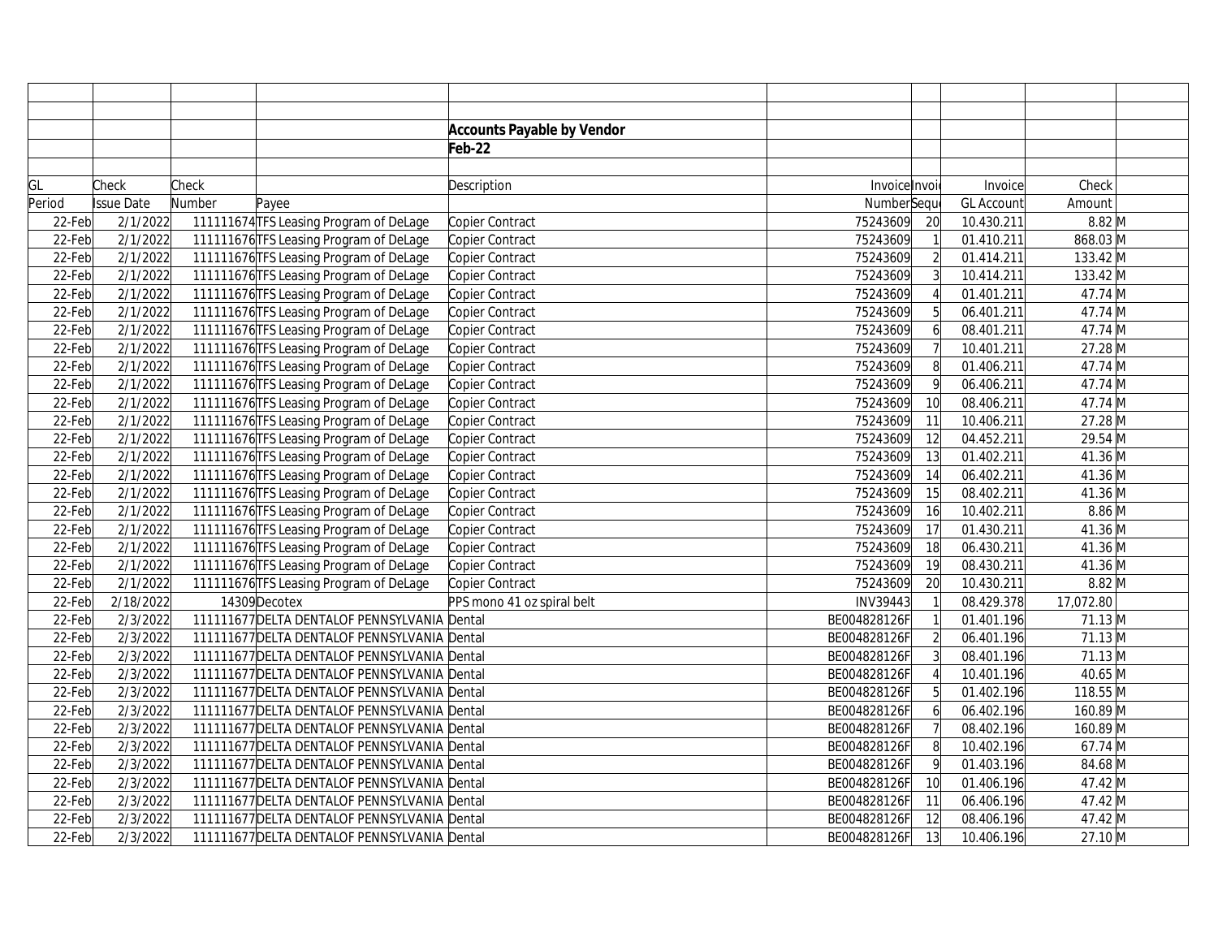**Accounts Payable by Vendor**

**Feb-22**

| GL Period | Check Issue Date | Check Number | Payee | Description | Invoice Number | Invoice Sequence | Invoice GL Account | Check Amount | |
|---|---|---|---|---|---|---|---|---|---|
| 22-Feb | 2/1/2022 | 111111674 | TFS Leasing Program of DeLage | Copier Contract | 75243609 | 20 | 10.430.211 | 8.82 | M |
| 22-Feb | 2/1/2022 | 111111676 | TFS Leasing Program of DeLage | Copier Contract | 75243609 | 1 | 01.410.211 | 868.03 | M |
| 22-Feb | 2/1/2022 | 111111676 | TFS Leasing Program of DeLage | Copier Contract | 75243609 | 2 | 01.414.211 | 133.42 | M |
| 22-Feb | 2/1/2022 | 111111676 | TFS Leasing Program of DeLage | Copier Contract | 75243609 | 3 | 10.414.211 | 133.42 | M |
| 22-Feb | 2/1/2022 | 111111676 | TFS Leasing Program of DeLage | Copier Contract | 75243609 | 4 | 01.401.211 | 47.74 | M |
| 22-Feb | 2/1/2022 | 111111676 | TFS Leasing Program of DeLage | Copier Contract | 75243609 | 5 | 06.401.211 | 47.74 | M |
| 22-Feb | 2/1/2022 | 111111676 | TFS Leasing Program of DeLage | Copier Contract | 75243609 | 6 | 08.401.211 | 47.74 | M |
| 22-Feb | 2/1/2022 | 111111676 | TFS Leasing Program of DeLage | Copier Contract | 75243609 | 7 | 10.401.211 | 27.28 | M |
| 22-Feb | 2/1/2022 | 111111676 | TFS Leasing Program of DeLage | Copier Contract | 75243609 | 8 | 01.406.211 | 47.74 | M |
| 22-Feb | 2/1/2022 | 111111676 | TFS Leasing Program of DeLage | Copier Contract | 75243609 | 9 | 06.406.211 | 47.74 | M |
| 22-Feb | 2/1/2022 | 111111676 | TFS Leasing Program of DeLage | Copier Contract | 75243609 | 10 | 08.406.211 | 47.74 | M |
| 22-Feb | 2/1/2022 | 111111676 | TFS Leasing Program of DeLage | Copier Contract | 75243609 | 11 | 10.406.211 | 27.28 | M |
| 22-Feb | 2/1/2022 | 111111676 | TFS Leasing Program of DeLage | Copier Contract | 75243609 | 12 | 04.452.211 | 29.54 | M |
| 22-Feb | 2/1/2022 | 111111676 | TFS Leasing Program of DeLage | Copier Contract | 75243609 | 13 | 01.402.211 | 41.36 | M |
| 22-Feb | 2/1/2022 | 111111676 | TFS Leasing Program of DeLage | Copier Contract | 75243609 | 14 | 06.402.211 | 41.36 | M |
| 22-Feb | 2/1/2022 | 111111676 | TFS Leasing Program of DeLage | Copier Contract | 75243609 | 15 | 08.402.211 | 41.36 | M |
| 22-Feb | 2/1/2022 | 111111676 | TFS Leasing Program of DeLage | Copier Contract | 75243609 | 16 | 10.402.211 | 8.86 | M |
| 22-Feb | 2/1/2022 | 111111676 | TFS Leasing Program of DeLage | Copier Contract | 75243609 | 17 | 01.430.211 | 41.36 | M |
| 22-Feb | 2/1/2022 | 111111676 | TFS Leasing Program of DeLage | Copier Contract | 75243609 | 18 | 06.430.211 | 41.36 | M |
| 22-Feb | 2/1/2022 | 111111676 | TFS Leasing Program of DeLage | Copier Contract | 75243609 | 19 | 08.430.211 | 41.36 | M |
| 22-Feb | 2/1/2022 | 111111676 | TFS Leasing Program of DeLage | Copier Contract | 75243609 | 20 | 10.430.211 | 8.82 | M |
| 22-Feb | 2/18/2022 | 14309 | Decotex | PPS mono 41 oz spiral belt | INV39443 | 1 | 08.429.378 | 17,072.80 | |
| 22-Feb | 2/3/2022 | 111111677 | DELTA DENTALOF PENNSYLVANIA | Dental | BE004828126F | 1 | 01.401.196 | 71.13 | M |
| 22-Feb | 2/3/2022 | 111111677 | DELTA DENTALOF PENNSYLVANIA | Dental | BE004828126F | 2 | 06.401.196 | 71.13 | M |
| 22-Feb | 2/3/2022 | 111111677 | DELTA DENTALOF PENNSYLVANIA | Dental | BE004828126F | 3 | 08.401.196 | 71.13 | M |
| 22-Feb | 2/3/2022 | 111111677 | DELTA DENTALOF PENNSYLVANIA | Dental | BE004828126F | 4 | 10.401.196 | 40.65 | M |
| 22-Feb | 2/3/2022 | 111111677 | DELTA DENTALOF PENNSYLVANIA | Dental | BE004828126F | 5 | 01.402.196 | 118.55 | M |
| 22-Feb | 2/3/2022 | 111111677 | DELTA DENTALOF PENNSYLVANIA | Dental | BE004828126F | 6 | 06.402.196 | 160.89 | M |
| 22-Feb | 2/3/2022 | 111111677 | DELTA DENTALOF PENNSYLVANIA | Dental | BE004828126F | 7 | 08.402.196 | 160.89 | M |
| 22-Feb | 2/3/2022 | 111111677 | DELTA DENTALOF PENNSYLVANIA | Dental | BE004828126F | 8 | 10.402.196 | 67.74 | M |
| 22-Feb | 2/3/2022 | 111111677 | DELTA DENTALOF PENNSYLVANIA | Dental | BE004828126F | 9 | 01.403.196 | 84.68 | M |
| 22-Feb | 2/3/2022 | 111111677 | DELTA DENTALOF PENNSYLVANIA | Dental | BE004828126F | 10 | 01.406.196 | 47.42 | M |
| 22-Feb | 2/3/2022 | 111111677 | DELTA DENTALOF PENNSYLVANIA | Dental | BE004828126F | 11 | 06.406.196 | 47.42 | M |
| 22-Feb | 2/3/2022 | 111111677 | DELTA DENTALOF PENNSYLVANIA | Dental | BE004828126F | 12 | 08.406.196 | 47.42 | M |
| 22-Feb | 2/3/2022 | 111111677 | DELTA DENTALOF PENNSYLVANIA | Dental | BE004828126F | 13 | 10.406.196 | 27.10 | M |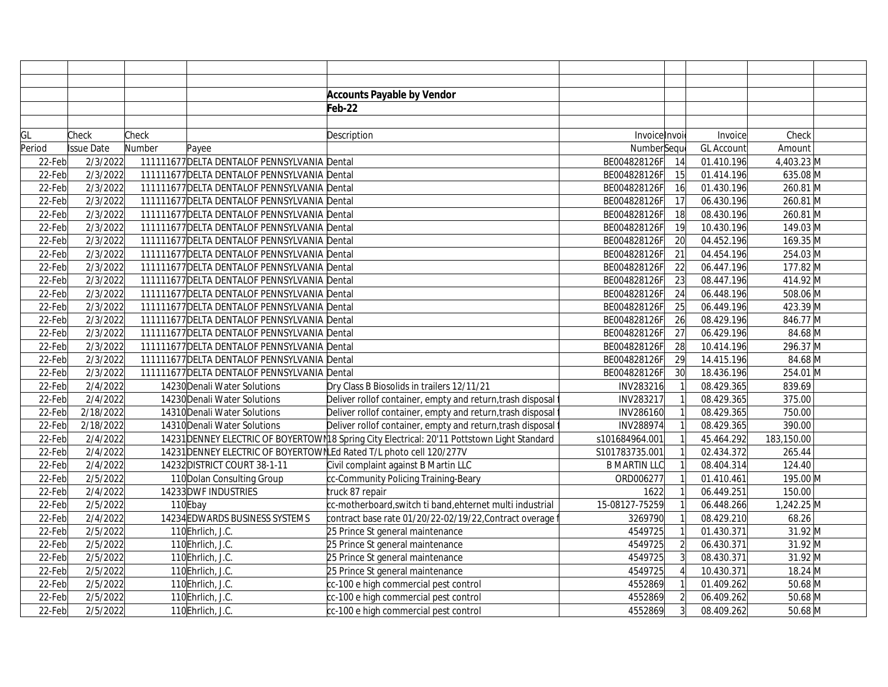**Accounts Payable by Vendor**

**Feb-22**

| GL Period | Check Issue Date | Check Number | Payee | Description | Invoice Number | Invoice Sequ | Invoice GL Account | Check Amount | |
|---|---|---|---|---|---|---|---|---|---|
| 22-Feb | 2/3/2022 | 111111677 | DELTA DENTALOF PENNSYLVANIA | Dental | BE004828126F | 14 | 01.410.196 | 4,403.23 | M |
| 22-Feb | 2/3/2022 | 111111677 | DELTA DENTALOF PENNSYLVANIA | Dental | BE004828126F | 15 | 01.414.196 | 635.08 | M |
| 22-Feb | 2/3/2022 | 111111677 | DELTA DENTALOF PENNSYLVANIA | Dental | BE004828126F | 16 | 01.430.196 | 260.81 | M |
| 22-Feb | 2/3/2022 | 111111677 | DELTA DENTALOF PENNSYLVANIA | Dental | BE004828126F | 17 | 06.430.196 | 260.81 | M |
| 22-Feb | 2/3/2022 | 111111677 | DELTA DENTALOF PENNSYLVANIA | Dental | BE004828126F | 18 | 08.430.196 | 260.81 | M |
| 22-Feb | 2/3/2022 | 111111677 | DELTA DENTALOF PENNSYLVANIA | Dental | BE004828126F | 19 | 10.430.196 | 149.03 | M |
| 22-Feb | 2/3/2022 | 111111677 | DELTA DENTALOF PENNSYLVANIA | Dental | BE004828126F | 20 | 04.452.196 | 169.35 | M |
| 22-Feb | 2/3/2022 | 111111677 | DELTA DENTALOF PENNSYLVANIA | Dental | BE004828126F | 21 | 04.454.196 | 254.03 | M |
| 22-Feb | 2/3/2022 | 111111677 | DELTA DENTALOF PENNSYLVANIA | Dental | BE004828126F | 22 | 06.447.196 | 177.82 | M |
| 22-Feb | 2/3/2022 | 111111677 | DELTA DENTALOF PENNSYLVANIA | Dental | BE004828126F | 23 | 08.447.196 | 414.92 | M |
| 22-Feb | 2/3/2022 | 111111677 | DELTA DENTALOF PENNSYLVANIA | Dental | BE004828126F | 24 | 06.448.196 | 508.06 | M |
| 22-Feb | 2/3/2022 | 111111677 | DELTA DENTALOF PENNSYLVANIA | Dental | BE004828126F | 25 | 06.449.196 | 423.39 | M |
| 22-Feb | 2/3/2022 | 111111677 | DELTA DENTALOF PENNSYLVANIA | Dental | BE004828126F | 26 | 08.429.196 | 846.77 | M |
| 22-Feb | 2/3/2022 | 111111677 | DELTA DENTALOF PENNSYLVANIA | Dental | BE004828126F | 27 | 06.429.196 | 84.68 | M |
| 22-Feb | 2/3/2022 | 111111677 | DELTA DENTALOF PENNSYLVANIA | Dental | BE004828126F | 28 | 10.414.196 | 296.37 | M |
| 22-Feb | 2/3/2022 | 111111677 | DELTA DENTALOF PENNSYLVANIA | Dental | BE004828126F | 29 | 14.415.196 | 84.68 | M |
| 22-Feb | 2/3/2022 | 111111677 | DELTA DENTALOF PENNSYLVANIA | Dental | BE004828126F | 30 | 18.436.196 | 254.01 | M |
| 22-Feb | 2/4/2022 | 14230 | Denali Water Solutions | Dry Class B Biosolids in trailers 12/11/21 | INV283216 | 1 | 08.429.365 | 839.69 | |
| 22-Feb | 2/4/2022 | 14230 | Denali Water Solutions | Deliver rollof container, empty and return,trash disposal | INV283217 | 1 | 08.429.365 | 375.00 | |
| 22-Feb | 2/18/2022 | 14310 | Denali Water Solutions | Deliver rollof container, empty and return,trash disposal | INV286160 | 1 | 08.429.365 | 750.00 | |
| 22-Feb | 2/18/2022 | 14310 | Denali Water Solutions | Deliver rollof container, empty and return,trash disposal | INV288974 | 1 | 08.429.365 | 390.00 | |
| 22-Feb | 2/4/2022 | 14231 | DENNEY ELECTRIC OF BOYERTOWN | 18 Spring City Electrical: 20'11 Pottstown Light Standard | s101684964.001 | 1 | 45.464.292 | 183,150.00 | |
| 22-Feb | 2/4/2022 | 14231 | DENNEY ELECTRIC OF BOYERTOWN | LEd Rated T/L photo cell 120/277V | S101783735.001 | 1 | 02.434.372 | 265.44 | |
| 22-Feb | 2/4/2022 | 14232 | DISTRICT COURT 38-1-11 | Civil complaint against B Martin LLC | B MARTIN LLC | 1 | 08.404.314 | 124.40 | |
| 22-Feb | 2/5/2022 | 110 | Dolan Consulting Group | cc-Community Policing Training-Beary | ORD006277 | 1 | 01.410.461 | 195.00 | M |
| 22-Feb | 2/4/2022 | 14233 | DWF INDUSTRIES | truck 87 repair | 1622 | 1 | 06.449.251 | 150.00 | |
| 22-Feb | 2/5/2022 | 110 | Ebay | cc-motherboard,switch ti band,ehternet multi industrial | 15-08127-75259 | 1 | 06.448.266 | 1,242.25 | M |
| 22-Feb | 2/4/2022 | 14234 | EDWARDS BUSINESS SYSTEM S | contract base rate 01/20/22-02/19/22,Contract overage f | 3269790 | 1 | 08.429.210 | 68.26 | |
| 22-Feb | 2/5/2022 | 110 | Ehrlich, J.C. | 25 Prince St general maintenance | 4549725 | 1 | 01.430.371 | 31.92 | M |
| 22-Feb | 2/5/2022 | 110 | Ehrlich, J.C. | 25 Prince St general maintenance | 4549725 | 2 | 06.430.371 | 31.92 | M |
| 22-Feb | 2/5/2022 | 110 | Ehrlich, J.C. | 25 Prince St general maintenance | 4549725 | 3 | 08.430.371 | 31.92 | M |
| 22-Feb | 2/5/2022 | 110 | Ehrlich, J.C. | 25 Prince St general maintenance | 4549725 | 4 | 10.430.371 | 18.24 | M |
| 22-Feb | 2/5/2022 | 110 | Ehrlich, J.C. | cc-100 e high commercial pest control | 4552869 | 1 | 01.409.262 | 50.68 | M |
| 22-Feb | 2/5/2022 | 110 | Ehrlich, J.C. | cc-100 e high commercial pest control | 4552869 | 2 | 06.409.262 | 50.68 | M |
| 22-Feb | 2/5/2022 | 110 | Ehrlich, J.C. | cc-100 e high commercial pest control | 4552869 | 3 | 08.409.262 | 50.68 | M |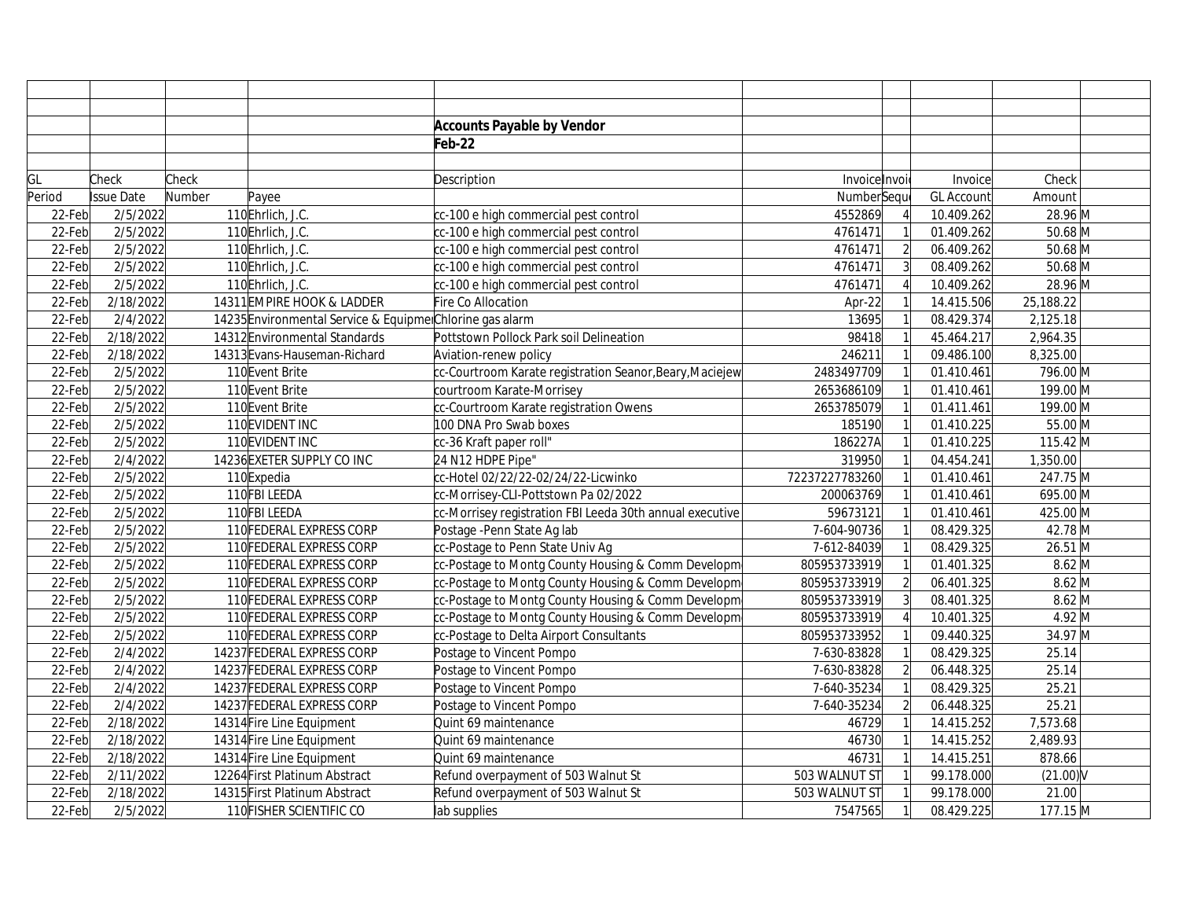**Accounts Payable by Vendor**

**Feb-22**

| GL Period | Check Issue Date | Check Number | Payee | Description | Invoice Number | Invoice Sequence | Invoice GL Account | Check Amount | |
|---|---|---|---|---|---|---|---|---|---|
| 22-Feb | 2/5/2022 | 110 | Ehrlich, J.C. | cc-100 e high commercial pest control | 4552869 | 4 | 10.409.262 | 28.96 | M |
| 22-Feb | 2/5/2022 | 110 | Ehrlich, J.C. | cc-100 e high commercial pest control | 4761471 | 1 | 01.409.262 | 50.68 | M |
| 22-Feb | 2/5/2022 | 110 | Ehrlich, J.C. | cc-100 e high commercial pest control | 4761471 | 2 | 06.409.262 | 50.68 | M |
| 22-Feb | 2/5/2022 | 110 | Ehrlich, J.C. | cc-100 e high commercial pest control | 4761471 | 3 | 08.409.262 | 50.68 | M |
| 22-Feb | 2/5/2022 | 110 | Ehrlich, J.C. | cc-100 e high commercial pest control | 4761471 | 4 | 10.409.262 | 28.96 | M |
| 22-Feb | 2/18/2022 | 14311 | EMPIRE HOOK & LADDER | Fire Co Allocation | Apr-22 | 1 | 14.415.506 | 25,188.22 | |
| 22-Feb | 2/4/2022 | 14235 | Environmental Service & Equipme | Chlorine gas alarm | 13695 | 1 | 08.429.374 | 2,125.18 | |
| 22-Feb | 2/18/2022 | 14312 | Environmental Standards | Pottstown Pollock Park soil Delineation | 98418 | 1 | 45.464.217 | 2,964.35 | |
| 22-Feb | 2/18/2022 | 14313 | Evans-Hauseman-Richard | Aviation-renew policy | 246211 | 1 | 09.486.100 | 8,325.00 | |
| 22-Feb | 2/5/2022 | 110 | Event Brite | cc-Courtroom Karate registration Seanor,Beary,Maciejew | 2483497709 | 1 | 01.410.461 | 796.00 | M |
| 22-Feb | 2/5/2022 | 110 | Event Brite | courtroom Karate-Morrisey | 2653686109 | 1 | 01.410.461 | 199.00 | M |
| 22-Feb | 2/5/2022 | 110 | Event Brite | cc-Courtroom Karate registration Owens | 2653785079 | 1 | 01.411.461 | 199.00 | M |
| 22-Feb | 2/5/2022 | 110 | EVIDENT INC | 100 DNA Pro Swab boxes | 185190 | 1 | 01.410.225 | 55.00 | M |
| 22-Feb | 2/5/2022 | 110 | EVIDENT INC | cc-36 Kraft paper roll" | 186227A | 1 | 01.410.225 | 115.42 | M |
| 22-Feb | 2/4/2022 | 14236 | EXETER SUPPLY CO INC | 24 N12 HDPE Pipe" | 319950 | 1 | 04.454.241 | 1,350.00 | |
| 22-Feb | 2/5/2022 | 110 | Expedia | cc-Hotel 02/22/22-02/24/22-Licwinko | 72237227783260 | 1 | 01.410.461 | 247.75 | M |
| 22-Feb | 2/5/2022 | 110 | FBI LEEDA | cc-Morrisey-CLI-Pottstown Pa 02/2022 | 200063769 | 1 | 01.410.461 | 695.00 | M |
| 22-Feb | 2/5/2022 | 110 | FBI LEEDA | cc-Morrisey registration FBI Leeda 30th annual executive | 59673121 | 1 | 01.410.461 | 425.00 | M |
| 22-Feb | 2/5/2022 | 110 | FEDERAL EXPRESS CORP | Postage -Penn State Ag lab | 7-604-90736 | 1 | 08.429.325 | 42.78 | M |
| 22-Feb | 2/5/2022 | 110 | FEDERAL EXPRESS CORP | cc-Postage to Penn State Univ Ag | 7-612-84039 | 1 | 08.429.325 | 26.51 | M |
| 22-Feb | 2/5/2022 | 110 | FEDERAL EXPRESS CORP | cc-Postage to Montg County Housing & Comm Developm | 805953733919 | 1 | 01.401.325 | 8.62 | M |
| 22-Feb | 2/5/2022 | 110 | FEDERAL EXPRESS CORP | cc-Postage to Montg County Housing & Comm Developm | 805953733919 | 2 | 06.401.325 | 8.62 | M |
| 22-Feb | 2/5/2022 | 110 | FEDERAL EXPRESS CORP | cc-Postage to Montg County Housing & Comm Developm | 805953733919 | 3 | 08.401.325 | 8.62 | M |
| 22-Feb | 2/5/2022 | 110 | FEDERAL EXPRESS CORP | cc-Postage to Montg County Housing & Comm Developm | 805953733919 | 4 | 10.401.325 | 4.92 | M |
| 22-Feb | 2/5/2022 | 110 | FEDERAL EXPRESS CORP | cc-Postage to Delta Airport Consultants | 805953733952 | 1 | 09.440.325 | 34.97 | M |
| 22-Feb | 2/4/2022 | 14237 | FEDERAL EXPRESS CORP | Postage to Vincent Pompo | 7-630-83828 | 1 | 08.429.325 | 25.14 | |
| 22-Feb | 2/4/2022 | 14237 | FEDERAL EXPRESS CORP | Postage to Vincent Pompo | 7-630-83828 | 2 | 06.448.325 | 25.14 | |
| 22-Feb | 2/4/2022 | 14237 | FEDERAL EXPRESS CORP | Postage to Vincent Pompo | 7-640-35234 | 1 | 08.429.325 | 25.21 | |
| 22-Feb | 2/4/2022 | 14237 | FEDERAL EXPRESS CORP | Postage to Vincent Pompo | 7-640-35234 | 2 | 06.448.325 | 25.21 | |
| 22-Feb | 2/18/2022 | 14314 | Fire Line Equipment | Quint 69 maintenance | 46729 | 1 | 14.415.252 | 7,573.68 | |
| 22-Feb | 2/18/2022 | 14314 | Fire Line Equipment | Quint 69 maintenance | 46730 | 1 | 14.415.252 | 2,489.93 | |
| 22-Feb | 2/18/2022 | 14314 | Fire Line Equipment | Quint 69 maintenance | 46731 | 1 | 14.415.251 | 878.66 | |
| 22-Feb | 2/11/2022 | 12264 | First Platinum Abstract | Refund overpayment of 503 Walnut St | 503 WALNUT ST | 1 | 99.178.000 | (21.00) | V |
| 22-Feb | 2/18/2022 | 14315 | First Platinum Abstract | Refund overpayment of 503 Walnut St | 503 WALNUT ST | 1 | 99.178.000 | 21.00 | |
| 22-Feb | 2/5/2022 | 110 | FISHER SCIENTIFIC CO | lab supplies | 7547565 | 1 | 08.429.225 | 177.15 | M |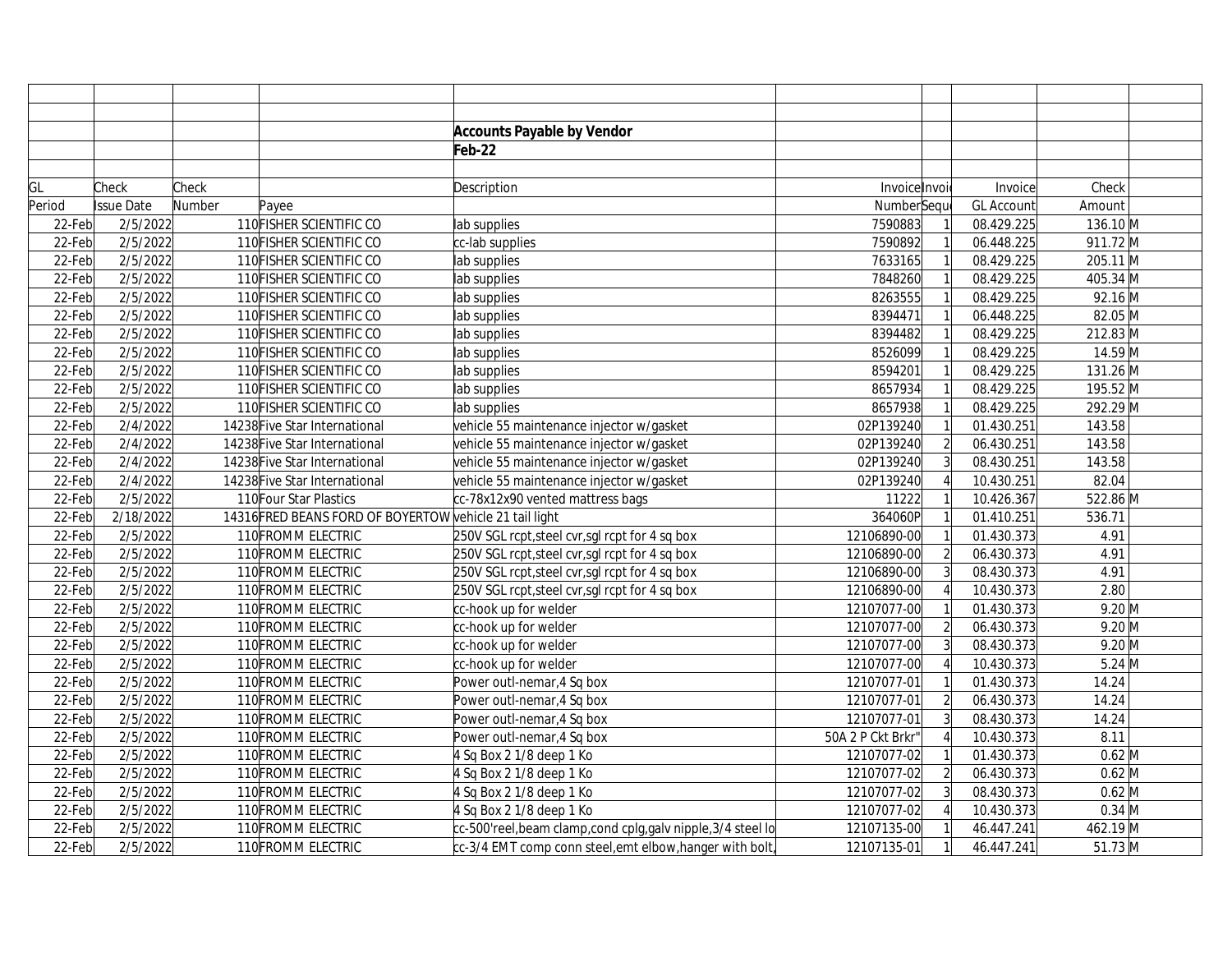**Accounts Payable by Vendor**

**Feb-22**

| GL Period | Check Issue Date | Check Number | Payee | Description | Invoice Number | Invoice Sequence | Invoice GL Account | Check Amount | |
|---|---|---|---|---|---|---|---|---|---|
| 22-Feb | 2/5/2022 | 110 | FISHER SCIENTIFIC CO | lab supplies | 7590883 | 1 | 08.429.225 | 136.10 | M |
| 22-Feb | 2/5/2022 | 110 | FISHER SCIENTIFIC CO | cc-lab supplies | 7590892 | 1 | 06.448.225 | 911.72 | M |
| 22-Feb | 2/5/2022 | 110 | FISHER SCIENTIFIC CO | lab supplies | 7633165 | 1 | 08.429.225 | 205.11 | M |
| 22-Feb | 2/5/2022 | 110 | FISHER SCIENTIFIC CO | lab supplies | 7848260 | 1 | 08.429.225 | 405.34 | M |
| 22-Feb | 2/5/2022 | 110 | FISHER SCIENTIFIC CO | lab supplies | 8263555 | 1 | 08.429.225 | 92.16 | M |
| 22-Feb | 2/5/2022 | 110 | FISHER SCIENTIFIC CO | lab supplies | 8394471 | 1 | 06.448.225 | 82.05 | M |
| 22-Feb | 2/5/2022 | 110 | FISHER SCIENTIFIC CO | lab supplies | 8394482 | 1 | 08.429.225 | 212.83 | M |
| 22-Feb | 2/5/2022 | 110 | FISHER SCIENTIFIC CO | lab supplies | 8526099 | 1 | 08.429.225 | 14.59 | M |
| 22-Feb | 2/5/2022 | 110 | FISHER SCIENTIFIC CO | lab supplies | 8594201 | 1 | 08.429.225 | 131.26 | M |
| 22-Feb | 2/5/2022 | 110 | FISHER SCIENTIFIC CO | lab supplies | 8657934 | 1 | 08.429.225 | 195.52 | M |
| 22-Feb | 2/5/2022 | 110 | FISHER SCIENTIFIC CO | lab supplies | 8657938 | 1 | 08.429.225 | 292.29 | M |
| 22-Feb | 2/4/2022 | 14238 | Five Star International | vehicle 55 maintenance injector w/gasket | 02P139240 | 1 | 01.430.251 | 143.58 | |
| 22-Feb | 2/4/2022 | 14238 | Five Star International | vehicle 55 maintenance injector w/gasket | 02P139240 | 2 | 06.430.251 | 143.58 | |
| 22-Feb | 2/4/2022 | 14238 | Five Star International | vehicle 55 maintenance injector w/gasket | 02P139240 | 3 | 08.430.251 | 143.58 | |
| 22-Feb | 2/4/2022 | 14238 | Five Star International | vehicle 55 maintenance injector w/gasket | 02P139240 | 4 | 10.430.251 | 82.04 | |
| 22-Feb | 2/5/2022 | 110 | Four Star Plastics | cc-78x12x90 vented mattress bags | 11222 | 1 | 10.426.367 | 522.86 | M |
| 22-Feb | 2/18/2022 | 14316 | FRED BEANS FORD OF BOYERTOW | vehicle 21 tail light | 364060P | 1 | 01.410.251 | 536.71 | |
| 22-Feb | 2/5/2022 | 110 | FROMM ELECTRIC | 250V SGL rcpt,steel cvr,sgl rcpt for 4 sq box | 12106890-00 | 1 | 01.430.373 | 4.91 | |
| 22-Feb | 2/5/2022 | 110 | FROMM ELECTRIC | 250V SGL rcpt,steel cvr,sgl rcpt for 4 sq box | 12106890-00 | 2 | 06.430.373 | 4.91 | |
| 22-Feb | 2/5/2022 | 110 | FROMM ELECTRIC | 250V SGL rcpt,steel cvr,sgl rcpt for 4 sq box | 12106890-00 | 3 | 08.430.373 | 4.91 | |
| 22-Feb | 2/5/2022 | 110 | FROMM ELECTRIC | 250V SGL rcpt,steel cvr,sgl rcpt for 4 sq box | 12106890-00 | 4 | 10.430.373 | 2.80 | |
| 22-Feb | 2/5/2022 | 110 | FROMM ELECTRIC | cc-hook up for welder | 12107077-00 | 1 | 01.430.373 | 9.20 | M |
| 22-Feb | 2/5/2022 | 110 | FROMM ELECTRIC | cc-hook up for welder | 12107077-00 | 2 | 06.430.373 | 9.20 | M |
| 22-Feb | 2/5/2022 | 110 | FROMM ELECTRIC | cc-hook up for welder | 12107077-00 | 3 | 08.430.373 | 9.20 | M |
| 22-Feb | 2/5/2022 | 110 | FROMM ELECTRIC | cc-hook up for welder | 12107077-00 | 4 | 10.430.373 | 5.24 | M |
| 22-Feb | 2/5/2022 | 110 | FROMM ELECTRIC | Power outl-nemar,4 Sq box | 12107077-01 | 1 | 01.430.373 | 14.24 | |
| 22-Feb | 2/5/2022 | 110 | FROMM ELECTRIC | Power outl-nemar,4 Sq box | 12107077-01 | 2 | 06.430.373 | 14.24 | |
| 22-Feb | 2/5/2022 | 110 | FROMM ELECTRIC | Power outl-nemar,4 Sq box | 12107077-01 | 3 | 08.430.373 | 14.24 | |
| 22-Feb | 2/5/2022 | 110 | FROMM ELECTRIC | Power outl-nemar,4 Sq box | 50A 2 P Ckt Brkr" | 4 | 10.430.373 | 8.11 | |
| 22-Feb | 2/5/2022 | 110 | FROMM ELECTRIC | 4 Sq Box 2 1/8 deep 1 Ko | 12107077-02 | 1 | 01.430.373 | 0.62 | M |
| 22-Feb | 2/5/2022 | 110 | FROMM ELECTRIC | 4 Sq Box 2 1/8 deep 1 Ko | 12107077-02 | 2 | 06.430.373 | 0.62 | M |
| 22-Feb | 2/5/2022 | 110 | FROMM ELECTRIC | 4 Sq Box 2 1/8 deep 1 Ko | 12107077-02 | 3 | 08.430.373 | 0.62 | M |
| 22-Feb | 2/5/2022 | 110 | FROMM ELECTRIC | 4 Sq Box 2 1/8 deep 1 Ko | 12107077-02 | 4 | 10.430.373 | 0.34 | M |
| 22-Feb | 2/5/2022 | 110 | FROMM ELECTRIC | cc-500'reel,beam clamp,cond cplg,galv nipple,3/4 steel lo | 12107135-00 | 1 | 46.447.241 | 462.19 | M |
| 22-Feb | 2/5/2022 | 110 | FROMM ELECTRIC | cc-3/4 EMT comp conn steel,emt elbow,hanger with bolt, | 12107135-01 | 1 | 46.447.241 | 51.73 | M |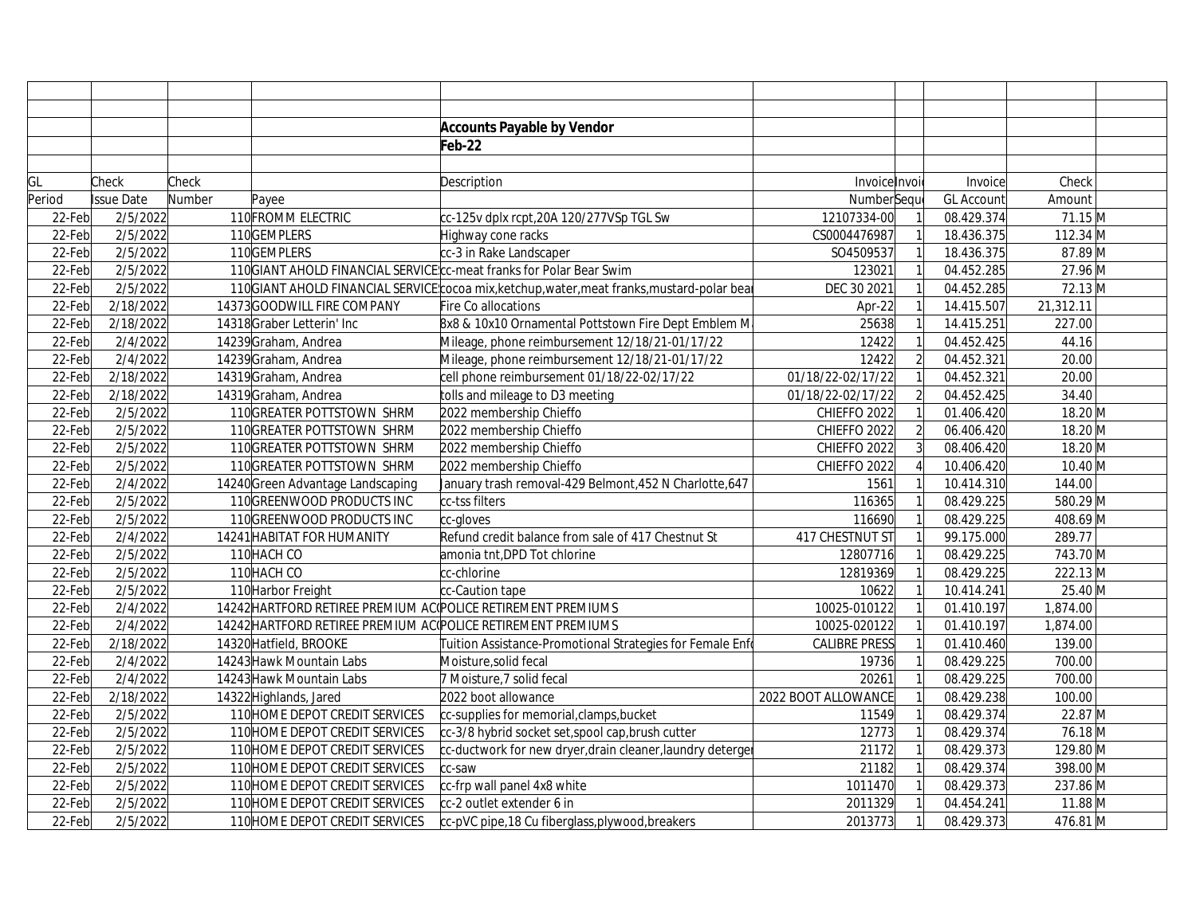**Accounts Payable by Vendor**

**Feb-22**

| GL Period | Check Issue Date | Check Number | Payee | Description | Invoice Number | Invoice Sequence | Invoice GL Account | Check Amount | |
|---|---|---|---|---|---|---|---|---|---|
| 22-Feb | 2/5/2022 | 110 | FROMM ELECTRIC | cc-125v dplx rcpt,20A 120/277VSp TGL Sw | 12107334-00 | 1 | 08.429.374 | 71.15 | M |
| 22-Feb | 2/5/2022 | 110 | GEMPLERS | Highway cone racks | CS0004476987 | 1 | 18.436.375 | 112.34 | M |
| 22-Feb | 2/5/2022 | 110 | GEMPLERS | cc-3 in Rake Landscaper | SO4509537 | 1 | 18.436.375 | 87.89 | M |
| 22-Feb | 2/5/2022 | 110 | GIANT AHOLD FINANCIAL SERVICE | cc-meat franks for Polar Bear Swim | 123021 | 1 | 04.452.285 | 27.96 | M |
| 22-Feb | 2/5/2022 | 110 | GIANT AHOLD FINANCIAL SERVICE | cocoa mix,ketchup,water,meat franks,mustard-polar bear | DEC 30 2021 | 1 | 04.452.285 | 72.13 | M |
| 22-Feb | 2/18/2022 | 14373 | GOODWILL FIRE COMPANY | Fire Co allocations | Apr-22 | 1 | 14.415.507 | 21,312.11 | |
| 22-Feb | 2/18/2022 | 14318 | Graber Letterin' Inc | 8x8 & 10x10 Ornamental Pottstown Fire Dept Emblem M | 25638 | 1 | 14.415.251 | 227.00 | |
| 22-Feb | 2/4/2022 | 14239 | Graham, Andrea | Mileage, phone reimbursement 12/18/21-01/17/22 | 12422 | 1 | 04.452.425 | 44.16 | |
| 22-Feb | 2/4/2022 | 14239 | Graham, Andrea | Mileage, phone reimbursement 12/18/21-01/17/22 | 12422 | 2 | 04.452.321 | 20.00 | |
| 22-Feb | 2/18/2022 | 14319 | Graham, Andrea | cell phone reimbursement 01/18/22-02/17/22 | 01/18/22-02/17/22 | 1 | 04.452.321 | 20.00 | |
| 22-Feb | 2/18/2022 | 14319 | Graham, Andrea | tolls and mileage to D3 meeting | 01/18/22-02/17/22 | 2 | 04.452.425 | 34.40 | |
| 22-Feb | 2/5/2022 | 110 | GREATER POTTSTOWN SHRM | 2022 membership Chieffo | CHIEFFO 2022 | 1 | 01.406.420 | 18.20 | M |
| 22-Feb | 2/5/2022 | 110 | GREATER POTTSTOWN SHRM | 2022 membership Chieffo | CHIEFFO 2022 | 2 | 06.406.420 | 18.20 | M |
| 22-Feb | 2/5/2022 | 110 | GREATER POTTSTOWN SHRM | 2022 membership Chieffo | CHIEFFO 2022 | 3 | 08.406.420 | 18.20 | M |
| 22-Feb | 2/5/2022 | 110 | GREATER POTTSTOWN SHRM | 2022 membership Chieffo | CHIEFFO 2022 | 4 | 10.406.420 | 10.40 | M |
| 22-Feb | 2/4/2022 | 14240 | Green Advantage Landscaping | January trash removal-429 Belmont,452 N Charlotte,647 | 1561 | 1 | 10.414.310 | 144.00 | |
| 22-Feb | 2/5/2022 | 110 | GREENWOOD PRODUCTS INC | cc-tss filters | 116365 | 1 | 08.429.225 | 580.29 | M |
| 22-Feb | 2/5/2022 | 110 | GREENWOOD PRODUCTS INC | cc-gloves | 116690 | 1 | 08.429.225 | 408.69 | M |
| 22-Feb | 2/4/2022 | 14241 | HABITAT FOR HUMANITY | Refund credit balance from sale of 417 Chestnut St | 417 CHESTNUT ST | 1 | 99.175.000 | 289.77 | |
| 22-Feb | 2/5/2022 | 110 | HACH CO | amonia tnt,DPD Tot chlorine | 12807716 | 1 | 08.429.225 | 743.70 | M |
| 22-Feb | 2/5/2022 | 110 | HACH CO | cc-chlorine | 12819369 | 1 | 08.429.225 | 222.13 | M |
| 22-Feb | 2/5/2022 | 110 | Harbor Freight | cc-Caution tape | 10622 | 1 | 10.414.241 | 25.40 | M |
| 22-Feb | 2/4/2022 | 14242 | HARTFORD RETIREE PREMIUM AC | POLICE RETIREMENT PREMIUMS | 10025-010122 | 1 | 01.410.197 | 1,874.00 | |
| 22-Feb | 2/4/2022 | 14242 | HARTFORD RETIREE PREMIUM AC | POLICE RETIREMENT PREMIUMS | 10025-020122 | 1 | 01.410.197 | 1,874.00 | |
| 22-Feb | 2/18/2022 | 14320 | Hatfield, BROOKE | Tuition Assistance-Promotional Strategies for Female Enf | CALIBRE PRESS | 1 | 01.410.460 | 139.00 | |
| 22-Feb | 2/4/2022 | 14243 | Hawk Mountain Labs | Moisture,solid fecal | 19736 | 1 | 08.429.225 | 700.00 | |
| 22-Feb | 2/4/2022 | 14243 | Hawk Mountain Labs | 7 Moisture,7 solid fecal | 20261 | 1 | 08.429.225 | 700.00 | |
| 22-Feb | 2/18/2022 | 14322 | Highlands, Jared | 2022 boot allowance | 2022 BOOT ALLOWANCE | 1 | 08.429.238 | 100.00 | |
| 22-Feb | 2/5/2022 | 110 | HOME DEPOT CREDIT SERVICES | cc-supplies for memorial,clamps,bucket | 11549 | 1 | 08.429.374 | 22.87 | M |
| 22-Feb | 2/5/2022 | 110 | HOME DEPOT CREDIT SERVICES | cc-3/8 hybrid socket set,spool cap,brush cutter | 12773 | 1 | 08.429.374 | 76.18 | M |
| 22-Feb | 2/5/2022 | 110 | HOME DEPOT CREDIT SERVICES | cc-ductwork for new dryer,drain cleaner,laundry deterger | 21172 | 1 | 08.429.373 | 129.80 | M |
| 22-Feb | 2/5/2022 | 110 | HOME DEPOT CREDIT SERVICES | cc-saw | 21182 | 1 | 08.429.374 | 398.00 | M |
| 22-Feb | 2/5/2022 | 110 | HOME DEPOT CREDIT SERVICES | cc-frp wall panel 4x8 white | 1011470 | 1 | 08.429.373 | 237.86 | M |
| 22-Feb | 2/5/2022 | 110 | HOME DEPOT CREDIT SERVICES | cc-2 outlet extender 6 in | 2011329 | 1 | 04.454.241 | 11.88 | M |
| 22-Feb | 2/5/2022 | 110 | HOME DEPOT CREDIT SERVICES | cc-pVC pipe,18 Cu fiberglass,plywood,breakers | 2013773 | 1 | 08.429.373 | 476.81 | M |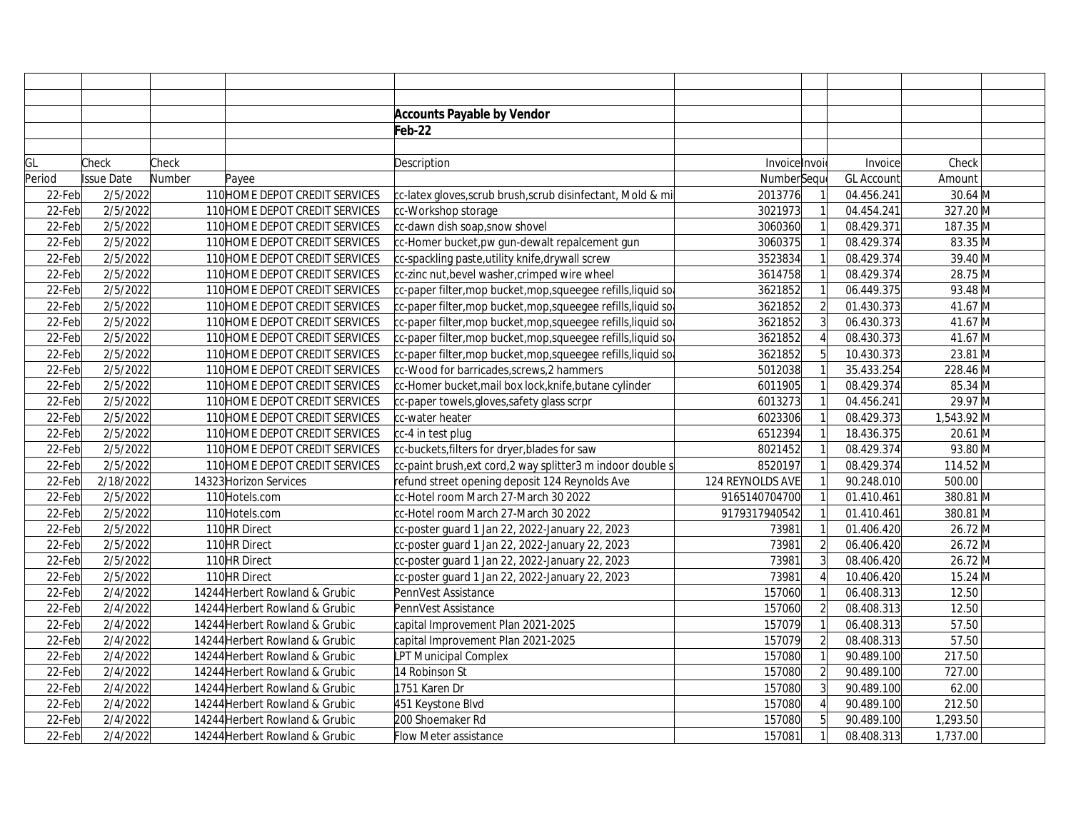**Accounts Payable by Vendor**

**Feb-22**

| GL Period | Check Issue Date | Check Number | Payee | Description | Invoice Number | Invoi Sequ | Invoice GL Account | Check Amount | |
|---|---|---|---|---|---|---|---|---|---|
| 22-Feb | 2/5/2022 | 110 | HOME DEPOT CREDIT SERVICES | cc-latex gloves,scrub brush,scrub disinfectant, Mold & mi | 2013776 | 1 | 04.456.241 | 30.64 | M |
| 22-Feb | 2/5/2022 | 110 | HOME DEPOT CREDIT SERVICES | cc-Workshop storage | 3021973 | 1 | 04.454.241 | 327.20 | M |
| 22-Feb | 2/5/2022 | 110 | HOME DEPOT CREDIT SERVICES | cc-dawn dish soap,snow shovel | 3060360 | 1 | 08.429.371 | 187.35 | M |
| 22-Feb | 2/5/2022 | 110 | HOME DEPOT CREDIT SERVICES | cc-Homer bucket,pw gun-dewalt repalcement gun | 3060375 | 1 | 08.429.374 | 83.35 | M |
| 22-Feb | 2/5/2022 | 110 | HOME DEPOT CREDIT SERVICES | cc-spackling paste,utility knife,drywall screw | 3523834 | 1 | 08.429.374 | 39.40 | M |
| 22-Feb | 2/5/2022 | 110 | HOME DEPOT CREDIT SERVICES | cc-zinc nut,bevel washer,crimped wire wheel | 3614758 | 1 | 08.429.374 | 28.75 | M |
| 22-Feb | 2/5/2022 | 110 | HOME DEPOT CREDIT SERVICES | cc-paper filter,mop bucket,mop,squeegee refills,liquid so | 3621852 | 1 | 06.449.375 | 93.48 | M |
| 22-Feb | 2/5/2022 | 110 | HOME DEPOT CREDIT SERVICES | cc-paper filter,mop bucket,mop,squeegee refills,liquid so | 3621852 | 2 | 01.430.373 | 41.67 | M |
| 22-Feb | 2/5/2022 | 110 | HOME DEPOT CREDIT SERVICES | cc-paper filter,mop bucket,mop,squeegee refills,liquid so | 3621852 | 3 | 06.430.373 | 41.67 | M |
| 22-Feb | 2/5/2022 | 110 | HOME DEPOT CREDIT SERVICES | cc-paper filter,mop bucket,mop,squeegee refills,liquid so | 3621852 | 4 | 08.430.373 | 41.67 | M |
| 22-Feb | 2/5/2022 | 110 | HOME DEPOT CREDIT SERVICES | cc-paper filter,mop bucket,mop,squeegee refills,liquid so | 3621852 | 5 | 10.430.373 | 23.81 | M |
| 22-Feb | 2/5/2022 | 110 | HOME DEPOT CREDIT SERVICES | cc-Wood for barricades,screws,2 hammers | 5012038 | 1 | 35.433.254 | 228.46 | M |
| 22-Feb | 2/5/2022 | 110 | HOME DEPOT CREDIT SERVICES | cc-Homer bucket,mail box lock,knife,butane cylinder | 6011905 | 1 | 08.429.374 | 85.34 | M |
| 22-Feb | 2/5/2022 | 110 | HOME DEPOT CREDIT SERVICES | cc-paper towels,gloves,safety glass scrpr | 6013273 | 1 | 04.456.241 | 29.97 | M |
| 22-Feb | 2/5/2022 | 110 | HOME DEPOT CREDIT SERVICES | cc-water heater | 6023306 | 1 | 08.429.373 | 1,543.92 | M |
| 22-Feb | 2/5/2022 | 110 | HOME DEPOT CREDIT SERVICES | cc-4 in test plug | 6512394 | 1 | 18.436.375 | 20.61 | M |
| 22-Feb | 2/5/2022 | 110 | HOME DEPOT CREDIT SERVICES | cc-buckets,filters for dryer,blades for saw | 8021452 | 1 | 08.429.374 | 93.80 | M |
| 22-Feb | 2/5/2022 | 110 | HOME DEPOT CREDIT SERVICES | cc-paint brush,ext cord,2 way splitter3 m indoor double s | 8520197 | 1 | 08.429.374 | 114.52 | M |
| 22-Feb | 2/18/2022 | 14323 | Horizon Services | refund street opening deposit 124 Reynolds Ave | 124 REYNOLDS AVE | 1 | 90.248.010 | 500.00 | |
| 22-Feb | 2/5/2022 | 110 | Hotels.com | cc-Hotel room March 27-March 30 2022 | 9165140704700 | 1 | 01.410.461 | 380.81 | M |
| 22-Feb | 2/5/2022 | 110 | Hotels.com | cc-Hotel room March 27-March 30 2022 | 9179317940542 | 1 | 01.410.461 | 380.81 | M |
| 22-Feb | 2/5/2022 | 110 | HR Direct | cc-poster guard 1 Jan 22, 2022-January 22, 2023 | 73981 | 1 | 01.406.420 | 26.72 | M |
| 22-Feb | 2/5/2022 | 110 | HR Direct | cc-poster guard 1 Jan 22, 2022-January 22, 2023 | 73981 | 2 | 06.406.420 | 26.72 | M |
| 22-Feb | 2/5/2022 | 110 | HR Direct | cc-poster guard 1 Jan 22, 2022-January 22, 2023 | 73981 | 3 | 08.406.420 | 26.72 | M |
| 22-Feb | 2/5/2022 | 110 | HR Direct | cc-poster guard 1 Jan 22, 2022-January 22, 2023 | 73981 | 4 | 10.406.420 | 15.24 | M |
| 22-Feb | 2/4/2022 | 14244 | Herbert Rowland & Grubic | PennVest Assistance | 157060 | 1 | 06.408.313 | 12.50 | |
| 22-Feb | 2/4/2022 | 14244 | Herbert Rowland & Grubic | PennVest Assistance | 157060 | 2 | 08.408.313 | 12.50 | |
| 22-Feb | 2/4/2022 | 14244 | Herbert Rowland & Grubic | capital Improvement Plan 2021-2025 | 157079 | 1 | 06.408.313 | 57.50 | |
| 22-Feb | 2/4/2022 | 14244 | Herbert Rowland & Grubic | capital Improvement Plan 2021-2025 | 157079 | 2 | 08.408.313 | 57.50 | |
| 22-Feb | 2/4/2022 | 14244 | Herbert Rowland & Grubic | LPT Municipal Complex | 157080 | 1 | 90.489.100 | 217.50 | |
| 22-Feb | 2/4/2022 | 14244 | Herbert Rowland & Grubic | 14 Robinson St | 157080 | 2 | 90.489.100 | 727.00 | |
| 22-Feb | 2/4/2022 | 14244 | Herbert Rowland & Grubic | 1751 Karen Dr | 157080 | 3 | 90.489.100 | 62.00 | |
| 22-Feb | 2/4/2022 | 14244 | Herbert Rowland & Grubic | 451 Keystone Blvd | 157080 | 4 | 90.489.100 | 212.50 | |
| 22-Feb | 2/4/2022 | 14244 | Herbert Rowland & Grubic | 200 Shoemaker Rd | 157080 | 5 | 90.489.100 | 1,293.50 | |
| 22-Feb | 2/4/2022 | 14244 | Herbert Rowland & Grubic | Flow Meter assistance | 157081 | 1 | 08.408.313 | 1,737.00 | |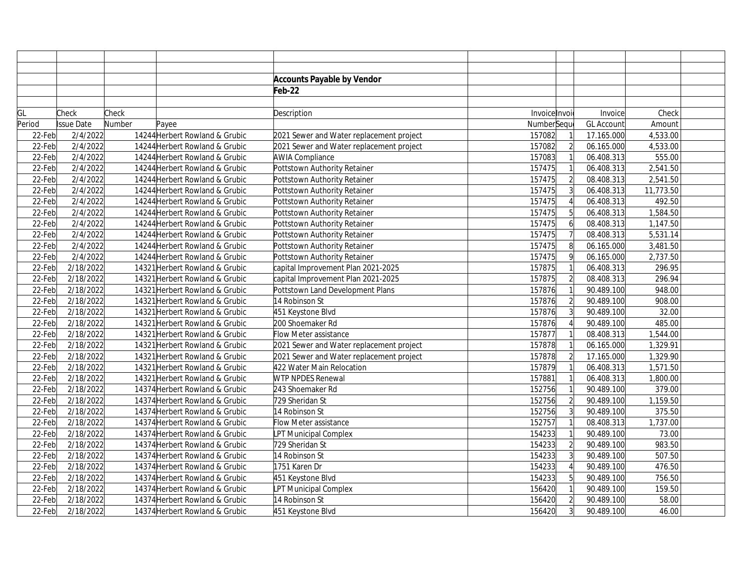**Accounts Payable by Vendor**

**Feb-22**

| GL Period | Check Issue Date | Check Number | Payee | Description | Invoice Number | Invoice Sequence | Invoice GL Account | Check Amount |
|---|---|---|---|---|---|---|---|---|
| 22-Feb | 2/4/2022 | 14244 | Herbert Rowland & Grubic | 2021 Sewer and Water replacement project | 157082 | 1 | 17.165.000 | 4,533.00 |
| 22-Feb | 2/4/2022 | 14244 | Herbert Rowland & Grubic | 2021 Sewer and Water replacement project | 157082 | 2 | 06.165.000 | 4,533.00 |
| 22-Feb | 2/4/2022 | 14244 | Herbert Rowland & Grubic | AWIA Compliance | 157083 | 1 | 06.408.313 | 555.00 |
| 22-Feb | 2/4/2022 | 14244 | Herbert Rowland & Grubic | Pottstown Authority Retainer | 157475 | 1 | 06.408.313 | 2,541.50 |
| 22-Feb | 2/4/2022 | 14244 | Herbert Rowland & Grubic | Pottstown Authority Retainer | 157475 | 2 | 08.408.313 | 2,541.50 |
| 22-Feb | 2/4/2022 | 14244 | Herbert Rowland & Grubic | Pottstown Authority Retainer | 157475 | 3 | 06.408.313 | 11,773.50 |
| 22-Feb | 2/4/2022 | 14244 | Herbert Rowland & Grubic | Pottstown Authority Retainer | 157475 | 4 | 06.408.313 | 492.50 |
| 22-Feb | 2/4/2022 | 14244 | Herbert Rowland & Grubic | Pottstown Authority Retainer | 157475 | 5 | 06.408.313 | 1,584.50 |
| 22-Feb | 2/4/2022 | 14244 | Herbert Rowland & Grubic | Pottstown Authority Retainer | 157475 | 6 | 08.408.313 | 1,147.50 |
| 22-Feb | 2/4/2022 | 14244 | Herbert Rowland & Grubic | Pottstown Authority Retainer | 157475 | 7 | 08.408.313 | 5,531.14 |
| 22-Feb | 2/4/2022 | 14244 | Herbert Rowland & Grubic | Pottstown Authority Retainer | 157475 | 8 | 06.165.000 | 3,481.50 |
| 22-Feb | 2/4/2022 | 14244 | Herbert Rowland & Grubic | Pottstown Authority Retainer | 157475 | 9 | 06.165.000 | 2,737.50 |
| 22-Feb | 2/18/2022 | 14321 | Herbert Rowland & Grubic | capital Improvement Plan 2021-2025 | 157875 | 1 | 06.408.313 | 296.95 |
| 22-Feb | 2/18/2022 | 14321 | Herbert Rowland & Grubic | capital Improvement Plan 2021-2025 | 157875 | 2 | 08.408.313 | 296.94 |
| 22-Feb | 2/18/2022 | 14321 | Herbert Rowland & Grubic | Pottstown Land Development Plans | 157876 | 1 | 90.489.100 | 948.00 |
| 22-Feb | 2/18/2022 | 14321 | Herbert Rowland & Grubic | 14 Robinson St | 157876 | 2 | 90.489.100 | 908.00 |
| 22-Feb | 2/18/2022 | 14321 | Herbert Rowland & Grubic | 451 Keystone Blvd | 157876 | 3 | 90.489.100 | 32.00 |
| 22-Feb | 2/18/2022 | 14321 | Herbert Rowland & Grubic | 200 Shoemaker Rd | 157876 | 4 | 90.489.100 | 485.00 |
| 22-Feb | 2/18/2022 | 14321 | Herbert Rowland & Grubic | Flow Meter assistance | 157877 | 1 | 08.408.313 | 1,544.00 |
| 22-Feb | 2/18/2022 | 14321 | Herbert Rowland & Grubic | 2021 Sewer and Water replacement project | 157878 | 1 | 06.165.000 | 1,329.91 |
| 22-Feb | 2/18/2022 | 14321 | Herbert Rowland & Grubic | 2021 Sewer and Water replacement project | 157878 | 2 | 17.165.000 | 1,329.90 |
| 22-Feb | 2/18/2022 | 14321 | Herbert Rowland & Grubic | 422 Water Main Relocation | 157879 | 1 | 06.408.313 | 1,571.50 |
| 22-Feb | 2/18/2022 | 14321 | Herbert Rowland & Grubic | WTP NPDES Renewal | 157881 | 1 | 06.408.313 | 1,800.00 |
| 22-Feb | 2/18/2022 | 14374 | Herbert Rowland & Grubic | 243 Shoemaker Rd | 152756 | 1 | 90.489.100 | 379.00 |
| 22-Feb | 2/18/2022 | 14374 | Herbert Rowland & Grubic | 729 Sheridan St | 152756 | 2 | 90.489.100 | 1,159.50 |
| 22-Feb | 2/18/2022 | 14374 | Herbert Rowland & Grubic | 14 Robinson St | 152756 | 3 | 90.489.100 | 375.50 |
| 22-Feb | 2/18/2022 | 14374 | Herbert Rowland & Grubic | Flow Meter assistance | 152757 | 1 | 08.408.313 | 1,737.00 |
| 22-Feb | 2/18/2022 | 14374 | Herbert Rowland & Grubic | LPT Municipal Complex | 154233 | 1 | 90.489.100 | 73.00 |
| 22-Feb | 2/18/2022 | 14374 | Herbert Rowland & Grubic | 729 Sheridan St | 154233 | 2 | 90.489.100 | 983.50 |
| 22-Feb | 2/18/2022 | 14374 | Herbert Rowland & Grubic | 14 Robinson St | 154233 | 3 | 90.489.100 | 507.50 |
| 22-Feb | 2/18/2022 | 14374 | Herbert Rowland & Grubic | 1751 Karen Dr | 154233 | 4 | 90.489.100 | 476.50 |
| 22-Feb | 2/18/2022 | 14374 | Herbert Rowland & Grubic | 451 Keystone Blvd | 154233 | 5 | 90.489.100 | 756.50 |
| 22-Feb | 2/18/2022 | 14374 | Herbert Rowland & Grubic | LPT Municipal Complex | 156420 | 1 | 90.489.100 | 159.50 |
| 22-Feb | 2/18/2022 | 14374 | Herbert Rowland & Grubic | 14 Robinson St | 156420 | 2 | 90.489.100 | 58.00 |
| 22-Feb | 2/18/2022 | 14374 | Herbert Rowland & Grubic | 451 Keystone Blvd | 156420 | 3 | 90.489.100 | 46.00 |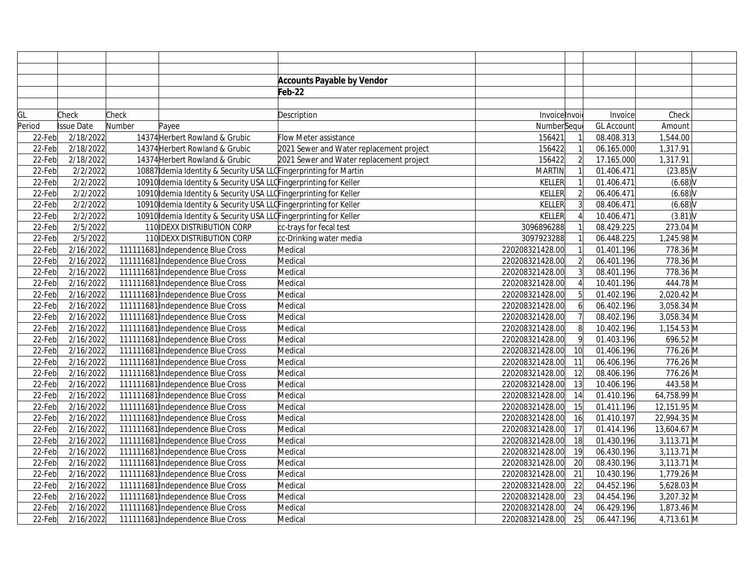## Accounts Payable by Vendor

## Feb-22

| GL Period | Check Issue Date | Check Number | Payee | Description | Invoice Number | Invoice Sequence | Invoice GL Account | Check Amount | |
|---|---|---|---|---|---|---|---|---|---|
| 22-Feb | 2/18/2022 | 14374 | Herbert Rowland & Grubic | Flow Meter assistance | 156421 | 1 | 08.408.313 | 1,544.00 | |
| 22-Feb | 2/18/2022 | 14374 | Herbert Rowland & Grubic | 2021 Sewer and Water replacement project | 156422 | 1 | 06.165.000 | 1,317.91 | |
| 22-Feb | 2/18/2022 | 14374 | Herbert Rowland & Grubic | 2021 Sewer and Water replacement project | 156422 | 2 | 17.165.000 | 1,317.91 | |
| 22-Feb | 2/2/2022 | 10887 | Idemia Identity & Security USA LLC | Fingerprinting for Martin | MARTIN | 1 | 01.406.471 | (23.85) | V |
| 22-Feb | 2/2/2022 | 10910 | Idemia Identity & Security USA LLC | Fingerprinting for Keller | KELLER | 1 | 01.406.471 | (6.68) | V |
| 22-Feb | 2/2/2022 | 10910 | Idemia Identity & Security USA LLC | Fingerprinting for Keller | KELLER | 2 | 06.406.471 | (6.68) | V |
| 22-Feb | 2/2/2022 | 10910 | Idemia Identity & Security USA LLC | Fingerprinting for Keller | KELLER | 3 | 08.406.471 | (6.68) | V |
| 22-Feb | 2/2/2022 | 10910 | Idemia Identity & Security USA LLC | Fingerprinting for Keller | KELLER | 4 | 10.406.471 | (3.81) | V |
| 22-Feb | 2/5/2022 | 110 | IDEXX DISTRIBUTION CORP | cc-trays for fecal test | 3096896288 | 1 | 08.429.225 | 273.04 | M |
| 22-Feb | 2/5/2022 | 110 | IDEXX DISTRIBUTION CORP | cc-Drinking water media | 3097923288 | 1 | 06.448.225 | 1,245.98 | M |
| 22-Feb | 2/16/2022 | 111111681 | Independence Blue Cross | Medical | 220208321428.00 | 1 | 01.401.196 | 778.36 | M |
| 22-Feb | 2/16/2022 | 111111681 | Independence Blue Cross | Medical | 220208321428.00 | 2 | 06.401.196 | 778.36 | M |
| 22-Feb | 2/16/2022 | 111111681 | Independence Blue Cross | Medical | 220208321428.00 | 3 | 08.401.196 | 778.36 | M |
| 22-Feb | 2/16/2022 | 111111681 | Independence Blue Cross | Medical | 220208321428.00 | 4 | 10.401.196 | 444.78 | M |
| 22-Feb | 2/16/2022 | 111111681 | Independence Blue Cross | Medical | 220208321428.00 | 5 | 01.402.196 | 2,020.42 | M |
| 22-Feb | 2/16/2022 | 111111681 | Independence Blue Cross | Medical | 220208321428.00 | 6 | 06.402.196 | 3,058.34 | M |
| 22-Feb | 2/16/2022 | 111111681 | Independence Blue Cross | Medical | 220208321428.00 | 7 | 08.402.196 | 3,058.34 | M |
| 22-Feb | 2/16/2022 | 111111681 | Independence Blue Cross | Medical | 220208321428.00 | 8 | 10.402.196 | 1,154.53 | M |
| 22-Feb | 2/16/2022 | 111111681 | Independence Blue Cross | Medical | 220208321428.00 | 9 | 01.403.196 | 696.52 | M |
| 22-Feb | 2/16/2022 | 111111681 | Independence Blue Cross | Medical | 220208321428.00 | 10 | 01.406.196 | 776.26 | M |
| 22-Feb | 2/16/2022 | 111111681 | Independence Blue Cross | Medical | 220208321428.00 | 11 | 06.406.196 | 776.26 | M |
| 22-Feb | 2/16/2022 | 111111681 | Independence Blue Cross | Medical | 220208321428.00 | 12 | 08.406.196 | 776.26 | M |
| 22-Feb | 2/16/2022 | 111111681 | Independence Blue Cross | Medical | 220208321428.00 | 13 | 10.406.196 | 443.58 | M |
| 22-Feb | 2/16/2022 | 111111681 | Independence Blue Cross | Medical | 220208321428.00 | 14 | 01.410.196 | 64,758.99 | M |
| 22-Feb | 2/16/2022 | 111111681 | Independence Blue Cross | Medical | 220208321428.00 | 15 | 01.411.196 | 12,151.95 | M |
| 22-Feb | 2/16/2022 | 111111681 | Independence Blue Cross | Medical | 220208321428.00 | 16 | 01.410.197 | 22,994.35 | M |
| 22-Feb | 2/16/2022 | 111111681 | Independence Blue Cross | Medical | 220208321428.00 | 17 | 01.414.196 | 13,604.67 | M |
| 22-Feb | 2/16/2022 | 111111681 | Independence Blue Cross | Medical | 220208321428.00 | 18 | 01.430.196 | 3,113.71 | M |
| 22-Feb | 2/16/2022 | 111111681 | Independence Blue Cross | Medical | 220208321428.00 | 19 | 06.430.196 | 3,113.71 | M |
| 22-Feb | 2/16/2022 | 111111681 | Independence Blue Cross | Medical | 220208321428.00 | 20 | 08.430.196 | 3,113.71 | M |
| 22-Feb | 2/16/2022 | 111111681 | Independence Blue Cross | Medical | 220208321428.00 | 21 | 10.430.196 | 1,779.26 | M |
| 22-Feb | 2/16/2022 | 111111681 | Independence Blue Cross | Medical | 220208321428.00 | 22 | 04.452.196 | 5,628.03 | M |
| 22-Feb | 2/16/2022 | 111111681 | Independence Blue Cross | Medical | 220208321428.00 | 23 | 04.454.196 | 3,207.32 | M |
| 22-Feb | 2/16/2022 | 111111681 | Independence Blue Cross | Medical | 220208321428.00 | 24 | 06.429.196 | 1,873.46 | M |
| 22-Feb | 2/16/2022 | 111111681 | Independence Blue Cross | Medical | 220208321428.00 | 25 | 06.447.196 | 4,713.61 | M |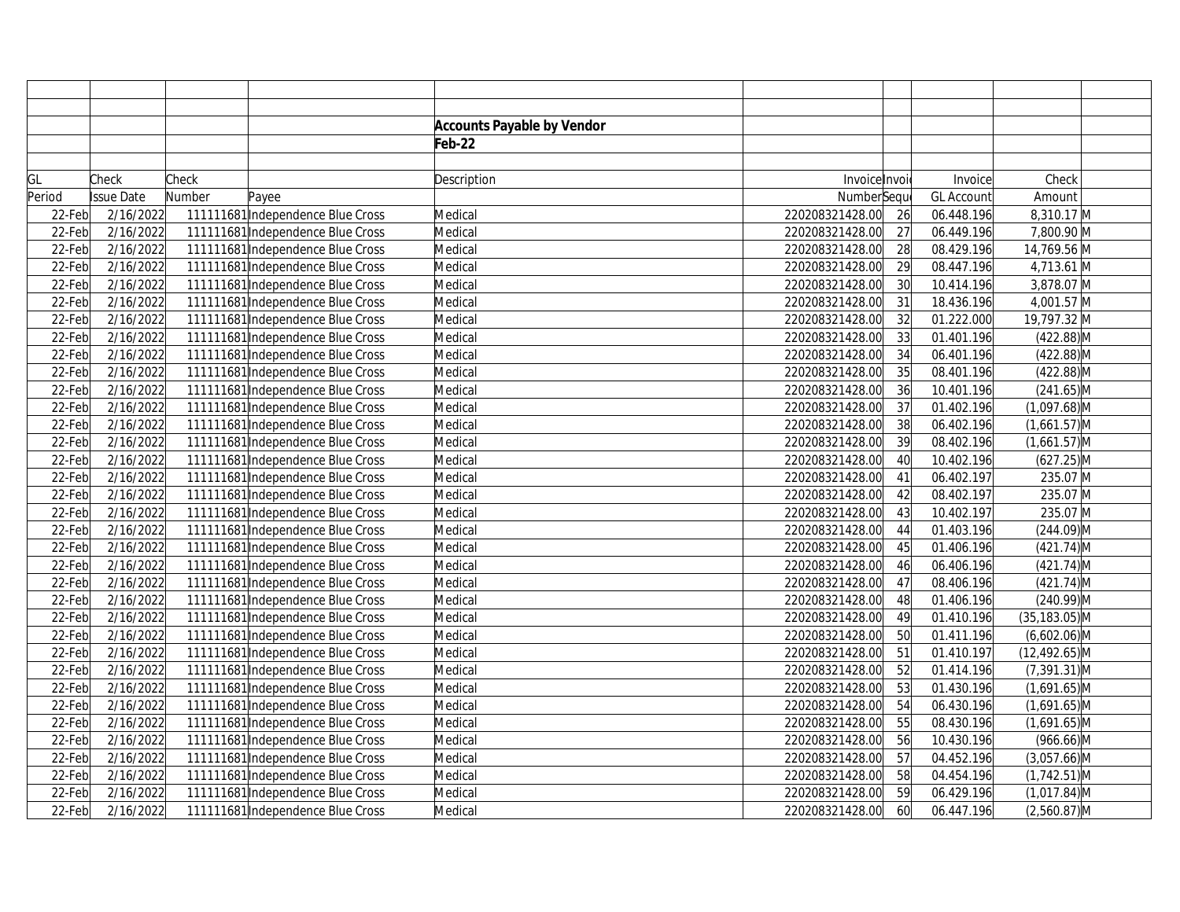## Accounts Payable by Vendor

**Feb-22**

| GL Period | Check Issue Date | Check Number | Payee | Description | Invoice Number | Invoice Sequence | Invoice GL Account | Check Amount | |
|---|---|---|---|---|---|---|---|---|---|
| 22-Feb | 2/16/2022 | 111111681 | Independence Blue Cross | Medical | 220208321428.00 | 26 | 06.448.196 | 8,310.17 | M |
| 22-Feb | 2/16/2022 | 111111681 | Independence Blue Cross | Medical | 220208321428.00 | 27 | 06.449.196 | 7,800.90 | M |
| 22-Feb | 2/16/2022 | 111111681 | Independence Blue Cross | Medical | 220208321428.00 | 28 | 08.429.196 | 14,769.56 | M |
| 22-Feb | 2/16/2022 | 111111681 | Independence Blue Cross | Medical | 220208321428.00 | 29 | 08.447.196 | 4,713.61 | M |
| 22-Feb | 2/16/2022 | 111111681 | Independence Blue Cross | Medical | 220208321428.00 | 30 | 10.414.196 | 3,878.07 | M |
| 22-Feb | 2/16/2022 | 111111681 | Independence Blue Cross | Medical | 220208321428.00 | 31 | 18.436.196 | 4,001.57 | M |
| 22-Feb | 2/16/2022 | 111111681 | Independence Blue Cross | Medical | 220208321428.00 | 32 | 01.222.000 | 19,797.32 | M |
| 22-Feb | 2/16/2022 | 111111681 | Independence Blue Cross | Medical | 220208321428.00 | 33 | 01.401.196 | (422.88) | M |
| 22-Feb | 2/16/2022 | 111111681 | Independence Blue Cross | Medical | 220208321428.00 | 34 | 06.401.196 | (422.88) | M |
| 22-Feb | 2/16/2022 | 111111681 | Independence Blue Cross | Medical | 220208321428.00 | 35 | 08.401.196 | (422.88) | M |
| 22-Feb | 2/16/2022 | 111111681 | Independence Blue Cross | Medical | 220208321428.00 | 36 | 10.401.196 | (241.65) | M |
| 22-Feb | 2/16/2022 | 111111681 | Independence Blue Cross | Medical | 220208321428.00 | 37 | 01.402.196 | (1,097.68) | M |
| 22-Feb | 2/16/2022 | 111111681 | Independence Blue Cross | Medical | 220208321428.00 | 38 | 06.402.196 | (1,661.57) | M |
| 22-Feb | 2/16/2022 | 111111681 | Independence Blue Cross | Medical | 220208321428.00 | 39 | 08.402.196 | (1,661.57) | M |
| 22-Feb | 2/16/2022 | 111111681 | Independence Blue Cross | Medical | 220208321428.00 | 40 | 10.402.196 | (627.25) | M |
| 22-Feb | 2/16/2022 | 111111681 | Independence Blue Cross | Medical | 220208321428.00 | 41 | 06.402.197 | 235.07 | M |
| 22-Feb | 2/16/2022 | 111111681 | Independence Blue Cross | Medical | 220208321428.00 | 42 | 08.402.197 | 235.07 | M |
| 22-Feb | 2/16/2022 | 111111681 | Independence Blue Cross | Medical | 220208321428.00 | 43 | 10.402.197 | 235.07 | M |
| 22-Feb | 2/16/2022 | 111111681 | Independence Blue Cross | Medical | 220208321428.00 | 44 | 01.403.196 | (244.09) | M |
| 22-Feb | 2/16/2022 | 111111681 | Independence Blue Cross | Medical | 220208321428.00 | 45 | 01.406.196 | (421.74) | M |
| 22-Feb | 2/16/2022 | 111111681 | Independence Blue Cross | Medical | 220208321428.00 | 46 | 06.406.196 | (421.74) | M |
| 22-Feb | 2/16/2022 | 111111681 | Independence Blue Cross | Medical | 220208321428.00 | 47 | 08.406.196 | (421.74) | M |
| 22-Feb | 2/16/2022 | 111111681 | Independence Blue Cross | Medical | 220208321428.00 | 48 | 01.406.196 | (240.99) | M |
| 22-Feb | 2/16/2022 | 111111681 | Independence Blue Cross | Medical | 220208321428.00 | 49 | 01.410.196 | (35,183.05) | M |
| 22-Feb | 2/16/2022 | 111111681 | Independence Blue Cross | Medical | 220208321428.00 | 50 | 01.411.196 | (6,602.06) | M |
| 22-Feb | 2/16/2022 | 111111681 | Independence Blue Cross | Medical | 220208321428.00 | 51 | 01.410.197 | (12,492.65) | M |
| 22-Feb | 2/16/2022 | 111111681 | Independence Blue Cross | Medical | 220208321428.00 | 52 | 01.414.196 | (7,391.31) | M |
| 22-Feb | 2/16/2022 | 111111681 | Independence Blue Cross | Medical | 220208321428.00 | 53 | 01.430.196 | (1,691.65) | M |
| 22-Feb | 2/16/2022 | 111111681 | Independence Blue Cross | Medical | 220208321428.00 | 54 | 06.430.196 | (1,691.65) | M |
| 22-Feb | 2/16/2022 | 111111681 | Independence Blue Cross | Medical | 220208321428.00 | 55 | 08.430.196 | (1,691.65) | M |
| 22-Feb | 2/16/2022 | 111111681 | Independence Blue Cross | Medical | 220208321428.00 | 56 | 10.430.196 | (966.66) | M |
| 22-Feb | 2/16/2022 | 111111681 | Independence Blue Cross | Medical | 220208321428.00 | 57 | 04.452.196 | (3,057.66) | M |
| 22-Feb | 2/16/2022 | 111111681 | Independence Blue Cross | Medical | 220208321428.00 | 58 | 04.454.196 | (1,742.51) | M |
| 22-Feb | 2/16/2022 | 111111681 | Independence Blue Cross | Medical | 220208321428.00 | 59 | 06.429.196 | (1,017.84) | M |
| 22-Feb | 2/16/2022 | 111111681 | Independence Blue Cross | Medical | 220208321428.00 | 60 | 06.447.196 | (2,560.87) | M |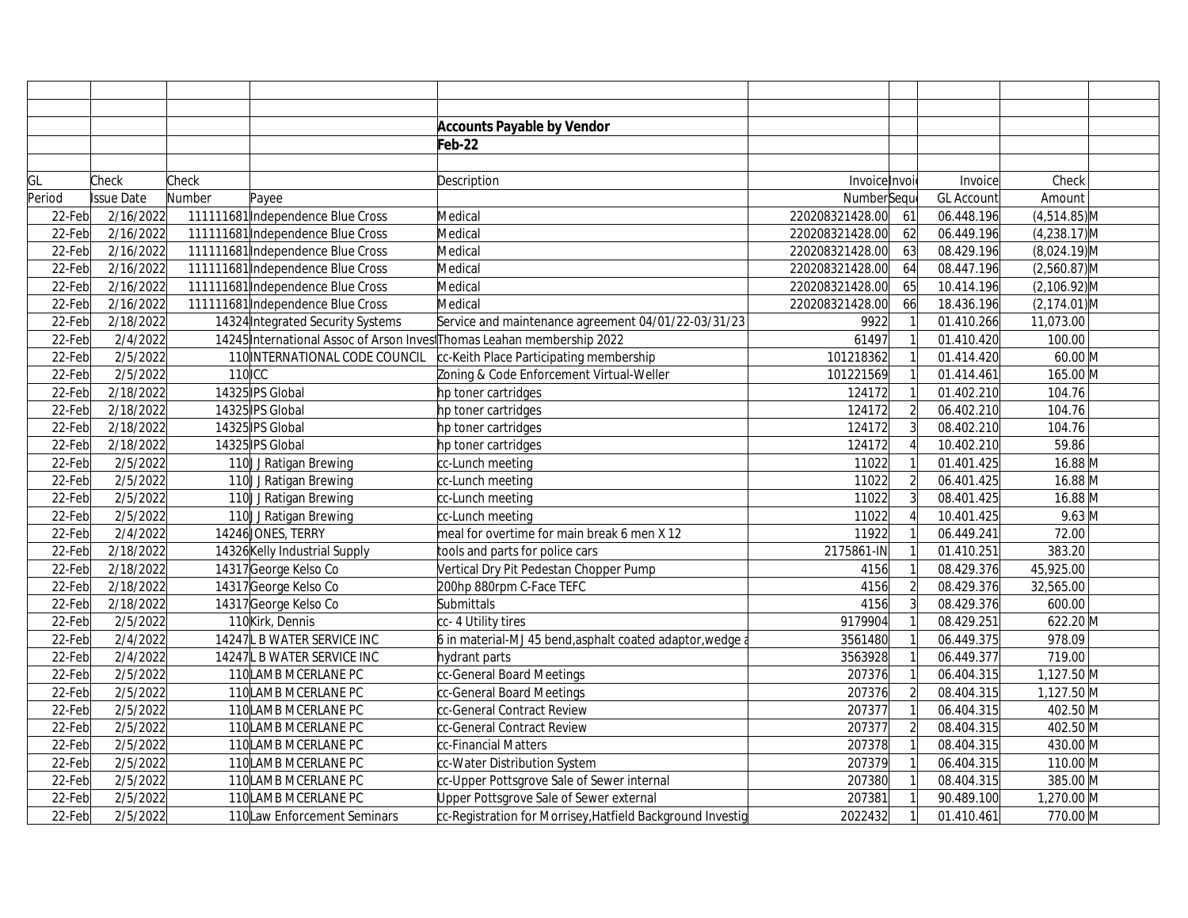## Accounts Payable by Vendor

### Feb-22

| GL Period | Check Issue Date | Check Number | Payee | Description | Invoice Number | Invoice Sequence | Invoice GL Account | Check Amount | |
|---|---|---|---|---|---|---|---|---|---|
| 22-Feb | 2/16/2022 | 111111681 | Independence Blue Cross | Medical | 220208321428.00 | 61 | 06.448.196 | (4,514.85) | M |
| 22-Feb | 2/16/2022 | 111111681 | Independence Blue Cross | Medical | 220208321428.00 | 62 | 06.449.196 | (4,238.17) | M |
| 22-Feb | 2/16/2022 | 111111681 | Independence Blue Cross | Medical | 220208321428.00 | 63 | 08.429.196 | (8,024.19) | M |
| 22-Feb | 2/16/2022 | 111111681 | Independence Blue Cross | Medical | 220208321428.00 | 64 | 08.447.196 | (2,560.87) | M |
| 22-Feb | 2/16/2022 | 111111681 | Independence Blue Cross | Medical | 220208321428.00 | 65 | 10.414.196 | (2,106.92) | M |
| 22-Feb | 2/16/2022 | 111111681 | Independence Blue Cross | Medical | 220208321428.00 | 66 | 18.436.196 | (2,174.01) | M |
| 22-Feb | 2/18/2022 | 14324 | Integrated Security Systems | Service and maintenance agreement 04/01/22-03/31/23 | 9922 | 1 | 01.410.266 | 11,073.00 | |
| 22-Feb | 2/4/2022 | 14245 | International Assoc of Arson Invest | Thomas Leahan membership 2022 | 61497 | 1 | 01.410.420 | 100.00 | |
| 22-Feb | 2/5/2022 | 110 | INTERNATIONAL CODE COUNCIL | cc-Keith Place Participating membership | 101218362 | 1 | 01.414.420 | 60.00 | M |
| 22-Feb | 2/5/2022 | 110 | ICC | Zoning & Code Enforcement Virtual-Weller | 101221569 | 1 | 01.414.461 | 165.00 | M |
| 22-Feb | 2/18/2022 | 14325 | IPS Global | hp toner cartridges | 124172 | 1 | 01.402.210 | 104.76 | |
| 22-Feb | 2/18/2022 | 14325 | IPS Global | hp toner cartridges | 124172 | 2 | 06.402.210 | 104.76 | |
| 22-Feb | 2/18/2022 | 14325 | IPS Global | hp toner cartridges | 124172 | 3 | 08.402.210 | 104.76 | |
| 22-Feb | 2/18/2022 | 14325 | IPS Global | hp toner cartridges | 124172 | 4 | 10.402.210 | 59.86 | |
| 22-Feb | 2/5/2022 | 110 | J J Ratigan Brewing | cc-Lunch meeting | 11022 | 1 | 01.401.425 | 16.88 | M |
| 22-Feb | 2/5/2022 | 110 | J J Ratigan Brewing | cc-Lunch meeting | 11022 | 2 | 06.401.425 | 16.88 | M |
| 22-Feb | 2/5/2022 | 110 | J J Ratigan Brewing | cc-Lunch meeting | 11022 | 3 | 08.401.425 | 16.88 | M |
| 22-Feb | 2/5/2022 | 110 | J J Ratigan Brewing | cc-Lunch meeting | 11022 | 4 | 10.401.425 | 9.63 | M |
| 22-Feb | 2/4/2022 | 14246 | JONES, TERRY | meal for overtime for main break 6 men X 12 | 11922 | 1 | 06.449.241 | 72.00 | |
| 22-Feb | 2/18/2022 | 14326 | Kelly Industrial Supply | tools and parts for police cars | 2175861-IN | 1 | 01.410.251 | 383.20 | |
| 22-Feb | 2/18/2022 | 14317 | George Kelso Co | Vertical Dry Pit Pedestan Chopper Pump | 4156 | 1 | 08.429.376 | 45,925.00 | |
| 22-Feb | 2/18/2022 | 14317 | George Kelso Co | 200hp 880rpm C-Face TEFC | 4156 | 2 | 08.429.376 | 32,565.00 | |
| 22-Feb | 2/18/2022 | 14317 | George Kelso Co | Submittals | 4156 | 3 | 08.429.376 | 600.00 | |
| 22-Feb | 2/5/2022 | 110 | Kirk, Dennis | cc- 4 Utility tires | 9179904 | 1 | 08.429.251 | 622.20 | M |
| 22-Feb | 2/4/2022 | 14247 | L B WATER SERVICE INC | 6 in material-MJ 45 bend,asphalt coated adaptor,wedge a | 3561480 | 1 | 06.449.375 | 978.09 | |
| 22-Feb | 2/4/2022 | 14247 | L B WATER SERVICE INC | hydrant parts | 3563928 | 1 | 06.449.377 | 719.00 | |
| 22-Feb | 2/5/2022 | 110 | LAMB MCERLANE PC | cc-General Board Meetings | 207376 | 1 | 06.404.315 | 1,127.50 | M |
| 22-Feb | 2/5/2022 | 110 | LAMB MCERLANE PC | cc-General Board Meetings | 207376 | 2 | 08.404.315 | 1,127.50 | M |
| 22-Feb | 2/5/2022 | 110 | LAMB MCERLANE PC | cc-General Contract Review | 207377 | 1 | 06.404.315 | 402.50 | M |
| 22-Feb | 2/5/2022 | 110 | LAMB MCERLANE PC | cc-General Contract Review | 207377 | 2 | 08.404.315 | 402.50 | M |
| 22-Feb | 2/5/2022 | 110 | LAMB MCERLANE PC | cc-Financial Matters | 207378 | 1 | 08.404.315 | 430.00 | M |
| 22-Feb | 2/5/2022 | 110 | LAMB MCERLANE PC | cc-Water Distribution System | 207379 | 1 | 06.404.315 | 110.00 | M |
| 22-Feb | 2/5/2022 | 110 | LAMB MCERLANE PC | cc-Upper Pottsgrove Sale of Sewer internal | 207380 | 1 | 08.404.315 | 385.00 | M |
| 22-Feb | 2/5/2022 | 110 | LAMB MCERLANE PC | Upper Pottsgrove Sale of Sewer external | 207381 | 1 | 90.489.100 | 1,270.00 | M |
| 22-Feb | 2/5/2022 | 110 | Law Enforcement Seminars | cc-Registration for Morrisey,Hatfield Background Investig | 2022432 | 1 | 01.410.461 | 770.00 | M |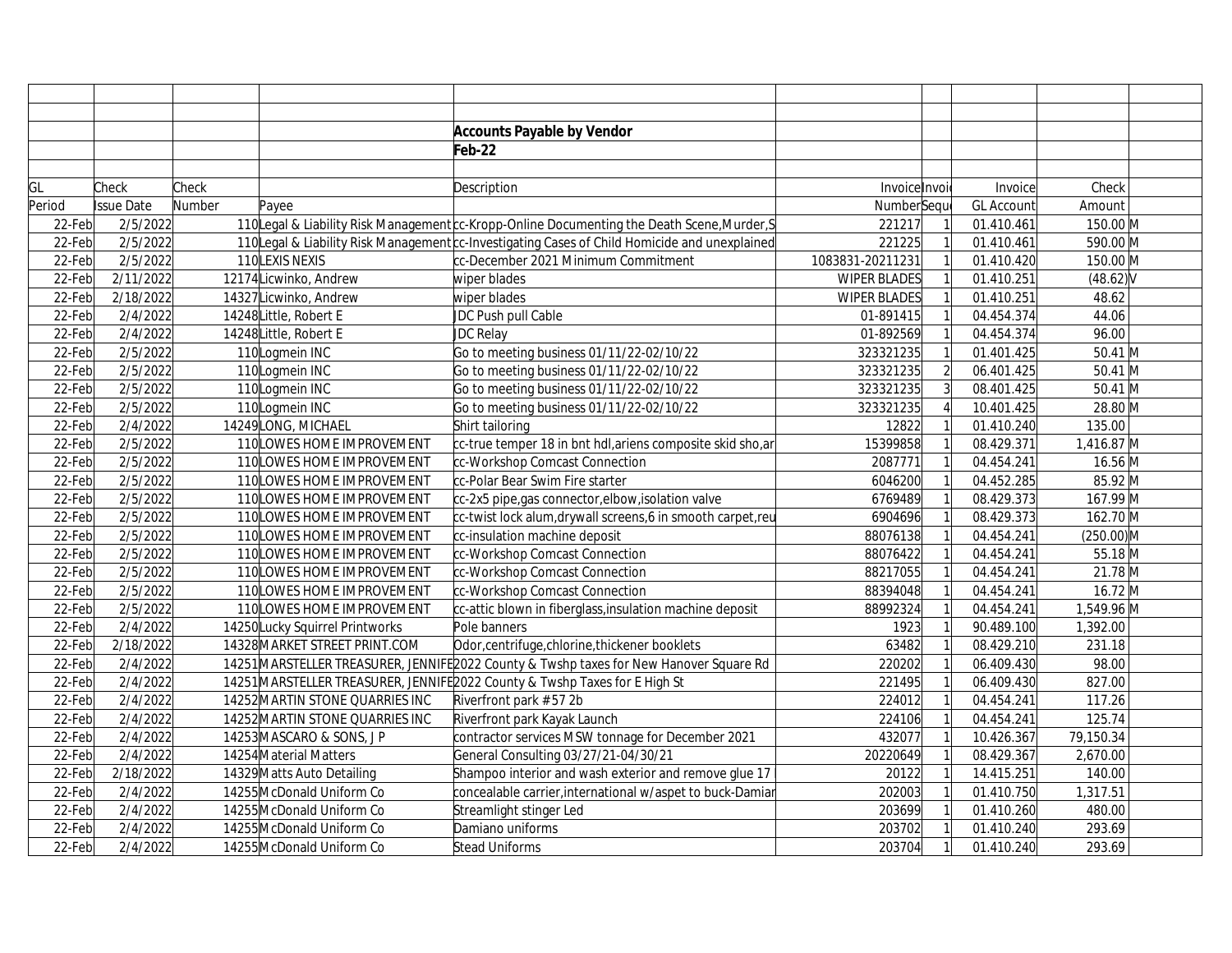**Accounts Payable by Vendor**

**Feb-22**

| GL Period | Check Issue Date | Check Number | Payee | Description | Invoice Number | Invoice Sequence | Invoice GL Account | Check Amount | |
|---|---|---|---|---|---|---|---|---|---|
| 22-Feb | 2/5/2022 | 110 | Legal & Liability Risk Management | cc-Kropp-Online Documenting the Death Scene,Murder,S | 221217 | 1 | 01.410.461 | 150.00 | M |
| 22-Feb | 2/5/2022 | 110 | Legal & Liability Risk Management | cc-Investigating Cases of Child Homicide and unexplained | 221225 | 1 | 01.410.461 | 590.00 | M |
| 22-Feb | 2/5/2022 | 110 | LEXIS NEXIS | cc-December 2021 Minimum Commitment | 1083831-20211231 | 1 | 01.410.420 | 150.00 | M |
| 22-Feb | 2/11/2022 | 12174 | Licwinko, Andrew | wiper blades | WIPER BLADES | 1 | 01.410.251 | (48.62) | V |
| 22-Feb | 2/18/2022 | 14327 | Licwinko, Andrew | wiper blades | WIPER BLADES | 1 | 01.410.251 | 48.62 | |
| 22-Feb | 2/4/2022 | 14248 | Little, Robert E | JDC Push pull Cable | 01-891415 | 1 | 04.454.374 | 44.06 | |
| 22-Feb | 2/4/2022 | 14248 | Little, Robert E | JDC Relay | 01-892569 | 1 | 04.454.374 | 96.00 | |
| 22-Feb | 2/5/2022 | 110 | Logmein INC | Go to meeting business 01/11/22-02/10/22 | 323321235 | 1 | 01.401.425 | 50.41 | M |
| 22-Feb | 2/5/2022 | 110 | Logmein INC | Go to meeting business 01/11/22-02/10/22 | 323321235 | 2 | 06.401.425 | 50.41 | M |
| 22-Feb | 2/5/2022 | 110 | Logmein INC | Go to meeting business 01/11/22-02/10/22 | 323321235 | 3 | 08.401.425 | 50.41 | M |
| 22-Feb | 2/5/2022 | 110 | Logmein INC | Go to meeting business 01/11/22-02/10/22 | 323321235 | 4 | 10.401.425 | 28.80 | M |
| 22-Feb | 2/4/2022 | 14249 | LONG, MICHAEL | Shirt tailoring | 12822 | 1 | 01.410.240 | 135.00 | |
| 22-Feb | 2/5/2022 | 110 | LOWES HOME IMPROVEMENT | cc-true temper 18 in bnt hdl,ariens composite skid sho,ar | 15399858 | 1 | 08.429.371 | 1,416.87 | M |
| 22-Feb | 2/5/2022 | 110 | LOWES HOME IMPROVEMENT | cc-Workshop Comcast Connection | 2087771 | 1 | 04.454.241 | 16.56 | M |
| 22-Feb | 2/5/2022 | 110 | LOWES HOME IMPROVEMENT | cc-Polar Bear Swim Fire starter | 6046200 | 1 | 04.452.285 | 85.92 | M |
| 22-Feb | 2/5/2022 | 110 | LOWES HOME IMPROVEMENT | cc-2x5 pipe,gas connector,elbow,isolation valve | 6769489 | 1 | 08.429.373 | 167.99 | M |
| 22-Feb | 2/5/2022 | 110 | LOWES HOME IMPROVEMENT | cc-twist lock alum,drywall screens,6 in smooth carpet,reu | 6904696 | 1 | 08.429.373 | 162.70 | M |
| 22-Feb | 2/5/2022 | 110 | LOWES HOME IMPROVEMENT | cc-insulation machine deposit | 88076138 | 1 | 04.454.241 | (250.00) | M |
| 22-Feb | 2/5/2022 | 110 | LOWES HOME IMPROVEMENT | cc-Workshop Comcast Connection | 88076422 | 1 | 04.454.241 | 55.18 | M |
| 22-Feb | 2/5/2022 | 110 | LOWES HOME IMPROVEMENT | cc-Workshop Comcast Connection | 88217055 | 1 | 04.454.241 | 21.78 | M |
| 22-Feb | 2/5/2022 | 110 | LOWES HOME IMPROVEMENT | cc-Workshop Comcast Connection | 88394048 | 1 | 04.454.241 | 16.72 | M |
| 22-Feb | 2/5/2022 | 110 | LOWES HOME IMPROVEMENT | cc-attic blown in fiberglass,insulation machine deposit | 88992324 | 1 | 04.454.241 | 1,549.96 | M |
| 22-Feb | 2/4/2022 | 14250 | Lucky Squirrel Printworks | Pole banners | 1923 | 1 | 90.489.100 | 1,392.00 | |
| 22-Feb | 2/18/2022 | 14328 | MARKET STREET PRINT.COM | Odor,centrifuge,chlorine,thickener booklets | 63482 | 1 | 08.429.210 | 231.18 | |
| 22-Feb | 2/4/2022 | 14251 | MARSTELLER TREASURER, JENNIFE | 2022 County & Twshp taxes for New Hanover Square Rd | 220202 | 1 | 06.409.430 | 98.00 | |
| 22-Feb | 2/4/2022 | 14251 | MARSTELLER TREASURER, JENNIFE | 2022 County & Twshp Taxes for E High St | 221495 | 1 | 06.409.430 | 827.00 | |
| 22-Feb | 2/4/2022 | 14252 | MARTIN STONE QUARRIES INC | Riverfront park #57 2b | 224012 | 1 | 04.454.241 | 117.26 | |
| 22-Feb | 2/4/2022 | 14252 | MARTIN STONE QUARRIES INC | Riverfront park Kayak Launch | 224106 | 1 | 04.454.241 | 125.74 | |
| 22-Feb | 2/4/2022 | 14253 | MASCARO & SONS, J P | contractor services MSW tonnage for December 2021 | 432077 | 1 | 10.426.367 | 79,150.34 | |
| 22-Feb | 2/4/2022 | 14254 | Material Matters | General Consulting 03/27/21-04/30/21 | 20220649 | 1 | 08.429.367 | 2,670.00 | |
| 22-Feb | 2/18/2022 | 14329 | Matts Auto Detailing | Shampoo interior and wash exterior and remove glue 17 | 20122 | 1 | 14.415.251 | 140.00 | |
| 22-Feb | 2/4/2022 | 14255 | McDonald Uniform Co | concealable carrier,international w/aspet to buck-Damiar | 202003 | 1 | 01.410.750 | 1,317.51 | |
| 22-Feb | 2/4/2022 | 14255 | McDonald Uniform Co | Streamlight stinger Led | 203699 | 1 | 01.410.260 | 480.00 | |
| 22-Feb | 2/4/2022 | 14255 | McDonald Uniform Co | Damiano uniforms | 203702 | 1 | 01.410.240 | 293.69 | |
| 22-Feb | 2/4/2022 | 14255 | McDonald Uniform Co | Stead Uniforms | 203704 | 1 | 01.410.240 | 293.69 | |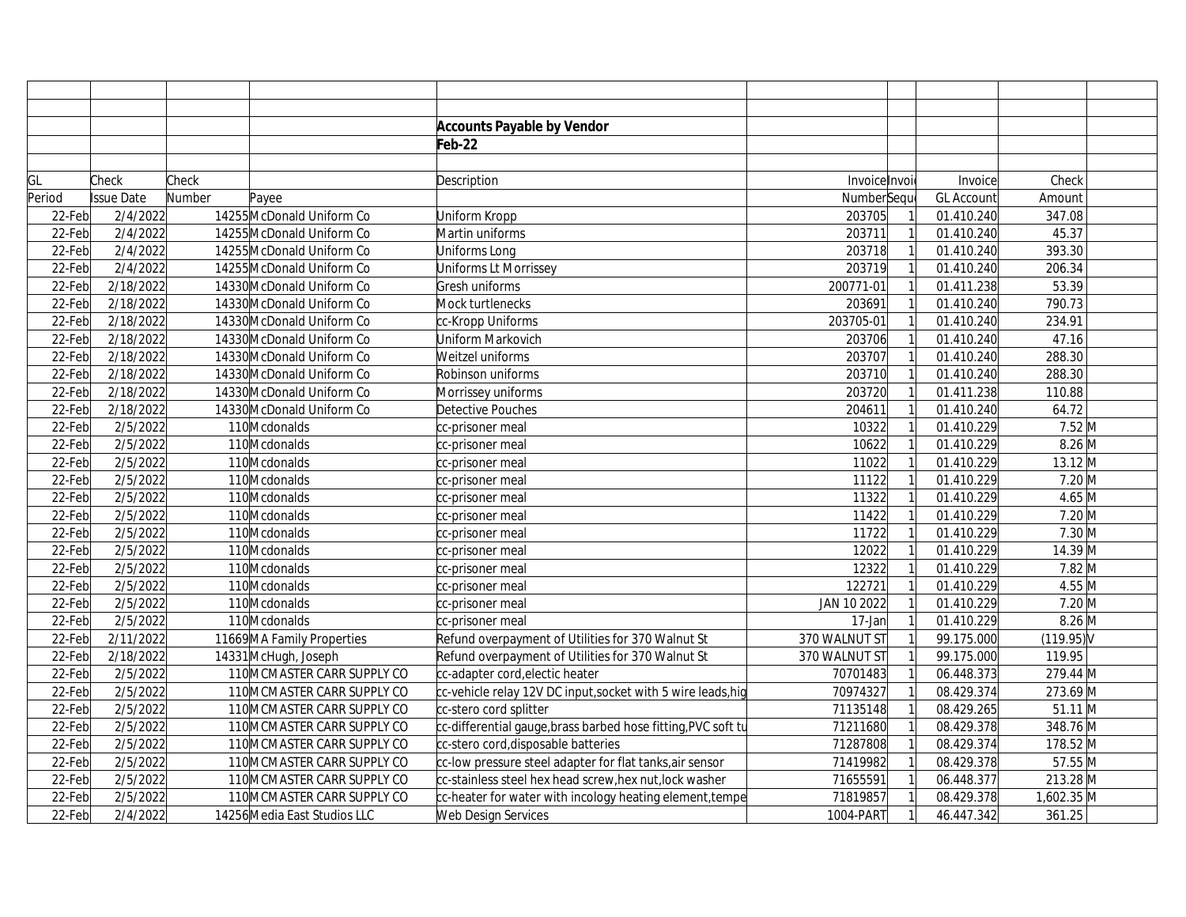**Accounts Payable by Vendor**

**Feb-22**

| GL Period | Check Issue Date | Check Number | Payee | Description | Invoice Number | Invoice Sequence | Invoice GL Account | Check Amount | |
|---|---|---|---|---|---|---|---|---|---|
| 22-Feb | 2/4/2022 | 14255 | McDonald Uniform Co | Uniform Kropp | 203705 | 1 | 01.410.240 | 347.08 | |
| 22-Feb | 2/4/2022 | 14255 | McDonald Uniform Co | Martin uniforms | 203711 | 1 | 01.410.240 | 45.37 | |
| 22-Feb | 2/4/2022 | 14255 | McDonald Uniform Co | Uniforms Long | 203718 | 1 | 01.410.240 | 393.30 | |
| 22-Feb | 2/4/2022 | 14255 | McDonald Uniform Co | Uniforms Lt Morrissey | 203719 | 1 | 01.410.240 | 206.34 | |
| 22-Feb | 2/18/2022 | 14330 | McDonald Uniform Co | Gresh uniforms | 200771-01 | 1 | 01.411.238 | 53.39 | |
| 22-Feb | 2/18/2022 | 14330 | McDonald Uniform Co | Mock turtlenecks | 203691 | 1 | 01.410.240 | 790.73 | |
| 22-Feb | 2/18/2022 | 14330 | McDonald Uniform Co | cc-Kropp Uniforms | 203705-01 | 1 | 01.410.240 | 234.91 | |
| 22-Feb | 2/18/2022 | 14330 | McDonald Uniform Co | Uniform Markovich | 203706 | 1 | 01.410.240 | 47.16 | |
| 22-Feb | 2/18/2022 | 14330 | McDonald Uniform Co | Weitzel uniforms | 203707 | 1 | 01.410.240 | 288.30 | |
| 22-Feb | 2/18/2022 | 14330 | McDonald Uniform Co | Robinson uniforms | 203710 | 1 | 01.410.240 | 288.30 | |
| 22-Feb | 2/18/2022 | 14330 | McDonald Uniform Co | Morrissey uniforms | 203720 | 1 | 01.411.238 | 110.88 | |
| 22-Feb | 2/18/2022 | 14330 | McDonald Uniform Co | Detective Pouches | 204611 | 1 | 01.410.240 | 64.72 | |
| 22-Feb | 2/5/2022 | 110 | Mcdonalds | cc-prisoner meal | 10322 | 1 | 01.410.229 | 7.52 | M |
| 22-Feb | 2/5/2022 | 110 | Mcdonalds | cc-prisoner meal | 10622 | 1 | 01.410.229 | 8.26 | M |
| 22-Feb | 2/5/2022 | 110 | Mcdonalds | cc-prisoner meal | 11022 | 1 | 01.410.229 | 13.12 | M |
| 22-Feb | 2/5/2022 | 110 | Mcdonalds | cc-prisoner meal | 11122 | 1 | 01.410.229 | 7.20 | M |
| 22-Feb | 2/5/2022 | 110 | Mcdonalds | cc-prisoner meal | 11322 | 1 | 01.410.229 | 4.65 | M |
| 22-Feb | 2/5/2022 | 110 | Mcdonalds | cc-prisoner meal | 11422 | 1 | 01.410.229 | 7.20 | M |
| 22-Feb | 2/5/2022 | 110 | Mcdonalds | cc-prisoner meal | 11722 | 1 | 01.410.229 | 7.30 | M |
| 22-Feb | 2/5/2022 | 110 | Mcdonalds | cc-prisoner meal | 12022 | 1 | 01.410.229 | 14.39 | M |
| 22-Feb | 2/5/2022 | 110 | Mcdonalds | cc-prisoner meal | 12322 | 1 | 01.410.229 | 7.82 | M |
| 22-Feb | 2/5/2022 | 110 | Mcdonalds | cc-prisoner meal | 122721 | 1 | 01.410.229 | 4.55 | M |
| 22-Feb | 2/5/2022 | 110 | Mcdonalds | cc-prisoner meal | JAN 10 2022 | 1 | 01.410.229 | 7.20 | M |
| 22-Feb | 2/5/2022 | 110 | Mcdonalds | cc-prisoner meal | 17-Jan | 1 | 01.410.229 | 8.26 | M |
| 22-Feb | 2/11/2022 | 11669 | MA Family Properties | Refund overpayment of Utilities for 370 Walnut St | 370 WALNUT ST | 1 | 99.175.000 | (119.95) | V |
| 22-Feb | 2/18/2022 | 14331 | McHugh, Joseph | Refund overpayment of Utilities for 370 Walnut St | 370 WALNUT ST | 1 | 99.175.000 | 119.95 | |
| 22-Feb | 2/5/2022 | 110 | MCMASTER CARR SUPPLY CO | cc-adapter cord,electic heater | 70701483 | 1 | 06.448.373 | 279.44 | M |
| 22-Feb | 2/5/2022 | 110 | MCMASTER CARR SUPPLY CO | cc-vehicle relay 12V DC input,socket with 5 wire leads,hig | 70974327 | 1 | 08.429.374 | 273.69 | M |
| 22-Feb | 2/5/2022 | 110 | MCMASTER CARR SUPPLY CO | cc-stero cord splitter | 71135148 | 1 | 08.429.265 | 51.11 | M |
| 22-Feb | 2/5/2022 | 110 | MCMASTER CARR SUPPLY CO | cc-differential gauge,brass barbed hose fitting,PVC soft tu | 71211680 | 1 | 08.429.378 | 348.76 | M |
| 22-Feb | 2/5/2022 | 110 | MCMASTER CARR SUPPLY CO | cc-stero cord,disposable batteries | 71287808 | 1 | 08.429.374 | 178.52 | M |
| 22-Feb | 2/5/2022 | 110 | MCMASTER CARR SUPPLY CO | cc-low pressure steel adapter for flat tanks,air sensor | 71419982 | 1 | 08.429.378 | 57.55 | M |
| 22-Feb | 2/5/2022 | 110 | MCMASTER CARR SUPPLY CO | cc-stainless steel hex head screw,hex nut,lock washer | 71655591 | 1 | 06.448.377 | 213.28 | M |
| 22-Feb | 2/5/2022 | 110 | MCMASTER CARR SUPPLY CO | cc-heater for water with incology heating element,tempe | 71819857 | 1 | 08.429.378 | 1,602.35 | M |
| 22-Feb | 2/4/2022 | 14256 | Media East Studios LLC | Web Design Services | 1004-PART | 1 | 46.447.342 | 361.25 | |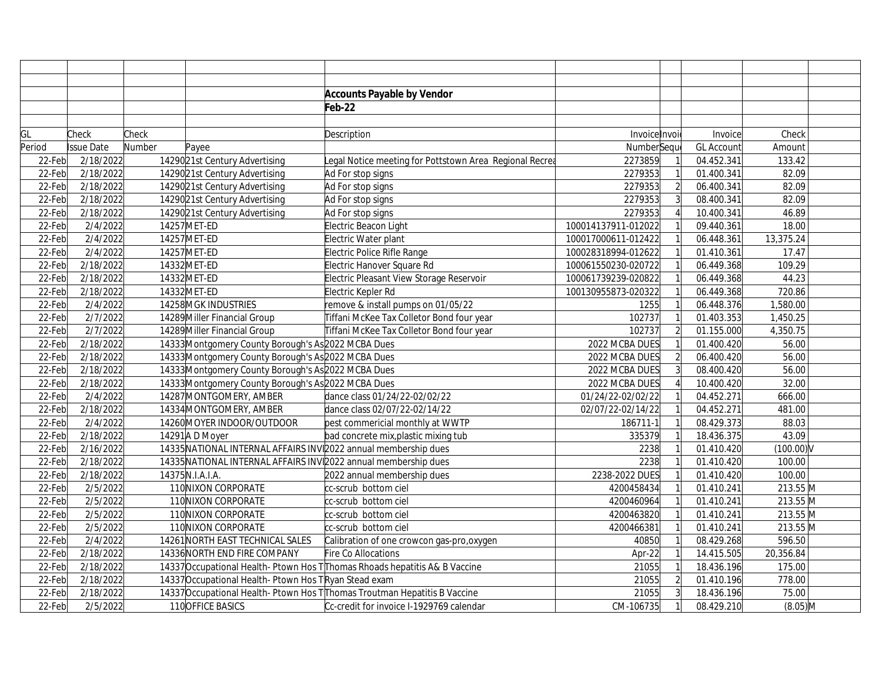## Accounts Payable by Vendor

## Feb-22

| GL Period | Check Issue Date | Check Number | Payee | Description | Invoice Number | Invoice Sequence | Invoice GL Account | Check Amount | |
|---|---|---|---|---|---|---|---|---|---|
| 22-Feb | 2/18/2022 | 14290 | 21st Century Advertising | Legal Notice meeting for Pottstown Area Regional Recrea | 2273859 | 1 | 04.452.341 | 133.42 | |
| 22-Feb | 2/18/2022 | 14290 | 21st Century Advertising | Ad For stop signs | 2279353 | 1 | 01.400.341 | 82.09 | |
| 22-Feb | 2/18/2022 | 14290 | 21st Century Advertising | Ad For stop signs | 2279353 | 2 | 06.400.341 | 82.09 | |
| 22-Feb | 2/18/2022 | 14290 | 21st Century Advertising | Ad For stop signs | 2279353 | 3 | 08.400.341 | 82.09 | |
| 22-Feb | 2/18/2022 | 14290 | 21st Century Advertising | Ad For stop signs | 2279353 | 4 | 10.400.341 | 46.89 | |
| 22-Feb | 2/4/2022 | 14257 | MET-ED | Electric Beacon Light | 100014137911-012022 | 1 | 09.440.361 | 18.00 | |
| 22-Feb | 2/4/2022 | 14257 | MET-ED | Electric Water plant | 100017000611-012422 | 1 | 06.448.361 | 13,375.24 | |
| 22-Feb | 2/4/2022 | 14257 | MET-ED | Electric Police Rifle Range | 100028318994-012622 | 1 | 01.410.361 | 17.47 | |
| 22-Feb | 2/18/2022 | 14332 | MET-ED | Electric Hanover Square Rd | 100061550230-020722 | 1 | 06.449.368 | 109.29 | |
| 22-Feb | 2/18/2022 | 14332 | MET-ED | Electric Pleasant View Storage Reservoir | 100061739239-020822 | 1 | 06.449.368 | 44.23 | |
| 22-Feb | 2/18/2022 | 14332 | MET-ED | Electric Kepler Rd | 100130955873-020322 | 1 | 06.449.368 | 720.86 | |
| 22-Feb | 2/4/2022 | 14258 | MGK INDUSTRIES | remove & install pumps on 01/05/22 | 1255 | 1 | 06.448.376 | 1,580.00 | |
| 22-Feb | 2/7/2022 | 14289 | Miller Financial Group | Tiffani McKee Tax Colletor Bond four year | 102737 | 1 | 01.403.353 | 1,450.25 | |
| 22-Feb | 2/7/2022 | 14289 | Miller Financial Group | Tiffani McKee Tax Colletor Bond four year | 102737 | 2 | 01.155.000 | 4,350.75 | |
| 22-Feb | 2/18/2022 | 14333 | Montgomery County Borough's As | 2022 MCBA Dues | 2022 MCBA DUES | 1 | 01.400.420 | 56.00 | |
| 22-Feb | 2/18/2022 | 14333 | Montgomery County Borough's As | 2022 MCBA Dues | 2022 MCBA DUES | 2 | 06.400.420 | 56.00 | |
| 22-Feb | 2/18/2022 | 14333 | Montgomery County Borough's As | 2022 MCBA Dues | 2022 MCBA DUES | 3 | 08.400.420 | 56.00 | |
| 22-Feb | 2/18/2022 | 14333 | Montgomery County Borough's As | 2022 MCBA Dues | 2022 MCBA DUES | 4 | 10.400.420 | 32.00 | |
| 22-Feb | 2/4/2022 | 14287 | MONTGOMERY, AMBER | dance class 01/24/22-02/02/22 | 01/24/22-02/02/22 | 1 | 04.452.271 | 666.00 | |
| 22-Feb | 2/18/2022 | 14334 | MONTGOMERY, AMBER | dance class 02/07/22-02/14/22 | 02/07/22-02/14/22 | 1 | 04.452.271 | 481.00 | |
| 22-Feb | 2/4/2022 | 14260 | MOYER INDOOR/OUTDOOR | pest commericial monthly at WWTP | 186711-1 | 1 | 08.429.373 | 88.03 | |
| 22-Feb | 2/18/2022 | 14291 | A D Moyer | bad concrete mix,plastic mixing tub | 335379 | 1 | 18.436.375 | 43.09 | |
| 22-Feb | 2/16/2022 | 14335 | NATIONAL INTERNAL AFFAIRS INVI | 2022 annual membership dues | 2238 | 1 | 01.410.420 | (100.00) | V |
| 22-Feb | 2/18/2022 | 14335 | NATIONAL INTERNAL AFFAIRS INVI | 2022 annual membership dues | 2238 | 1 | 01.410.420 | 100.00 | |
| 22-Feb | 2/18/2022 | 14375 | N.I.A.I.A. | 2022 annual membership dues | 2238-2022 DUES | 1 | 01.410.420 | 100.00 | |
| 22-Feb | 2/5/2022 | 110 | NIXON CORPORATE | cc-scrub bottom ciel | 4200458434 | 1 | 01.410.241 | 213.55 | M |
| 22-Feb | 2/5/2022 | 110 | NIXON CORPORATE | cc-scrub bottom ciel | 4200460964 | 1 | 01.410.241 | 213.55 | M |
| 22-Feb | 2/5/2022 | 110 | NIXON CORPORATE | cc-scrub bottom ciel | 4200463820 | 1 | 01.410.241 | 213.55 | M |
| 22-Feb | 2/5/2022 | 110 | NIXON CORPORATE | cc-scrub bottom ciel | 4200466381 | 1 | 01.410.241 | 213.55 | M |
| 22-Feb | 2/4/2022 | 14261 | NORTH EAST TECHNICAL SALES | Calibration of one crowcon gas-pro,oxygen | 40850 | 1 | 08.429.268 | 596.50 | |
| 22-Feb | 2/18/2022 | 14336 | NORTH END FIRE COMPANY | Fire Co Allocations | Apr-22 | 1 | 14.415.505 | 20,356.84 | |
| 22-Feb | 2/18/2022 | 14337 | Occupational Health- Ptown Hos T | Thomas Rhoads hepatitis A& B Vaccine | 21055 | 1 | 18.436.196 | 175.00 | |
| 22-Feb | 2/18/2022 | 14337 | Occupational Health- Ptown Hos T | Ryan Stead exam | 21055 | 2 | 01.410.196 | 778.00 | |
| 22-Feb | 2/18/2022 | 14337 | Occupational Health- Ptown Hos T | Thomas Troutman Hepatitis B Vaccine | 21055 | 3 | 18.436.196 | 75.00 | |
| 22-Feb | 2/5/2022 | 110 | OFFICE BASICS | Cc-credit for invoice I-1929769 calendar | CM-106735 | 1 | 08.429.210 | (8.05) | M |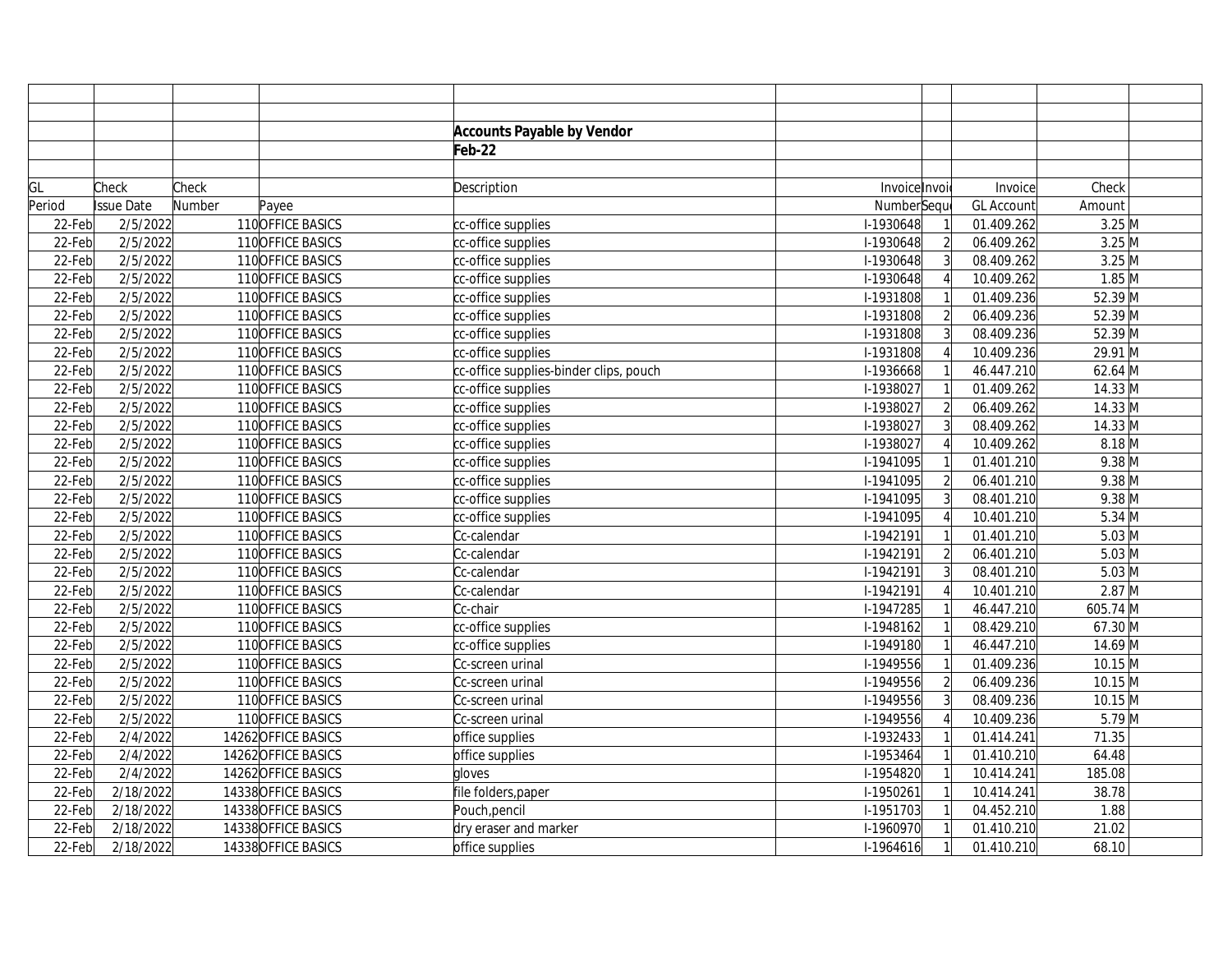**Accounts Payable by Vendor**

**Feb-22**

| GL Period | Check Issue Date | Check Number | Payee | Description | Invoice Number | Invoice Sequence | Invoice GL Account | Check Amount | |
|---|---|---|---|---|---|---|---|---|---|
| 22-Feb | 2/5/2022 | 110 | OFFICE BASICS | cc-office supplies | I-1930648 | 1 | 01.409.262 | 3.25 | M |
| 22-Feb | 2/5/2022 | 110 | OFFICE BASICS | cc-office supplies | I-1930648 | 2 | 06.409.262 | 3.25 | M |
| 22-Feb | 2/5/2022 | 110 | OFFICE BASICS | cc-office supplies | I-1930648 | 3 | 08.409.262 | 3.25 | M |
| 22-Feb | 2/5/2022 | 110 | OFFICE BASICS | cc-office supplies | I-1930648 | 4 | 10.409.262 | 1.85 | M |
| 22-Feb | 2/5/2022 | 110 | OFFICE BASICS | cc-office supplies | I-1931808 | 1 | 01.409.236 | 52.39 | M |
| 22-Feb | 2/5/2022 | 110 | OFFICE BASICS | cc-office supplies | I-1931808 | 2 | 06.409.236 | 52.39 | M |
| 22-Feb | 2/5/2022 | 110 | OFFICE BASICS | cc-office supplies | I-1931808 | 3 | 08.409.236 | 52.39 | M |
| 22-Feb | 2/5/2022 | 110 | OFFICE BASICS | cc-office supplies | I-1931808 | 4 | 10.409.236 | 29.91 | M |
| 22-Feb | 2/5/2022 | 110 | OFFICE BASICS | cc-office supplies-binder clips, pouch | I-1936668 | 1 | 46.447.210 | 62.64 | M |
| 22-Feb | 2/5/2022 | 110 | OFFICE BASICS | cc-office supplies | I-1938027 | 1 | 01.409.262 | 14.33 | M |
| 22-Feb | 2/5/2022 | 110 | OFFICE BASICS | cc-office supplies | I-1938027 | 2 | 06.409.262 | 14.33 | M |
| 22-Feb | 2/5/2022 | 110 | OFFICE BASICS | cc-office supplies | I-1938027 | 3 | 08.409.262 | 14.33 | M |
| 22-Feb | 2/5/2022 | 110 | OFFICE BASICS | cc-office supplies | I-1938027 | 4 | 10.409.262 | 8.18 | M |
| 22-Feb | 2/5/2022 | 110 | OFFICE BASICS | cc-office supplies | I-1941095 | 1 | 01.401.210 | 9.38 | M |
| 22-Feb | 2/5/2022 | 110 | OFFICE BASICS | cc-office supplies | I-1941095 | 2 | 06.401.210 | 9.38 | M |
| 22-Feb | 2/5/2022 | 110 | OFFICE BASICS | cc-office supplies | I-1941095 | 3 | 08.401.210 | 9.38 | M |
| 22-Feb | 2/5/2022 | 110 | OFFICE BASICS | cc-office supplies | I-1941095 | 4 | 10.401.210 | 5.34 | M |
| 22-Feb | 2/5/2022 | 110 | OFFICE BASICS | Cc-calendar | I-1942191 | 1 | 01.401.210 | 5.03 | M |
| 22-Feb | 2/5/2022 | 110 | OFFICE BASICS | Cc-calendar | I-1942191 | 2 | 06.401.210 | 5.03 | M |
| 22-Feb | 2/5/2022 | 110 | OFFICE BASICS | Cc-calendar | I-1942191 | 3 | 08.401.210 | 5.03 | M |
| 22-Feb | 2/5/2022 | 110 | OFFICE BASICS | Cc-calendar | I-1942191 | 4 | 10.401.210 | 2.87 | M |
| 22-Feb | 2/5/2022 | 110 | OFFICE BASICS | Cc-chair | I-1947285 | 1 | 46.447.210 | 605.74 | M |
| 22-Feb | 2/5/2022 | 110 | OFFICE BASICS | cc-office supplies | I-1948162 | 1 | 08.429.210 | 67.30 | M |
| 22-Feb | 2/5/2022 | 110 | OFFICE BASICS | cc-office supplies | I-1949180 | 1 | 46.447.210 | 14.69 | M |
| 22-Feb | 2/5/2022 | 110 | OFFICE BASICS | Cc-screen urinal | I-1949556 | 1 | 01.409.236 | 10.15 | M |
| 22-Feb | 2/5/2022 | 110 | OFFICE BASICS | Cc-screen urinal | I-1949556 | 2 | 06.409.236 | 10.15 | M |
| 22-Feb | 2/5/2022 | 110 | OFFICE BASICS | Cc-screen urinal | I-1949556 | 3 | 08.409.236 | 10.15 | M |
| 22-Feb | 2/5/2022 | 110 | OFFICE BASICS | Cc-screen urinal | I-1949556 | 4 | 10.409.236 | 5.79 | M |
| 22-Feb | 2/4/2022 | 14262 | OFFICE BASICS | office supplies | I-1932433 | 1 | 01.414.241 | 71.35 | |
| 22-Feb | 2/4/2022 | 14262 | OFFICE BASICS | office supplies | I-1953464 | 1 | 01.410.210 | 64.48 | |
| 22-Feb | 2/4/2022 | 14262 | OFFICE BASICS | gloves | I-1954820 | 1 | 10.414.241 | 185.08 | |
| 22-Feb | 2/18/2022 | 14338 | OFFICE BASICS | file folders,paper | I-1950261 | 1 | 10.414.241 | 38.78 | |
| 22-Feb | 2/18/2022 | 14338 | OFFICE BASICS | Pouch,pencil | I-1951703 | 1 | 04.452.210 | 1.88 | |
| 22-Feb | 2/18/2022 | 14338 | OFFICE BASICS | dry eraser and marker | I-1960970 | 1 | 01.410.210 | 21.02 | |
| 22-Feb | 2/18/2022 | 14338 | OFFICE BASICS | office supplies | I-1964616 | 1 | 01.410.210 | 68.10 | |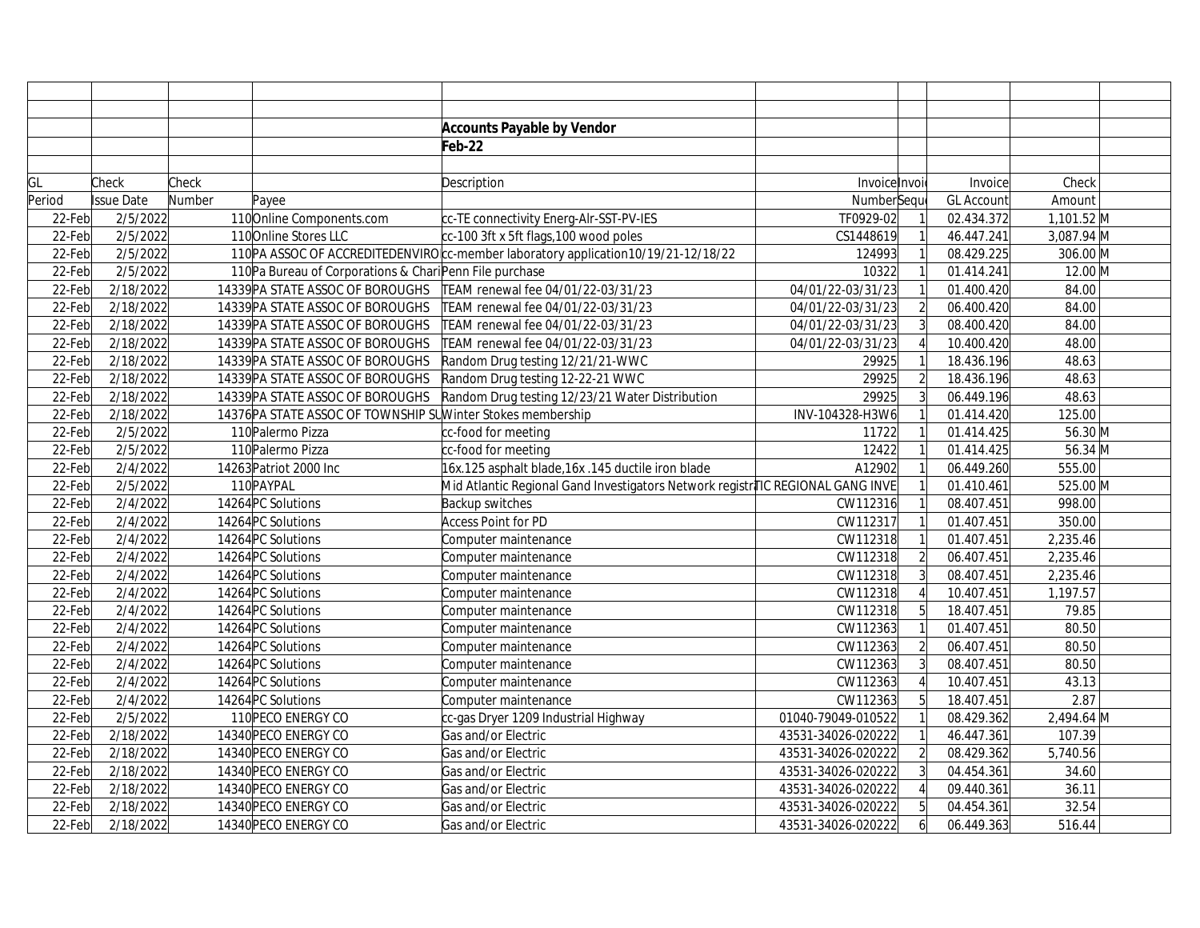**Accounts Payable by Vendor**

**Feb-22**

| GL Period | Check Issue Date | Check Number | Payee | Description | Invoice Number | Invoice Sequence | Invoice GL Account | Check Amount | |
|---|---|---|---|---|---|---|---|---|---|
| 22-Feb | 2/5/2022 | 110 | Online Components.com | cc-TE connectivity Energ-Alr-SST-PV-IES | TF0929-02 | 1 | 02.434.372 | 1,101.52 | M |
| 22-Feb | 2/5/2022 | 110 | Online Stores LLC | cc-100 3ft x 5ft flags,100 wood poles | CS1448619 | 1 | 46.447.241 | 3,087.94 | M |
| 22-Feb | 2/5/2022 | 110 | PA ASSOC OF ACCREDITEDENVIRO | cc-member laboratory application10/19/21-12/18/22 | 124993 | 1 | 08.429.225 | 306.00 | M |
| 22-Feb | 2/5/2022 | 110 | Pa Bureau of Corporations & Chari | Penn File purchase | 10322 | 1 | 01.414.241 | 12.00 | M |
| 22-Feb | 2/18/2022 | 14339 | PA STATE ASSOC OF BOROUGHS | TEAM renewal fee 04/01/22-03/31/23 | 04/01/22-03/31/23 | 1 | 01.400.420 | 84.00 | |
| 22-Feb | 2/18/2022 | 14339 | PA STATE ASSOC OF BOROUGHS | TEAM renewal fee 04/01/22-03/31/23 | 04/01/22-03/31/23 | 2 | 06.400.420 | 84.00 | |
| 22-Feb | 2/18/2022 | 14339 | PA STATE ASSOC OF BOROUGHS | TEAM renewal fee 04/01/22-03/31/23 | 04/01/22-03/31/23 | 3 | 08.400.420 | 84.00 | |
| 22-Feb | 2/18/2022 | 14339 | PA STATE ASSOC OF BOROUGHS | TEAM renewal fee 04/01/22-03/31/23 | 04/01/22-03/31/23 | 4 | 10.400.420 | 48.00 | |
| 22-Feb | 2/18/2022 | 14339 | PA STATE ASSOC OF BOROUGHS | Random Drug testing 12/21/21-WWC | 29925 | 1 | 18.436.196 | 48.63 | |
| 22-Feb | 2/18/2022 | 14339 | PA STATE ASSOC OF BOROUGHS | Random Drug testing 12-22-21 WWC | 29925 | 2 | 18.436.196 | 48.63 | |
| 22-Feb | 2/18/2022 | 14339 | PA STATE ASSOC OF BOROUGHS | Random Drug testing 12/23/21 Water Distribution | 29925 | 3 | 06.449.196 | 48.63 | |
| 22-Feb | 2/18/2022 | 14376 | PA STATE ASSOC OF TOWNSHIP SU | Winter Stokes membership | INV-104328-H3W6 | 1 | 01.414.420 | 125.00 | |
| 22-Feb | 2/5/2022 | 110 | Palermo Pizza | cc-food for meeting | 11722 | 1 | 01.414.425 | 56.30 | M |
| 22-Feb | 2/5/2022 | 110 | Palermo Pizza | cc-food for meeting | 12422 | 1 | 01.414.425 | 56.34 | M |
| 22-Feb | 2/4/2022 | 14263 | Patriot 2000 Inc | 16x.125 asphalt blade,16x .145 ductile iron blade | A12902 | 1 | 06.449.260 | 555.00 | |
| 22-Feb | 2/5/2022 | 110 | PAYPAL | Mid Atlantic Regional Gand Investigators Network registra | TIC REGIONAL GANG INVE | 1 | 01.410.461 | 525.00 | M |
| 22-Feb | 2/4/2022 | 14264 | PC Solutions | Backup switches | CW112316 | 1 | 08.407.451 | 998.00 | |
| 22-Feb | 2/4/2022 | 14264 | PC Solutions | Access Point for PD | CW112317 | 1 | 01.407.451 | 350.00 | |
| 22-Feb | 2/4/2022 | 14264 | PC Solutions | Computer maintenance | CW112318 | 1 | 01.407.451 | 2,235.46 | |
| 22-Feb | 2/4/2022 | 14264 | PC Solutions | Computer maintenance | CW112318 | 2 | 06.407.451 | 2,235.46 | |
| 22-Feb | 2/4/2022 | 14264 | PC Solutions | Computer maintenance | CW112318 | 3 | 08.407.451 | 2,235.46 | |
| 22-Feb | 2/4/2022 | 14264 | PC Solutions | Computer maintenance | CW112318 | 4 | 10.407.451 | 1,197.57 | |
| 22-Feb | 2/4/2022 | 14264 | PC Solutions | Computer maintenance | CW112318 | 5 | 18.407.451 | 79.85 | |
| 22-Feb | 2/4/2022 | 14264 | PC Solutions | Computer maintenance | CW112363 | 1 | 01.407.451 | 80.50 | |
| 22-Feb | 2/4/2022 | 14264 | PC Solutions | Computer maintenance | CW112363 | 2 | 06.407.451 | 80.50 | |
| 22-Feb | 2/4/2022 | 14264 | PC Solutions | Computer maintenance | CW112363 | 3 | 08.407.451 | 80.50 | |
| 22-Feb | 2/4/2022 | 14264 | PC Solutions | Computer maintenance | CW112363 | 4 | 10.407.451 | 43.13 | |
| 22-Feb | 2/4/2022 | 14264 | PC Solutions | Computer maintenance | CW112363 | 5 | 18.407.451 | 2.87 | |
| 22-Feb | 2/5/2022 | 110 | PECO ENERGY CO | cc-gas Dryer 1209 Industrial Highway | 01040-79049-010522 | 1 | 08.429.362 | 2,494.64 | M |
| 22-Feb | 2/18/2022 | 14340 | PECO ENERGY CO | Gas and/or Electric | 43531-34026-020222 | 1 | 46.447.361 | 107.39 | |
| 22-Feb | 2/18/2022 | 14340 | PECO ENERGY CO | Gas and/or Electric | 43531-34026-020222 | 2 | 08.429.362 | 5,740.56 | |
| 22-Feb | 2/18/2022 | 14340 | PECO ENERGY CO | Gas and/or Electric | 43531-34026-020222 | 3 | 04.454.361 | 34.60 | |
| 22-Feb | 2/18/2022 | 14340 | PECO ENERGY CO | Gas and/or Electric | 43531-34026-020222 | 4 | 09.440.361 | 36.11 | |
| 22-Feb | 2/18/2022 | 14340 | PECO ENERGY CO | Gas and/or Electric | 43531-34026-020222 | 5 | 04.454.361 | 32.54 | |
| 22-Feb | 2/18/2022 | 14340 | PECO ENERGY CO | Gas and/or Electric | 43531-34026-020222 | 6 | 06.449.363 | 516.44 | |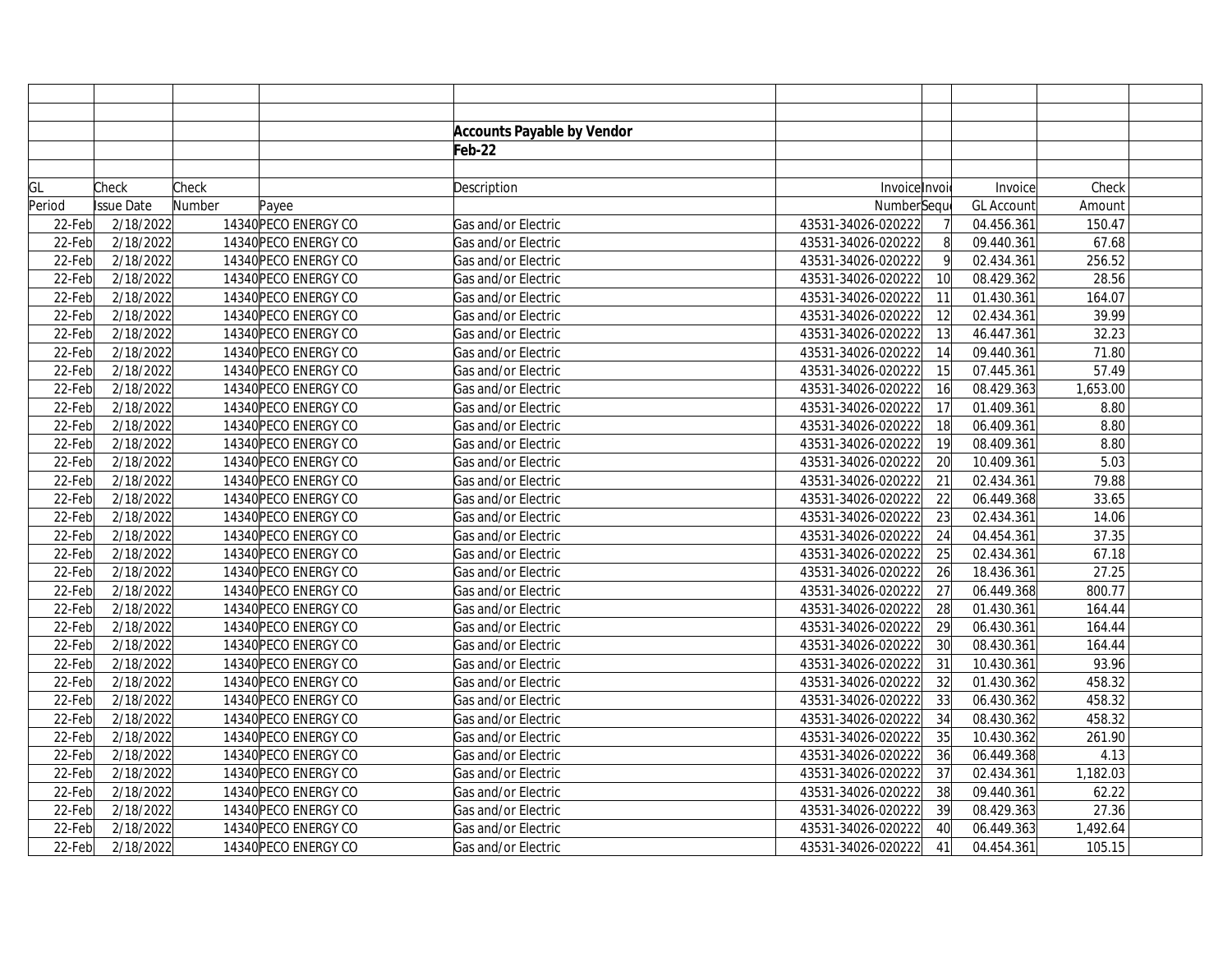## Accounts Payable by Vendor

**Feb-22**

| GL Period | Check Issue Date | Check Number | Payee | Description | Invoice Number | Invoice Sequence | Invoice GL Account | Check Amount |
|---|---|---|---|---|---|---|---|---|
| 22-Feb | 2/18/2022 | 14340 | PECO ENERGY CO | Gas and/or Electric | 43531-34026-020222 | 7 | 04.456.361 | 150.47 |
| 22-Feb | 2/18/2022 | 14340 | PECO ENERGY CO | Gas and/or Electric | 43531-34026-020222 | 8 | 09.440.361 | 67.68 |
| 22-Feb | 2/18/2022 | 14340 | PECO ENERGY CO | Gas and/or Electric | 43531-34026-020222 | 9 | 02.434.361 | 256.52 |
| 22-Feb | 2/18/2022 | 14340 | PECO ENERGY CO | Gas and/or Electric | 43531-34026-020222 | 10 | 08.429.362 | 28.56 |
| 22-Feb | 2/18/2022 | 14340 | PECO ENERGY CO | Gas and/or Electric | 43531-34026-020222 | 11 | 01.430.361 | 164.07 |
| 22-Feb | 2/18/2022 | 14340 | PECO ENERGY CO | Gas and/or Electric | 43531-34026-020222 | 12 | 02.434.361 | 39.99 |
| 22-Feb | 2/18/2022 | 14340 | PECO ENERGY CO | Gas and/or Electric | 43531-34026-020222 | 13 | 46.447.361 | 32.23 |
| 22-Feb | 2/18/2022 | 14340 | PECO ENERGY CO | Gas and/or Electric | 43531-34026-020222 | 14 | 09.440.361 | 71.80 |
| 22-Feb | 2/18/2022 | 14340 | PECO ENERGY CO | Gas and/or Electric | 43531-34026-020222 | 15 | 07.445.361 | 57.49 |
| 22-Feb | 2/18/2022 | 14340 | PECO ENERGY CO | Gas and/or Electric | 43531-34026-020222 | 16 | 08.429.363 | 1,653.00 |
| 22-Feb | 2/18/2022 | 14340 | PECO ENERGY CO | Gas and/or Electric | 43531-34026-020222 | 17 | 01.409.361 | 8.80 |
| 22-Feb | 2/18/2022 | 14340 | PECO ENERGY CO | Gas and/or Electric | 43531-34026-020222 | 18 | 06.409.361 | 8.80 |
| 22-Feb | 2/18/2022 | 14340 | PECO ENERGY CO | Gas and/or Electric | 43531-34026-020222 | 19 | 08.409.361 | 8.80 |
| 22-Feb | 2/18/2022 | 14340 | PECO ENERGY CO | Gas and/or Electric | 43531-34026-020222 | 20 | 10.409.361 | 5.03 |
| 22-Feb | 2/18/2022 | 14340 | PECO ENERGY CO | Gas and/or Electric | 43531-34026-020222 | 21 | 02.434.361 | 79.88 |
| 22-Feb | 2/18/2022 | 14340 | PECO ENERGY CO | Gas and/or Electric | 43531-34026-020222 | 22 | 06.449.368 | 33.65 |
| 22-Feb | 2/18/2022 | 14340 | PECO ENERGY CO | Gas and/or Electric | 43531-34026-020222 | 23 | 02.434.361 | 14.06 |
| 22-Feb | 2/18/2022 | 14340 | PECO ENERGY CO | Gas and/or Electric | 43531-34026-020222 | 24 | 04.454.361 | 37.35 |
| 22-Feb | 2/18/2022 | 14340 | PECO ENERGY CO | Gas and/or Electric | 43531-34026-020222 | 25 | 02.434.361 | 67.18 |
| 22-Feb | 2/18/2022 | 14340 | PECO ENERGY CO | Gas and/or Electric | 43531-34026-020222 | 26 | 18.436.361 | 27.25 |
| 22-Feb | 2/18/2022 | 14340 | PECO ENERGY CO | Gas and/or Electric | 43531-34026-020222 | 27 | 06.449.368 | 800.77 |
| 22-Feb | 2/18/2022 | 14340 | PECO ENERGY CO | Gas and/or Electric | 43531-34026-020222 | 28 | 01.430.361 | 164.44 |
| 22-Feb | 2/18/2022 | 14340 | PECO ENERGY CO | Gas and/or Electric | 43531-34026-020222 | 29 | 06.430.361 | 164.44 |
| 22-Feb | 2/18/2022 | 14340 | PECO ENERGY CO | Gas and/or Electric | 43531-34026-020222 | 30 | 08.430.361 | 164.44 |
| 22-Feb | 2/18/2022 | 14340 | PECO ENERGY CO | Gas and/or Electric | 43531-34026-020222 | 31 | 10.430.361 | 93.96 |
| 22-Feb | 2/18/2022 | 14340 | PECO ENERGY CO | Gas and/or Electric | 43531-34026-020222 | 32 | 01.430.362 | 458.32 |
| 22-Feb | 2/18/2022 | 14340 | PECO ENERGY CO | Gas and/or Electric | 43531-34026-020222 | 33 | 06.430.362 | 458.32 |
| 22-Feb | 2/18/2022 | 14340 | PECO ENERGY CO | Gas and/or Electric | 43531-34026-020222 | 34 | 08.430.362 | 458.32 |
| 22-Feb | 2/18/2022 | 14340 | PECO ENERGY CO | Gas and/or Electric | 43531-34026-020222 | 35 | 10.430.362 | 261.90 |
| 22-Feb | 2/18/2022 | 14340 | PECO ENERGY CO | Gas and/or Electric | 43531-34026-020222 | 36 | 06.449.368 | 4.13 |
| 22-Feb | 2/18/2022 | 14340 | PECO ENERGY CO | Gas and/or Electric | 43531-34026-020222 | 37 | 02.434.361 | 1,182.03 |
| 22-Feb | 2/18/2022 | 14340 | PECO ENERGY CO | Gas and/or Electric | 43531-34026-020222 | 38 | 09.440.361 | 62.22 |
| 22-Feb | 2/18/2022 | 14340 | PECO ENERGY CO | Gas and/or Electric | 43531-34026-020222 | 39 | 08.429.363 | 27.36 |
| 22-Feb | 2/18/2022 | 14340 | PECO ENERGY CO | Gas and/or Electric | 43531-34026-020222 | 40 | 06.449.363 | 1,492.64 |
| 22-Feb | 2/18/2022 | 14340 | PECO ENERGY CO | Gas and/or Electric | 43531-34026-020222 | 41 | 04.454.361 | 105.15 |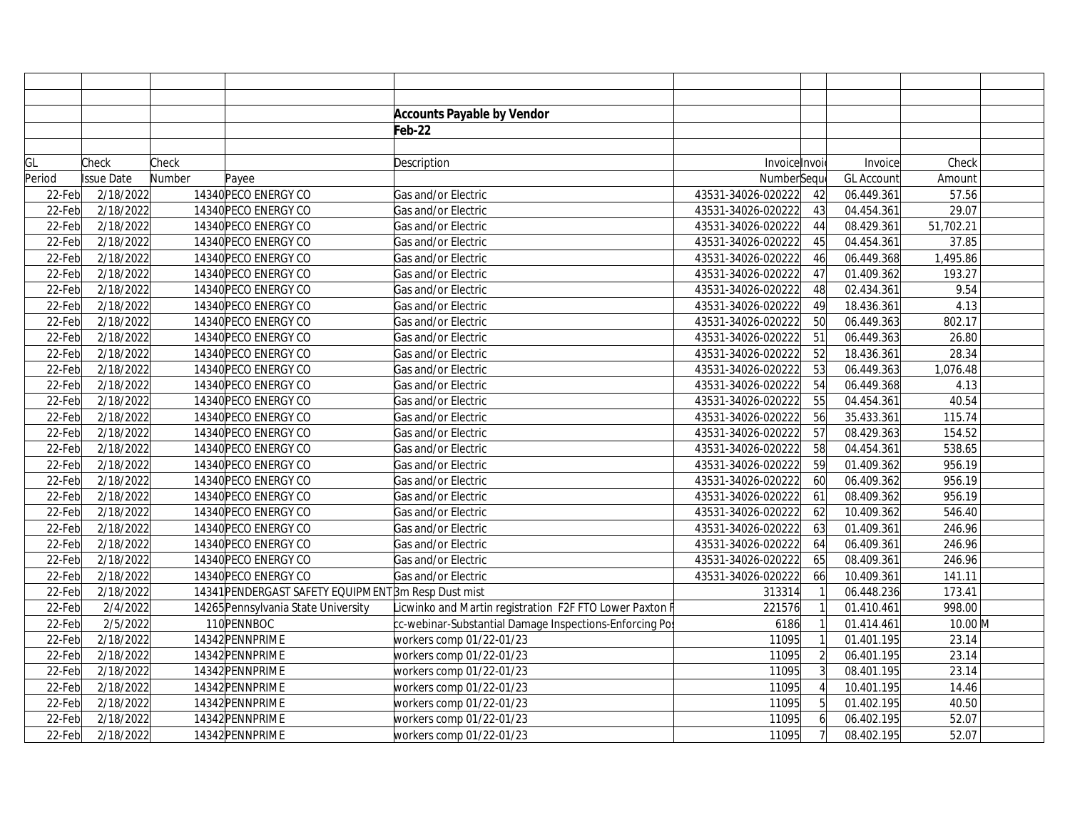## Accounts Payable by Vendor

**Feb-22**

| GL Period | Check Issue Date | Check Number | Payee | Description | Invoice Number | Invoice Sequence | Invoice GL Account | Check Amount | |
|---|---|---|---|---|---|---|---|---|---|
| 22-Feb | 2/18/2022 | 14340 | PECO ENERGY CO | Gas and/or Electric | 43531-34026-020222 | 42 | 06.449.361 | 57.56 | |
| 22-Feb | 2/18/2022 | 14340 | PECO ENERGY CO | Gas and/or Electric | 43531-34026-020222 | 43 | 04.454.361 | 29.07 | |
| 22-Feb | 2/18/2022 | 14340 | PECO ENERGY CO | Gas and/or Electric | 43531-34026-020222 | 44 | 08.429.361 | 51,702.21 | |
| 22-Feb | 2/18/2022 | 14340 | PECO ENERGY CO | Gas and/or Electric | 43531-34026-020222 | 45 | 04.454.361 | 37.85 | |
| 22-Feb | 2/18/2022 | 14340 | PECO ENERGY CO | Gas and/or Electric | 43531-34026-020222 | 46 | 06.449.368 | 1,495.86 | |
| 22-Feb | 2/18/2022 | 14340 | PECO ENERGY CO | Gas and/or Electric | 43531-34026-020222 | 47 | 01.409.362 | 193.27 | |
| 22-Feb | 2/18/2022 | 14340 | PECO ENERGY CO | Gas and/or Electric | 43531-34026-020222 | 48 | 02.434.361 | 9.54 | |
| 22-Feb | 2/18/2022 | 14340 | PECO ENERGY CO | Gas and/or Electric | 43531-34026-020222 | 49 | 18.436.361 | 4.13 | |
| 22-Feb | 2/18/2022 | 14340 | PECO ENERGY CO | Gas and/or Electric | 43531-34026-020222 | 50 | 06.449.363 | 802.17 | |
| 22-Feb | 2/18/2022 | 14340 | PECO ENERGY CO | Gas and/or Electric | 43531-34026-020222 | 51 | 06.449.363 | 26.80 | |
| 22-Feb | 2/18/2022 | 14340 | PECO ENERGY CO | Gas and/or Electric | 43531-34026-020222 | 52 | 18.436.361 | 28.34 | |
| 22-Feb | 2/18/2022 | 14340 | PECO ENERGY CO | Gas and/or Electric | 43531-34026-020222 | 53 | 06.449.363 | 1,076.48 | |
| 22-Feb | 2/18/2022 | 14340 | PECO ENERGY CO | Gas and/or Electric | 43531-34026-020222 | 54 | 06.449.368 | 4.13 | |
| 22-Feb | 2/18/2022 | 14340 | PECO ENERGY CO | Gas and/or Electric | 43531-34026-020222 | 55 | 04.454.361 | 40.54 | |
| 22-Feb | 2/18/2022 | 14340 | PECO ENERGY CO | Gas and/or Electric | 43531-34026-020222 | 56 | 35.433.361 | 115.74 | |
| 22-Feb | 2/18/2022 | 14340 | PECO ENERGY CO | Gas and/or Electric | 43531-34026-020222 | 57 | 08.429.363 | 154.52 | |
| 22-Feb | 2/18/2022 | 14340 | PECO ENERGY CO | Gas and/or Electric | 43531-34026-020222 | 58 | 04.454.361 | 538.65 | |
| 22-Feb | 2/18/2022 | 14340 | PECO ENERGY CO | Gas and/or Electric | 43531-34026-020222 | 59 | 01.409.362 | 956.19 | |
| 22-Feb | 2/18/2022 | 14340 | PECO ENERGY CO | Gas and/or Electric | 43531-34026-020222 | 60 | 06.409.362 | 956.19 | |
| 22-Feb | 2/18/2022 | 14340 | PECO ENERGY CO | Gas and/or Electric | 43531-34026-020222 | 61 | 08.409.362 | 956.19 | |
| 22-Feb | 2/18/2022 | 14340 | PECO ENERGY CO | Gas and/or Electric | 43531-34026-020222 | 62 | 10.409.362 | 546.40 | |
| 22-Feb | 2/18/2022 | 14340 | PECO ENERGY CO | Gas and/or Electric | 43531-34026-020222 | 63 | 01.409.361 | 246.96 | |
| 22-Feb | 2/18/2022 | 14340 | PECO ENERGY CO | Gas and/or Electric | 43531-34026-020222 | 64 | 06.409.361 | 246.96 | |
| 22-Feb | 2/18/2022 | 14340 | PECO ENERGY CO | Gas and/or Electric | 43531-34026-020222 | 65 | 08.409.361 | 246.96 | |
| 22-Feb | 2/18/2022 | 14340 | PECO ENERGY CO | Gas and/or Electric | 43531-34026-020222 | 66 | 10.409.361 | 141.11 | |
| 22-Feb | 2/18/2022 | 14341 | PENDERGAST SAFETY EQUIPMENT | 3m Resp Dust mist | 313314 | 1 | 06.448.236 | 173.41 | |
| 22-Feb | 2/4/2022 | 14265 | Pennsylvania State University | Licwinko and Martin registration F2F FTO Lower Paxton F | 221576 | 1 | 01.410.461 | 998.00 | |
| 22-Feb | 2/5/2022 | 110 | PENNBOC | cc-webinar-Substantial Damage Inspections-Enforcing Pos | 6186 | 1 | 01.414.461 | 10.00 | M |
| 22-Feb | 2/18/2022 | 14342 | PENNPRIME | workers comp 01/22-01/23 | 11095 | 1 | 01.401.195 | 23.14 | |
| 22-Feb | 2/18/2022 | 14342 | PENNPRIME | workers comp 01/22-01/23 | 11095 | 2 | 06.401.195 | 23.14 | |
| 22-Feb | 2/18/2022 | 14342 | PENNPRIME | workers comp 01/22-01/23 | 11095 | 3 | 08.401.195 | 23.14 | |
| 22-Feb | 2/18/2022 | 14342 | PENNPRIME | workers comp 01/22-01/23 | 11095 | 4 | 10.401.195 | 14.46 | |
| 22-Feb | 2/18/2022 | 14342 | PENNPRIME | workers comp 01/22-01/23 | 11095 | 5 | 01.402.195 | 40.50 | |
| 22-Feb | 2/18/2022 | 14342 | PENNPRIME | workers comp 01/22-01/23 | 11095 | 6 | 06.402.195 | 52.07 | |
| 22-Feb | 2/18/2022 | 14342 | PENNPRIME | workers comp 01/22-01/23 | 11095 | 7 | 08.402.195 | 52.07 | |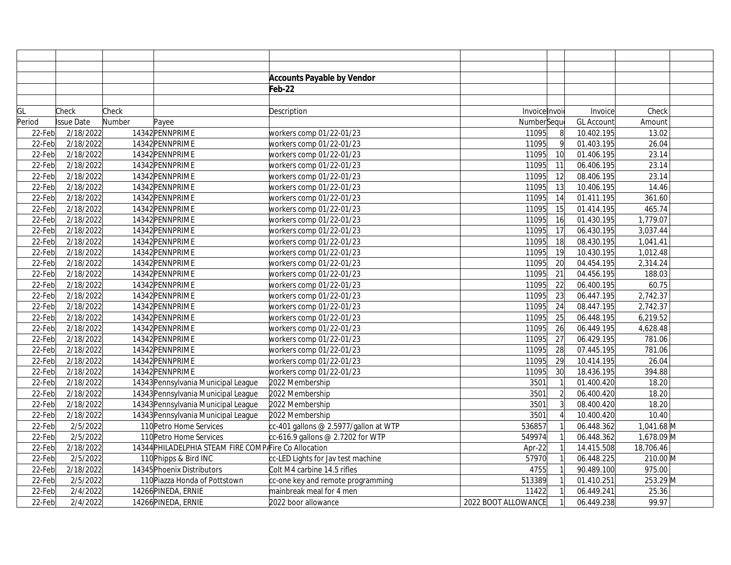**Accounts Payable by Vendor**

**Feb-22**

| GL Period | Check Issue Date | Check Number | Payee | Description | Invoice Number | Invoice Sequence | Invoice GL Account | Check Amount | |
|---|---|---|---|---|---|---|---|---|---|
| 22-Feb | 2/18/2022 | 14342 | PENNPRIME | workers comp 01/22-01/23 | 11095 | 8 | 10.402.195 | 13.02 | |
| 22-Feb | 2/18/2022 | 14342 | PENNPRIME | workers comp 01/22-01/23 | 11095 | 9 | 01.403.195 | 26.04 | |
| 22-Feb | 2/18/2022 | 14342 | PENNPRIME | workers comp 01/22-01/23 | 11095 | 10 | 01.406.195 | 23.14 | |
| 22-Feb | 2/18/2022 | 14342 | PENNPRIME | workers comp 01/22-01/23 | 11095 | 11 | 06.406.195 | 23.14 | |
| 22-Feb | 2/18/2022 | 14342 | PENNPRIME | workers comp 01/22-01/23 | 11095 | 12 | 08.406.195 | 23.14 | |
| 22-Feb | 2/18/2022 | 14342 | PENNPRIME | workers comp 01/22-01/23 | 11095 | 13 | 10.406.195 | 14.46 | |
| 22-Feb | 2/18/2022 | 14342 | PENNPRIME | workers comp 01/22-01/23 | 11095 | 14 | 01.411.195 | 361.60 | |
| 22-Feb | 2/18/2022 | 14342 | PENNPRIME | workers comp 01/22-01/23 | 11095 | 15 | 01.414.195 | 465.74 | |
| 22-Feb | 2/18/2022 | 14342 | PENNPRIME | workers comp 01/22-01/23 | 11095 | 16 | 01.430.195 | 1,779.07 | |
| 22-Feb | 2/18/2022 | 14342 | PENNPRIME | workers comp 01/22-01/23 | 11095 | 17 | 06.430.195 | 3,037.44 | |
| 22-Feb | 2/18/2022 | 14342 | PENNPRIME | workers comp 01/22-01/23 | 11095 | 18 | 08.430.195 | 1,041.41 | |
| 22-Feb | 2/18/2022 | 14342 | PENNPRIME | workers comp 01/22-01/23 | 11095 | 19 | 10.430.195 | 1,012.48 | |
| 22-Feb | 2/18/2022 | 14342 | PENNPRIME | workers comp 01/22-01/23 | 11095 | 20 | 04.454.195 | 2,314.24 | |
| 22-Feb | 2/18/2022 | 14342 | PENNPRIME | workers comp 01/22-01/23 | 11095 | 21 | 04.456.195 | 188.03 | |
| 22-Feb | 2/18/2022 | 14342 | PENNPRIME | workers comp 01/22-01/23 | 11095 | 22 | 06.400.195 | 60.75 | |
| 22-Feb | 2/18/2022 | 14342 | PENNPRIME | workers comp 01/22-01/23 | 11095 | 23 | 06.447.195 | 2,742.37 | |
| 22-Feb | 2/18/2022 | 14342 | PENNPRIME | workers comp 01/22-01/23 | 11095 | 24 | 08.447.195 | 2,742.37 | |
| 22-Feb | 2/18/2022 | 14342 | PENNPRIME | workers comp 01/22-01/23 | 11095 | 25 | 06.448.195 | 6,219.52 | |
| 22-Feb | 2/18/2022 | 14342 | PENNPRIME | workers comp 01/22-01/23 | 11095 | 26 | 06.449.195 | 4,628.48 | |
| 22-Feb | 2/18/2022 | 14342 | PENNPRIME | workers comp 01/22-01/23 | 11095 | 27 | 06.429.195 | 781.06 | |
| 22-Feb | 2/18/2022 | 14342 | PENNPRIME | workers comp 01/22-01/23 | 11095 | 28 | 07.445.195 | 781.06 | |
| 22-Feb | 2/18/2022 | 14342 | PENNPRIME | workers comp 01/22-01/23 | 11095 | 29 | 10.414.195 | 26.04 | |
| 22-Feb | 2/18/2022 | 14342 | PENNPRIME | workers comp 01/22-01/23 | 11095 | 30 | 18.436.195 | 394.88 | |
| 22-Feb | 2/18/2022 | 14343 | Pennsylvania Municipal League | 2022 Membership | 3501 | 1 | 01.400.420 | 18.20 | |
| 22-Feb | 2/18/2022 | 14343 | Pennsylvania Municipal League | 2022 Membership | 3501 | 2 | 06.400.420 | 18.20 | |
| 22-Feb | 2/18/2022 | 14343 | Pennsylvania Municipal League | 2022 Membership | 3501 | 3 | 08.400.420 | 18.20 | |
| 22-Feb | 2/18/2022 | 14343 | Pennsylvania Municipal League | 2022 Membership | 3501 | 4 | 10.400.420 | 10.40 | |
| 22-Feb | 2/5/2022 | 110 | Petro Home Services | cc-401 gallons @ 2.5977/gallon at WTP | 536857 | 1 | 06.448.362 | 1,041.68 | M |
| 22-Feb | 2/5/2022 | 110 | Petro Home Services | cc-616.9 gallons @ 2.7202 for WTP | 549974 | 1 | 06.448.362 | 1,678.09 | M |
| 22-Feb | 2/18/2022 | 14344 | PHILADELPHIA STEAM FIRE COMPA | Fire Co Allocation | Apr-22 | 1 | 14.415.508 | 18,706.46 | |
| 22-Feb | 2/5/2022 | 110 | Phipps & Bird INC | cc-LED Lights for Jav test machine | 57970 | 1 | 06.448.225 | 210.00 | M |
| 22-Feb | 2/18/2022 | 14345 | Phoenix Distributors | Colt M4 carbine 14.5 rifles | 4755 | 1 | 90.489.100 | 975.00 | |
| 22-Feb | 2/5/2022 | 110 | Piazza Honda of Pottstown | cc-one key and remote programming | 513389 | 1 | 01.410.251 | 253.29 | M |
| 22-Feb | 2/4/2022 | 14266 | PINEDA, ERNIE | mainbreak meal for 4 men | 11422 | 1 | 06.449.241 | 25.36 | |
| 22-Feb | 2/4/2022 | 14266 | PINEDA, ERNIE | 2022 boor allowance | 2022 BOOT ALLOWANCE | 1 | 06.449.238 | 99.97 | |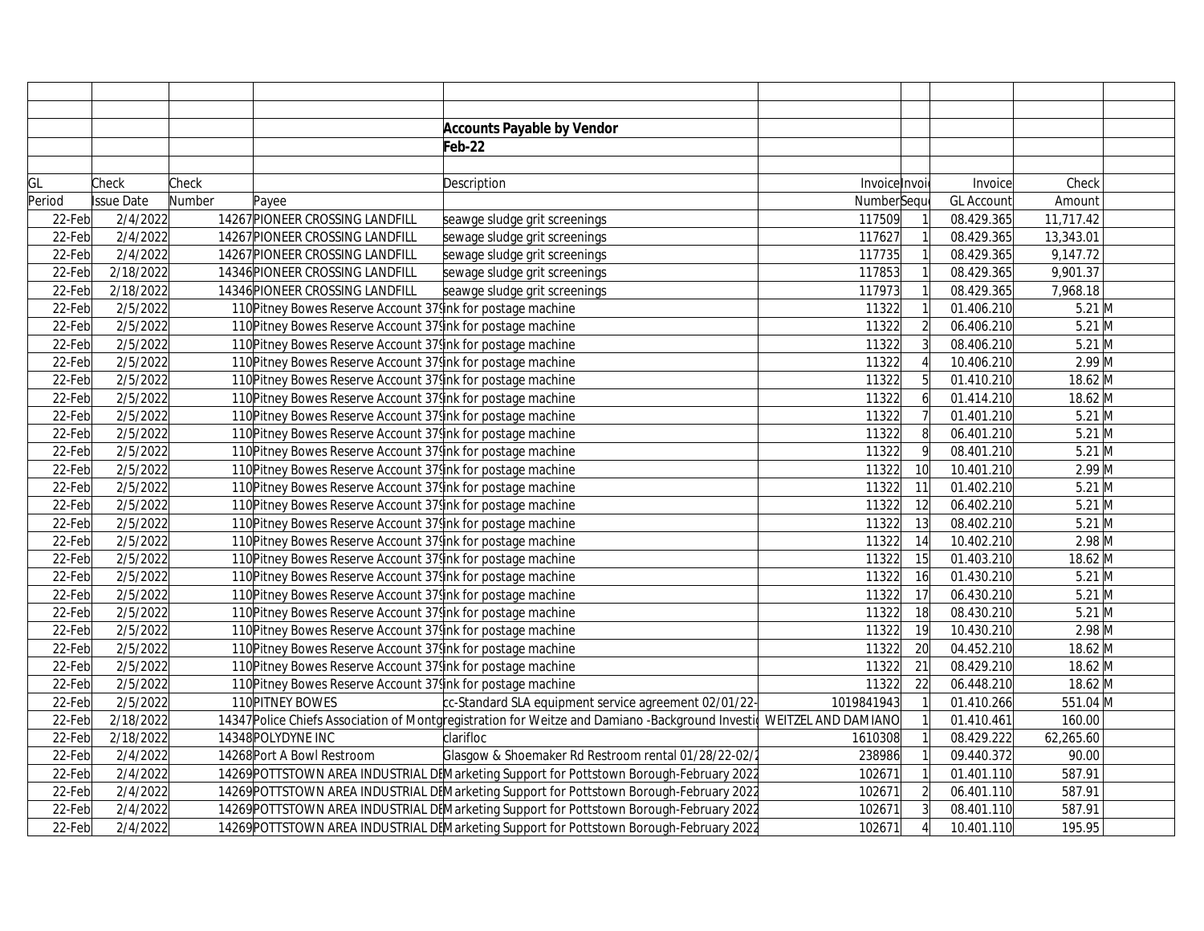## Accounts Payable by Vendor

## Feb-22

| GL Period | Check Issue Date | Check Number | Payee | Description | Invoice Number | Invoi Sequ | Invoice GL Account | Check Amount | |
|---|---|---|---|---|---|---|---|---|---|
| 22-Feb | 2/4/2022 | 14267 | PIONEER CROSSING LANDFILL | seawge sludge grit screenings | 117509 | 1 | 08.429.365 | 11,717.42 | |
| 22-Feb | 2/4/2022 | 14267 | PIONEER CROSSING LANDFILL | sewage sludge grit screenings | 117627 | 1 | 08.429.365 | 13,343.01 | |
| 22-Feb | 2/4/2022 | 14267 | PIONEER CROSSING LANDFILL | sewage sludge grit screenings | 117735 | 1 | 08.429.365 | 9,147.72 | |
| 22-Feb | 2/18/2022 | 14346 | PIONEER CROSSING LANDFILL | sewage sludge grit screenings | 117853 | 1 | 08.429.365 | 9,901.37 | |
| 22-Feb | 2/18/2022 | 14346 | PIONEER CROSSING LANDFILL | seawge sludge grit screenings | 117973 | 1 | 08.429.365 | 7,968.18 | |
| 22-Feb | 2/5/2022 | 110 | Pitney Bowes Reserve Account 379 | Ink for postage machine | 11322 | 1 | 01.406.210 | 5.21 | M |
| 22-Feb | 2/5/2022 | 110 | Pitney Bowes Reserve Account 379 | Ink for postage machine | 11322 | 2 | 06.406.210 | 5.21 | M |
| 22-Feb | 2/5/2022 | 110 | Pitney Bowes Reserve Account 379 | Ink for postage machine | 11322 | 3 | 08.406.210 | 5.21 | M |
| 22-Feb | 2/5/2022 | 110 | Pitney Bowes Reserve Account 379 | Ink for postage machine | 11322 | 4 | 10.406.210 | 2.99 | M |
| 22-Feb | 2/5/2022 | 110 | Pitney Bowes Reserve Account 379 | Ink for postage machine | 11322 | 5 | 01.410.210 | 18.62 | M |
| 22-Feb | 2/5/2022 | 110 | Pitney Bowes Reserve Account 379 | Ink for postage machine | 11322 | 6 | 01.414.210 | 18.62 | M |
| 22-Feb | 2/5/2022 | 110 | Pitney Bowes Reserve Account 379 | Ink for postage machine | 11322 | 7 | 01.401.210 | 5.21 | M |
| 22-Feb | 2/5/2022 | 110 | Pitney Bowes Reserve Account 379 | Ink for postage machine | 11322 | 8 | 06.401.210 | 5.21 | M |
| 22-Feb | 2/5/2022 | 110 | Pitney Bowes Reserve Account 379 | Ink for postage machine | 11322 | 9 | 08.401.210 | 5.21 | M |
| 22-Feb | 2/5/2022 | 110 | Pitney Bowes Reserve Account 379 | Ink for postage machine | 11322 | 10 | 10.401.210 | 2.99 | M |
| 22-Feb | 2/5/2022 | 110 | Pitney Bowes Reserve Account 379 | Ink for postage machine | 11322 | 11 | 01.402.210 | 5.21 | M |
| 22-Feb | 2/5/2022 | 110 | Pitney Bowes Reserve Account 379 | Ink for postage machine | 11322 | 12 | 06.402.210 | 5.21 | M |
| 22-Feb | 2/5/2022 | 110 | Pitney Bowes Reserve Account 379 | Ink for postage machine | 11322 | 13 | 08.402.210 | 5.21 | M |
| 22-Feb | 2/5/2022 | 110 | Pitney Bowes Reserve Account 379 | Ink for postage machine | 11322 | 14 | 10.402.210 | 2.98 | M |
| 22-Feb | 2/5/2022 | 110 | Pitney Bowes Reserve Account 379 | Ink for postage machine | 11322 | 15 | 01.403.210 | 18.62 | M |
| 22-Feb | 2/5/2022 | 110 | Pitney Bowes Reserve Account 379 | Ink for postage machine | 11322 | 16 | 01.430.210 | 5.21 | M |
| 22-Feb | 2/5/2022 | 110 | Pitney Bowes Reserve Account 379 | Ink for postage machine | 11322 | 17 | 06.430.210 | 5.21 | M |
| 22-Feb | 2/5/2022 | 110 | Pitney Bowes Reserve Account 379 | Ink for postage machine | 11322 | 18 | 08.430.210 | 5.21 | M |
| 22-Feb | 2/5/2022 | 110 | Pitney Bowes Reserve Account 379 | Ink for postage machine | 11322 | 19 | 10.430.210 | 2.98 | M |
| 22-Feb | 2/5/2022 | 110 | Pitney Bowes Reserve Account 379 | Ink for postage machine | 11322 | 20 | 04.452.210 | 18.62 | M |
| 22-Feb | 2/5/2022 | 110 | Pitney Bowes Reserve Account 379 | Ink for postage machine | 11322 | 21 | 08.429.210 | 18.62 | M |
| 22-Feb | 2/5/2022 | 110 | Pitney Bowes Reserve Account 379 | Ink for postage machine | 11322 | 22 | 06.448.210 | 18.62 | M |
| 22-Feb | 2/5/2022 | 110 | PITNEY BOWES | cc-Standard SLA equipment service agreement 02/01/22- | 1019841943 | 1 | 01.410.266 | 551.04 | M |
| 22-Feb | 2/18/2022 | 14347 | Police Chiefs Association of Montg | registration for Weitze and Damiano -Background Investi | WEITZEL AND DAMIANO | 1 | 01.410.461 | 160.00 | |
| 22-Feb | 2/18/2022 | 14348 | POLYDYNE INC | clarifloc | 1610308 | 1 | 08.429.222 | 62,265.60 | |
| 22-Feb | 2/4/2022 | 14268 | Port A Bowl Restroom | Glasgow & Shoemaker Rd Restroom rental 01/28/22-02/2 | 238986 | 1 | 09.440.372 | 90.00 | |
| 22-Feb | 2/4/2022 | 14269 | POTTSTOWN AREA INDUSTRIAL DE | Marketing Support for Pottstown Borough-February 2022 | 102671 | 1 | 01.401.110 | 587.91 | |
| 22-Feb | 2/4/2022 | 14269 | POTTSTOWN AREA INDUSTRIAL DE | Marketing Support for Pottstown Borough-February 2022 | 102671 | 2 | 06.401.110 | 587.91 | |
| 22-Feb | 2/4/2022 | 14269 | POTTSTOWN AREA INDUSTRIAL DE | Marketing Support for Pottstown Borough-February 2022 | 102671 | 3 | 08.401.110 | 587.91 | |
| 22-Feb | 2/4/2022 | 14269 | POTTSTOWN AREA INDUSTRIAL DE | Marketing Support for Pottstown Borough-February 2022 | 102671 | 4 | 10.401.110 | 195.95 | |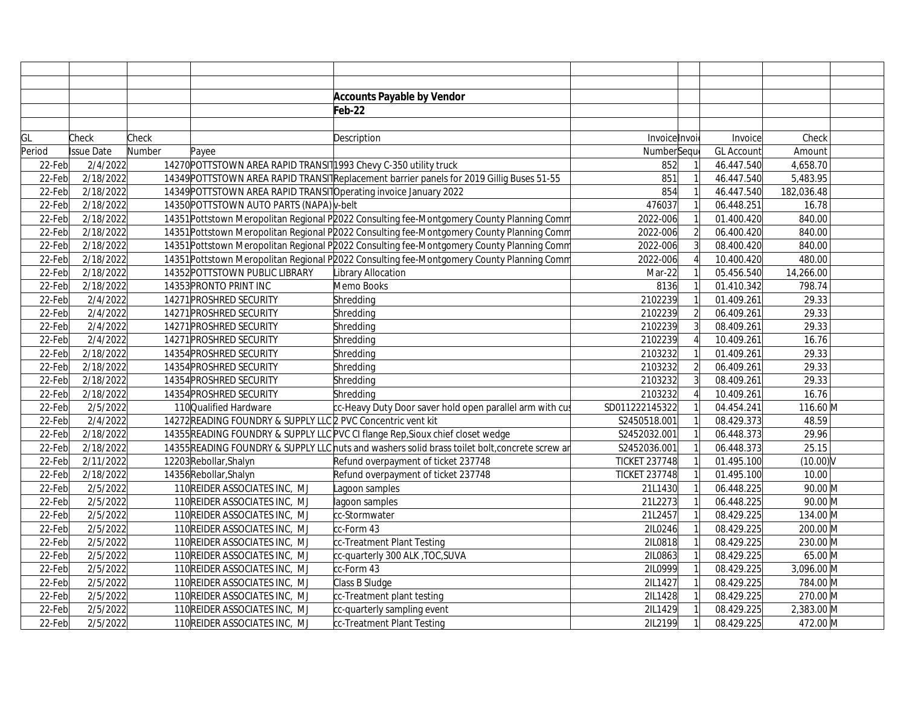**Accounts Payable by Vendor**

**Feb-22**

| GL Period | Check Issue Date | Check Number | Payee | Description | Invoice Number | Invoice Sequence | Invoice GL Account | Check Amount | |
|---|---|---|---|---|---|---|---|---|---|
| 22-Feb | 2/4/2022 | 14270 | POTTSTOWN AREA RAPID TRANSIT | 1993 Chevy C-350 utility truck | 852 | 1 | 46.447.540 | 4,658.70 | |
| 22-Feb | 2/18/2022 | 14349 | POTTSTOWN AREA RAPID TRANSIT | Replacement barrier panels for 2019 Gillig Buses 51-55 | 851 | 1 | 46.447.540 | 5,483.95 | |
| 22-Feb | 2/18/2022 | 14349 | POTTSTOWN AREA RAPID TRANSIT | Operating invoice January 2022 | 854 | 1 | 46.447.540 | 182,036.48 | |
| 22-Feb | 2/18/2022 | 14350 | POTTSTOWN AUTO PARTS (NAPA) | v-belt | 476037 | 1 | 06.448.251 | 16.78 | |
| 22-Feb | 2/18/2022 | 14351 | Pottstown Meropolitan Regional P | 2022 Consulting fee-Montgomery County Planning Comm | 2022-006 | 1 | 01.400.420 | 840.00 | |
| 22-Feb | 2/18/2022 | 14351 | Pottstown Meropolitan Regional P | 2022 Consulting fee-Montgomery County Planning Comm | 2022-006 | 2 | 06.400.420 | 840.00 | |
| 22-Feb | 2/18/2022 | 14351 | Pottstown Meropolitan Regional P | 2022 Consulting fee-Montgomery County Planning Comm | 2022-006 | 3 | 08.400.420 | 840.00 | |
| 22-Feb | 2/18/2022 | 14351 | Pottstown Meropolitan Regional P | 2022 Consulting fee-Montgomery County Planning Comm | 2022-006 | 4 | 10.400.420 | 480.00 | |
| 22-Feb | 2/18/2022 | 14352 | POTTSTOWN PUBLIC LIBRARY | Library Allocation | Mar-22 | 1 | 05.456.540 | 14,266.00 | |
| 22-Feb | 2/18/2022 | 14353 | PRONTO PRINT INC | Memo Books | 8136 | 1 | 01.410.342 | 798.74 | |
| 22-Feb | 2/4/2022 | 14271 | PROSHRED SECURITY | Shredding | 2102239 | 1 | 01.409.261 | 29.33 | |
| 22-Feb | 2/4/2022 | 14271 | PROSHRED SECURITY | Shredding | 2102239 | 2 | 06.409.261 | 29.33 | |
| 22-Feb | 2/4/2022 | 14271 | PROSHRED SECURITY | Shredding | 2102239 | 3 | 08.409.261 | 29.33 | |
| 22-Feb | 2/4/2022 | 14271 | PROSHRED SECURITY | Shredding | 2102239 | 4 | 10.409.261 | 16.76 | |
| 22-Feb | 2/18/2022 | 14354 | PROSHRED SECURITY | Shredding | 2103232 | 1 | 01.409.261 | 29.33 | |
| 22-Feb | 2/18/2022 | 14354 | PROSHRED SECURITY | Shredding | 2103232 | 2 | 06.409.261 | 29.33 | |
| 22-Feb | 2/18/2022 | 14354 | PROSHRED SECURITY | Shredding | 2103232 | 3 | 08.409.261 | 29.33 | |
| 22-Feb | 2/18/2022 | 14354 | PROSHRED SECURITY | Shredding | 2103232 | 4 | 10.409.261 | 16.76 | |
| 22-Feb | 2/5/2022 | 110 | Qualified Hardware | cc-Heavy Duty Door saver hold open parallel arm with cus | SD011222145322 | 1 | 04.454.241 | 116.60 | M |
| 22-Feb | 2/4/2022 | 14272 | READING FOUNDRY & SUPPLY LLC | 2 PVC Concentric vent kit | S2450518.001 | 1 | 08.429.373 | 48.59 | |
| 22-Feb | 2/18/2022 | 14355 | READING FOUNDRY & SUPPLY LLC | PVC CI flange Rep,Sioux chief closet wedge | S2452032.001 | 1 | 06.448.373 | 29.96 | |
| 22-Feb | 2/18/2022 | 14355 | READING FOUNDRY & SUPPLY LLC | nuts and washers solid brass toilet bolt,concrete screw ar | S2452036.001 | 1 | 06.448.373 | 25.15 | |
| 22-Feb | 2/11/2022 | 12203 | Rebollar,Shalyn | Refund overpayment of ticket 237748 | TICKET 237748 | 1 | 01.495.100 | (10.00) | V |
| 22-Feb | 2/18/2022 | 14356 | Rebollar,Shalyn | Refund overpayment of ticket 237748 | TICKET 237748 | 1 | 01.495.100 | 10.00 | |
| 22-Feb | 2/5/2022 | 110 | REIDER ASSOCIATES INC, MJ | Lagoon samples | 21L1430 | 1 | 06.448.225 | 90.00 | M |
| 22-Feb | 2/5/2022 | 110 | REIDER ASSOCIATES INC, MJ | lagoon samples | 21L2273 | 1 | 06.448.225 | 90.00 | M |
| 22-Feb | 2/5/2022 | 110 | REIDER ASSOCIATES INC, MJ | cc-Stormwater | 21L2457 | 1 | 08.429.225 | 134.00 | M |
| 22-Feb | 2/5/2022 | 110 | REIDER ASSOCIATES INC, MJ | cc-Form 43 | 2IL0246 | 1 | 08.429.225 | 200.00 | M |
| 22-Feb | 2/5/2022 | 110 | REIDER ASSOCIATES INC, MJ | cc-Treatment Plant Testing | 2IL0818 | 1 | 08.429.225 | 230.00 | M |
| 22-Feb | 2/5/2022 | 110 | REIDER ASSOCIATES INC, MJ | cc-quarterly 300 ALK ,TOC,SUVA | 2IL0863 | 1 | 08.429.225 | 65.00 | M |
| 22-Feb | 2/5/2022 | 110 | REIDER ASSOCIATES INC, MJ | cc-Form 43 | 2IL0999 | 1 | 08.429.225 | 3,096.00 | M |
| 22-Feb | 2/5/2022 | 110 | REIDER ASSOCIATES INC, MJ | Class B Sludge | 2IL1427 | 1 | 08.429.225 | 784.00 | M |
| 22-Feb | 2/5/2022 | 110 | REIDER ASSOCIATES INC, MJ | cc-Treatment plant testing | 2IL1428 | 1 | 08.429.225 | 270.00 | M |
| 22-Feb | 2/5/2022 | 110 | REIDER ASSOCIATES INC, MJ | cc-quarterly sampling event | 2IL1429 | 1 | 08.429.225 | 2,383.00 | M |
| 22-Feb | 2/5/2022 | 110 | REIDER ASSOCIATES INC, MJ | cc-Treatment Plant Testing | 2IL2199 | 1 | 08.429.225 | 472.00 | M |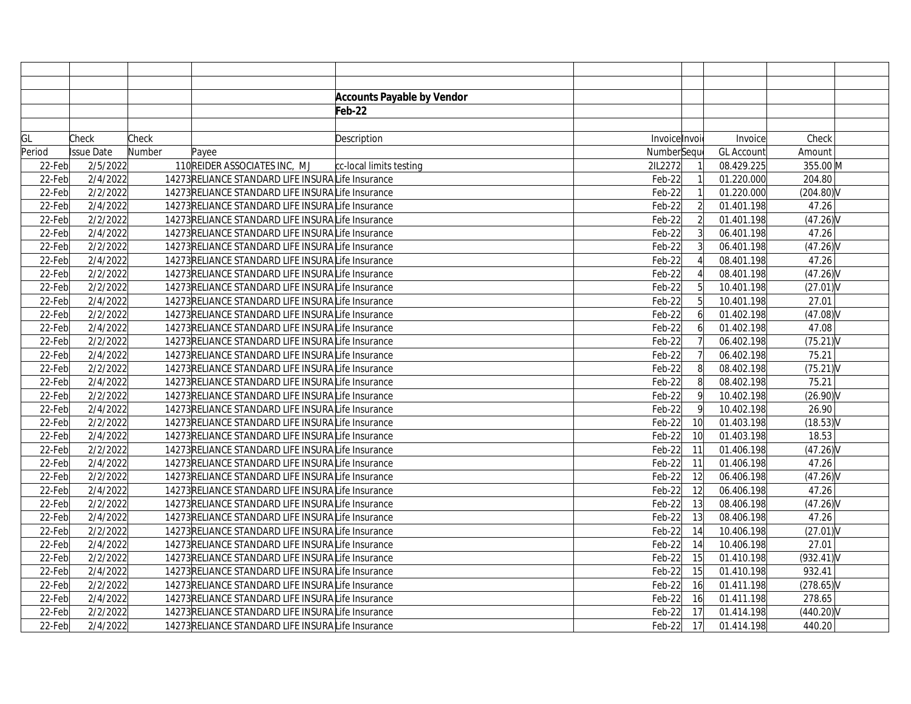**Accounts Payable by Vendor**

**Feb-22**

| GL Period | Check Issue Date | Check Number | Payee | Description | Invoice Number | Invoice Sequence | Invoice GL Account | Check Amount | |
|---|---|---|---|---|---|---|---|---|---|
| 22-Feb | 2/5/2022 | 110 | REIDER ASSOCIATES INC, M J | cc-local limits testing | 2IL2272 | 1 | 08.429.225 | 355.00 | M |
| 22-Feb | 2/4/2022 | 14273 | RELIANCE STANDARD LIFE INSURA | Life Insurance | Feb-22 | 1 | 01.220.000 | 204.80 | |
| 22-Feb | 2/2/2022 | 14273 | RELIANCE STANDARD LIFE INSURA | Life Insurance | Feb-22 | 1 | 01.220.000 | (204.80) | V |
| 22-Feb | 2/4/2022 | 14273 | RELIANCE STANDARD LIFE INSURA | Life Insurance | Feb-22 | 2 | 01.401.198 | 47.26 | |
| 22-Feb | 2/2/2022 | 14273 | RELIANCE STANDARD LIFE INSURA | Life Insurance | Feb-22 | 2 | 01.401.198 | (47.26) | V |
| 22-Feb | 2/4/2022 | 14273 | RELIANCE STANDARD LIFE INSURA | Life Insurance | Feb-22 | 3 | 06.401.198 | 47.26 | |
| 22-Feb | 2/2/2022 | 14273 | RELIANCE STANDARD LIFE INSURA | Life Insurance | Feb-22 | 3 | 06.401.198 | (47.26) | V |
| 22-Feb | 2/4/2022 | 14273 | RELIANCE STANDARD LIFE INSURA | Life Insurance | Feb-22 | 4 | 08.401.198 | 47.26 | |
| 22-Feb | 2/2/2022 | 14273 | RELIANCE STANDARD LIFE INSURA | Life Insurance | Feb-22 | 4 | 08.401.198 | (47.26) | V |
| 22-Feb | 2/2/2022 | 14273 | RELIANCE STANDARD LIFE INSURA | Life Insurance | Feb-22 | 5 | 10.401.198 | (27.01) | V |
| 22-Feb | 2/4/2022 | 14273 | RELIANCE STANDARD LIFE INSURA | Life Insurance | Feb-22 | 5 | 10.401.198 | 27.01 | |
| 22-Feb | 2/2/2022 | 14273 | RELIANCE STANDARD LIFE INSURA | Life Insurance | Feb-22 | 6 | 01.402.198 | (47.08) | V |
| 22-Feb | 2/4/2022 | 14273 | RELIANCE STANDARD LIFE INSURA | Life Insurance | Feb-22 | 6 | 01.402.198 | 47.08 | |
| 22-Feb | 2/2/2022 | 14273 | RELIANCE STANDARD LIFE INSURA | Life Insurance | Feb-22 | 7 | 06.402.198 | (75.21) | V |
| 22-Feb | 2/4/2022 | 14273 | RELIANCE STANDARD LIFE INSURA | Life Insurance | Feb-22 | 7 | 06.402.198 | 75.21 | |
| 22-Feb | 2/2/2022 | 14273 | RELIANCE STANDARD LIFE INSURA | Life Insurance | Feb-22 | 8 | 08.402.198 | (75.21) | V |
| 22-Feb | 2/4/2022 | 14273 | RELIANCE STANDARD LIFE INSURA | Life Insurance | Feb-22 | 8 | 08.402.198 | 75.21 | |
| 22-Feb | 2/2/2022 | 14273 | RELIANCE STANDARD LIFE INSURA | Life Insurance | Feb-22 | 9 | 10.402.198 | (26.90) | V |
| 22-Feb | 2/4/2022 | 14273 | RELIANCE STANDARD LIFE INSURA | Life Insurance | Feb-22 | 9 | 10.402.198 | 26.90 | |
| 22-Feb | 2/2/2022 | 14273 | RELIANCE STANDARD LIFE INSURA | Life Insurance | Feb-22 | 10 | 01.403.198 | (18.53) | V |
| 22-Feb | 2/4/2022 | 14273 | RELIANCE STANDARD LIFE INSURA | Life Insurance | Feb-22 | 10 | 01.403.198 | 18.53 | |
| 22-Feb | 2/2/2022 | 14273 | RELIANCE STANDARD LIFE INSURA | Life Insurance | Feb-22 | 11 | 01.406.198 | (47.26) | V |
| 22-Feb | 2/4/2022 | 14273 | RELIANCE STANDARD LIFE INSURA | Life Insurance | Feb-22 | 11 | 01.406.198 | 47.26 | |
| 22-Feb | 2/2/2022 | 14273 | RELIANCE STANDARD LIFE INSURA | Life Insurance | Feb-22 | 12 | 06.406.198 | (47.26) | V |
| 22-Feb | 2/4/2022 | 14273 | RELIANCE STANDARD LIFE INSURA | Life Insurance | Feb-22 | 12 | 06.406.198 | 47.26 | |
| 22-Feb | 2/2/2022 | 14273 | RELIANCE STANDARD LIFE INSURA | Life Insurance | Feb-22 | 13 | 08.406.198 | (47.26) | V |
| 22-Feb | 2/4/2022 | 14273 | RELIANCE STANDARD LIFE INSURA | Life Insurance | Feb-22 | 13 | 08.406.198 | 47.26 | |
| 22-Feb | 2/2/2022 | 14273 | RELIANCE STANDARD LIFE INSURA | Life Insurance | Feb-22 | 14 | 10.406.198 | (27.01) | V |
| 22-Feb | 2/4/2022 | 14273 | RELIANCE STANDARD LIFE INSURA | Life Insurance | Feb-22 | 14 | 10.406.198 | 27.01 | |
| 22-Feb | 2/2/2022 | 14273 | RELIANCE STANDARD LIFE INSURA | Life Insurance | Feb-22 | 15 | 01.410.198 | (932.41) | V |
| 22-Feb | 2/4/2022 | 14273 | RELIANCE STANDARD LIFE INSURA | Life Insurance | Feb-22 | 15 | 01.410.198 | 932.41 | |
| 22-Feb | 2/2/2022 | 14273 | RELIANCE STANDARD LIFE INSURA | Life Insurance | Feb-22 | 16 | 01.411.198 | (278.65) | V |
| 22-Feb | 2/4/2022 | 14273 | RELIANCE STANDARD LIFE INSURA | Life Insurance | Feb-22 | 16 | 01.411.198 | 278.65 | |
| 22-Feb | 2/2/2022 | 14273 | RELIANCE STANDARD LIFE INSURA | Life Insurance | Feb-22 | 17 | 01.414.198 | (440.20) | V |
| 22-Feb | 2/4/2022 | 14273 | RELIANCE STANDARD LIFE INSURA | Life Insurance | Feb-22 | 17 | 01.414.198 | 440.20 | |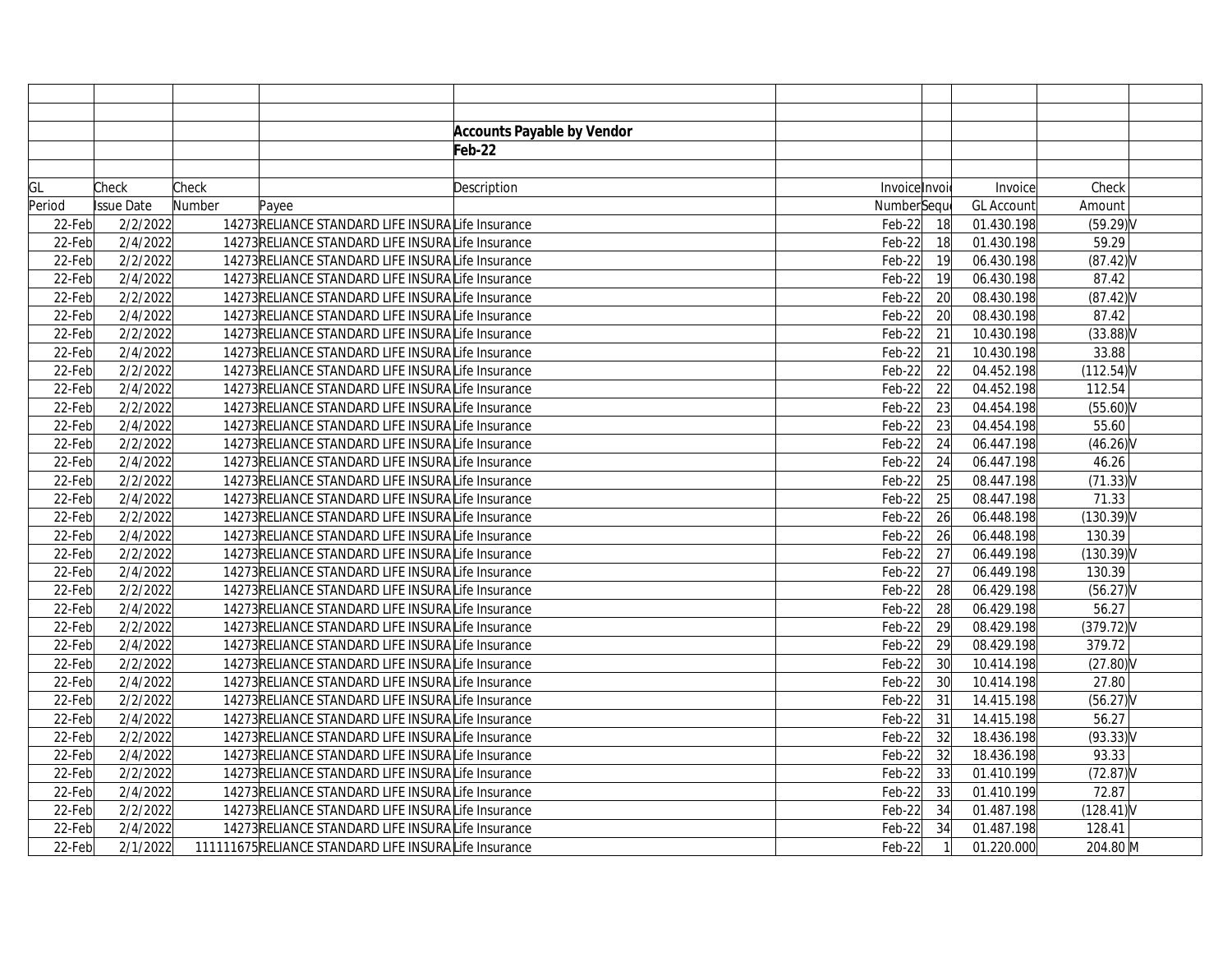**Accounts Payable by Vendor**

**Feb-22**

| GL Period | Check Issue Date | Check Number | Payee | Description | Invoice Number | Invoice Sequence | Invoice GL Account | Check Amount | |
|---|---|---|---|---|---|---|---|---|---|
| 22-Feb | 2/2/2022 | 14273 | RELIANCE STANDARD LIFE INSURA | Life Insurance | Feb-22 | 18 | 01.430.198 | (59.29) | V |
| 22-Feb | 2/4/2022 | 14273 | RELIANCE STANDARD LIFE INSURA | Life Insurance | Feb-22 | 18 | 01.430.198 | 59.29 | |
| 22-Feb | 2/2/2022 | 14273 | RELIANCE STANDARD LIFE INSURA | Life Insurance | Feb-22 | 19 | 06.430.198 | (87.42) | V |
| 22-Feb | 2/4/2022 | 14273 | RELIANCE STANDARD LIFE INSURA | Life Insurance | Feb-22 | 19 | 06.430.198 | 87.42 | |
| 22-Feb | 2/2/2022 | 14273 | RELIANCE STANDARD LIFE INSURA | Life Insurance | Feb-22 | 20 | 08.430.198 | (87.42) | V |
| 22-Feb | 2/4/2022 | 14273 | RELIANCE STANDARD LIFE INSURA | Life Insurance | Feb-22 | 20 | 08.430.198 | 87.42 | |
| 22-Feb | 2/2/2022 | 14273 | RELIANCE STANDARD LIFE INSURA | Life Insurance | Feb-22 | 21 | 10.430.198 | (33.88) | V |
| 22-Feb | 2/4/2022 | 14273 | RELIANCE STANDARD LIFE INSURA | Life Insurance | Feb-22 | 21 | 10.430.198 | 33.88 | |
| 22-Feb | 2/2/2022 | 14273 | RELIANCE STANDARD LIFE INSURA | Life Insurance | Feb-22 | 22 | 04.452.198 | (112.54) | V |
| 22-Feb | 2/4/2022 | 14273 | RELIANCE STANDARD LIFE INSURA | Life Insurance | Feb-22 | 22 | 04.452.198 | 112.54 | |
| 22-Feb | 2/2/2022 | 14273 | RELIANCE STANDARD LIFE INSURA | Life Insurance | Feb-22 | 23 | 04.454.198 | (55.60) | V |
| 22-Feb | 2/4/2022 | 14273 | RELIANCE STANDARD LIFE INSURA | Life Insurance | Feb-22 | 23 | 04.454.198 | 55.60 | |
| 22-Feb | 2/2/2022 | 14273 | RELIANCE STANDARD LIFE INSURA | Life Insurance | Feb-22 | 24 | 06.447.198 | (46.26) | V |
| 22-Feb | 2/4/2022 | 14273 | RELIANCE STANDARD LIFE INSURA | Life Insurance | Feb-22 | 24 | 06.447.198 | 46.26 | |
| 22-Feb | 2/2/2022 | 14273 | RELIANCE STANDARD LIFE INSURA | Life Insurance | Feb-22 | 25 | 08.447.198 | (71.33) | V |
| 22-Feb | 2/4/2022 | 14273 | RELIANCE STANDARD LIFE INSURA | Life Insurance | Feb-22 | 25 | 08.447.198 | 71.33 | |
| 22-Feb | 2/2/2022 | 14273 | RELIANCE STANDARD LIFE INSURA | Life Insurance | Feb-22 | 26 | 06.448.198 | (130.39) | V |
| 22-Feb | 2/4/2022 | 14273 | RELIANCE STANDARD LIFE INSURA | Life Insurance | Feb-22 | 26 | 06.448.198 | 130.39 | |
| 22-Feb | 2/2/2022 | 14273 | RELIANCE STANDARD LIFE INSURA | Life Insurance | Feb-22 | 27 | 06.449.198 | (130.39) | V |
| 22-Feb | 2/4/2022 | 14273 | RELIANCE STANDARD LIFE INSURA | Life Insurance | Feb-22 | 27 | 06.449.198 | 130.39 | |
| 22-Feb | 2/2/2022 | 14273 | RELIANCE STANDARD LIFE INSURA | Life Insurance | Feb-22 | 28 | 06.429.198 | (56.27) | V |
| 22-Feb | 2/4/2022 | 14273 | RELIANCE STANDARD LIFE INSURA | Life Insurance | Feb-22 | 28 | 06.429.198 | 56.27 | |
| 22-Feb | 2/2/2022 | 14273 | RELIANCE STANDARD LIFE INSURA | Life Insurance | Feb-22 | 29 | 08.429.198 | (379.72) | V |
| 22-Feb | 2/4/2022 | 14273 | RELIANCE STANDARD LIFE INSURA | Life Insurance | Feb-22 | 29 | 08.429.198 | 379.72 | |
| 22-Feb | 2/2/2022 | 14273 | RELIANCE STANDARD LIFE INSURA | Life Insurance | Feb-22 | 30 | 10.414.198 | (27.80) | V |
| 22-Feb | 2/4/2022 | 14273 | RELIANCE STANDARD LIFE INSURA | Life Insurance | Feb-22 | 30 | 10.414.198 | 27.80 | |
| 22-Feb | 2/2/2022 | 14273 | RELIANCE STANDARD LIFE INSURA | Life Insurance | Feb-22 | 31 | 14.415.198 | (56.27) | V |
| 22-Feb | 2/4/2022 | 14273 | RELIANCE STANDARD LIFE INSURA | Life Insurance | Feb-22 | 31 | 14.415.198 | 56.27 | |
| 22-Feb | 2/2/2022 | 14273 | RELIANCE STANDARD LIFE INSURA | Life Insurance | Feb-22 | 32 | 18.436.198 | (93.33) | V |
| 22-Feb | 2/4/2022 | 14273 | RELIANCE STANDARD LIFE INSURA | Life Insurance | Feb-22 | 32 | 18.436.198 | 93.33 | |
| 22-Feb | 2/2/2022 | 14273 | RELIANCE STANDARD LIFE INSURA | Life Insurance | Feb-22 | 33 | 01.410.199 | (72.87) | V |
| 22-Feb | 2/4/2022 | 14273 | RELIANCE STANDARD LIFE INSURA | Life Insurance | Feb-22 | 33 | 01.410.199 | 72.87 | |
| 22-Feb | 2/2/2022 | 14273 | RELIANCE STANDARD LIFE INSURA | Life Insurance | Feb-22 | 34 | 01.487.198 | (128.41) | V |
| 22-Feb | 2/4/2022 | 14273 | RELIANCE STANDARD LIFE INSURA | Life Insurance | Feb-22 | 34 | 01.487.198 | 128.41 | |
| 22-Feb | 2/1/2022 | 111111675 | RELIANCE STANDARD LIFE INSURA | Life Insurance | Feb-22 | 1 | 01.220.000 | 204.80 | M |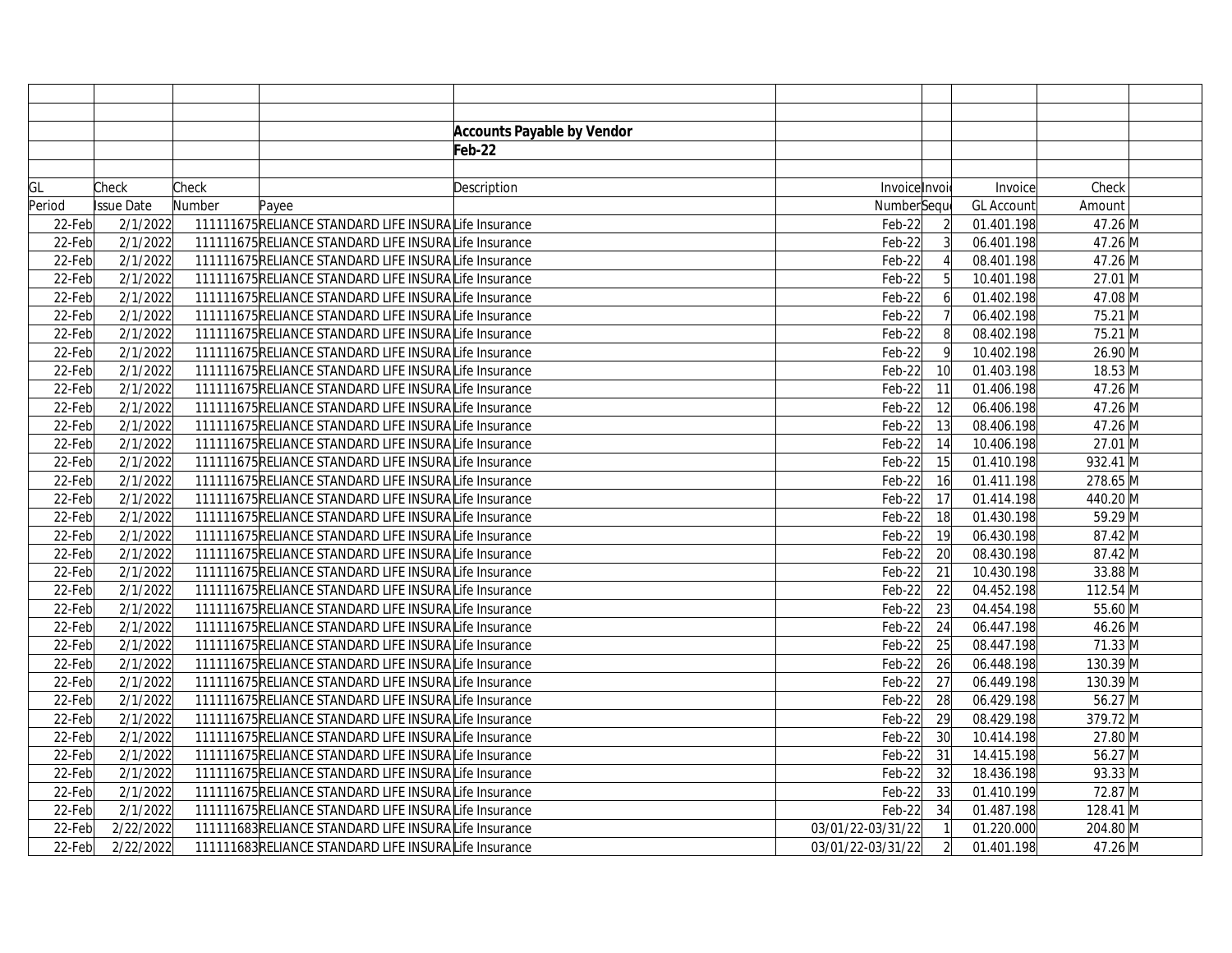**Accounts Payable by Vendor**

**Feb-22**

| GL Period | Check Issue Date | Check Number | Payee | Description | Invoice Number | Invoice Sequence | Invoice GL Account | Check Amount | |
|---|---|---|---|---|---|---|---|---|---|
| 22-Feb | 2/1/2022 | 111111675 | RELIANCE STANDARD LIFE INSURA | Life Insurance | Feb-22 | 2 | 01.401.198 | 47.26 | M |
| 22-Feb | 2/1/2022 | 111111675 | RELIANCE STANDARD LIFE INSURA | Life Insurance | Feb-22 | 3 | 06.401.198 | 47.26 | M |
| 22-Feb | 2/1/2022 | 111111675 | RELIANCE STANDARD LIFE INSURA | Life Insurance | Feb-22 | 4 | 08.401.198 | 47.26 | M |
| 22-Feb | 2/1/2022 | 111111675 | RELIANCE STANDARD LIFE INSURA | Life Insurance | Feb-22 | 5 | 10.401.198 | 27.01 | M |
| 22-Feb | 2/1/2022 | 111111675 | RELIANCE STANDARD LIFE INSURA | Life Insurance | Feb-22 | 6 | 01.402.198 | 47.08 | M |
| 22-Feb | 2/1/2022 | 111111675 | RELIANCE STANDARD LIFE INSURA | Life Insurance | Feb-22 | 7 | 06.402.198 | 75.21 | M |
| 22-Feb | 2/1/2022 | 111111675 | RELIANCE STANDARD LIFE INSURA | Life Insurance | Feb-22 | 8 | 08.402.198 | 75.21 | M |
| 22-Feb | 2/1/2022 | 111111675 | RELIANCE STANDARD LIFE INSURA | Life Insurance | Feb-22 | 9 | 10.402.198 | 26.90 | M |
| 22-Feb | 2/1/2022 | 111111675 | RELIANCE STANDARD LIFE INSURA | Life Insurance | Feb-22 | 10 | 01.403.198 | 18.53 | M |
| 22-Feb | 2/1/2022 | 111111675 | RELIANCE STANDARD LIFE INSURA | Life Insurance | Feb-22 | 11 | 01.406.198 | 47.26 | M |
| 22-Feb | 2/1/2022 | 111111675 | RELIANCE STANDARD LIFE INSURA | Life Insurance | Feb-22 | 12 | 06.406.198 | 47.26 | M |
| 22-Feb | 2/1/2022 | 111111675 | RELIANCE STANDARD LIFE INSURA | Life Insurance | Feb-22 | 13 | 08.406.198 | 47.26 | M |
| 22-Feb | 2/1/2022 | 111111675 | RELIANCE STANDARD LIFE INSURA | Life Insurance | Feb-22 | 14 | 10.406.198 | 27.01 | M |
| 22-Feb | 2/1/2022 | 111111675 | RELIANCE STANDARD LIFE INSURA | Life Insurance | Feb-22 | 15 | 01.410.198 | 932.41 | M |
| 22-Feb | 2/1/2022 | 111111675 | RELIANCE STANDARD LIFE INSURA | Life Insurance | Feb-22 | 16 | 01.411.198 | 278.65 | M |
| 22-Feb | 2/1/2022 | 111111675 | RELIANCE STANDARD LIFE INSURA | Life Insurance | Feb-22 | 17 | 01.414.198 | 440.20 | M |
| 22-Feb | 2/1/2022 | 111111675 | RELIANCE STANDARD LIFE INSURA | Life Insurance | Feb-22 | 18 | 01.430.198 | 59.29 | M |
| 22-Feb | 2/1/2022 | 111111675 | RELIANCE STANDARD LIFE INSURA | Life Insurance | Feb-22 | 19 | 06.430.198 | 87.42 | M |
| 22-Feb | 2/1/2022 | 111111675 | RELIANCE STANDARD LIFE INSURA | Life Insurance | Feb-22 | 20 | 08.430.198 | 87.42 | M |
| 22-Feb | 2/1/2022 | 111111675 | RELIANCE STANDARD LIFE INSURA | Life Insurance | Feb-22 | 21 | 10.430.198 | 33.88 | M |
| 22-Feb | 2/1/2022 | 111111675 | RELIANCE STANDARD LIFE INSURA | Life Insurance | Feb-22 | 22 | 04.452.198 | 112.54 | M |
| 22-Feb | 2/1/2022 | 111111675 | RELIANCE STANDARD LIFE INSURA | Life Insurance | Feb-22 | 23 | 04.454.198 | 55.60 | M |
| 22-Feb | 2/1/2022 | 111111675 | RELIANCE STANDARD LIFE INSURA | Life Insurance | Feb-22 | 24 | 06.447.198 | 46.26 | M |
| 22-Feb | 2/1/2022 | 111111675 | RELIANCE STANDARD LIFE INSURA | Life Insurance | Feb-22 | 25 | 08.447.198 | 71.33 | M |
| 22-Feb | 2/1/2022 | 111111675 | RELIANCE STANDARD LIFE INSURA | Life Insurance | Feb-22 | 26 | 06.448.198 | 130.39 | M |
| 22-Feb | 2/1/2022 | 111111675 | RELIANCE STANDARD LIFE INSURA | Life Insurance | Feb-22 | 27 | 06.449.198 | 130.39 | M |
| 22-Feb | 2/1/2022 | 111111675 | RELIANCE STANDARD LIFE INSURA | Life Insurance | Feb-22 | 28 | 06.429.198 | 56.27 | M |
| 22-Feb | 2/1/2022 | 111111675 | RELIANCE STANDARD LIFE INSURA | Life Insurance | Feb-22 | 29 | 08.429.198 | 379.72 | M |
| 22-Feb | 2/1/2022 | 111111675 | RELIANCE STANDARD LIFE INSURA | Life Insurance | Feb-22 | 30 | 10.414.198 | 27.80 | M |
| 22-Feb | 2/1/2022 | 111111675 | RELIANCE STANDARD LIFE INSURA | Life Insurance | Feb-22 | 31 | 14.415.198 | 56.27 | M |
| 22-Feb | 2/1/2022 | 111111675 | RELIANCE STANDARD LIFE INSURA | Life Insurance | Feb-22 | 32 | 18.436.198 | 93.33 | M |
| 22-Feb | 2/1/2022 | 111111675 | RELIANCE STANDARD LIFE INSURA | Life Insurance | Feb-22 | 33 | 01.410.199 | 72.87 | M |
| 22-Feb | 2/1/2022 | 111111675 | RELIANCE STANDARD LIFE INSURA | Life Insurance | Feb-22 | 34 | 01.487.198 | 128.41 | M |
| 22-Feb | 2/22/2022 | 111111683 | RELIANCE STANDARD LIFE INSURA | Life Insurance | 03/01/22-03/31/22 | 1 | 01.220.000 | 204.80 | M |
| 22-Feb | 2/22/2022 | 111111683 | RELIANCE STANDARD LIFE INSURA | Life Insurance | 03/01/22-03/31/22 | 2 | 01.401.198 | 47.26 | M |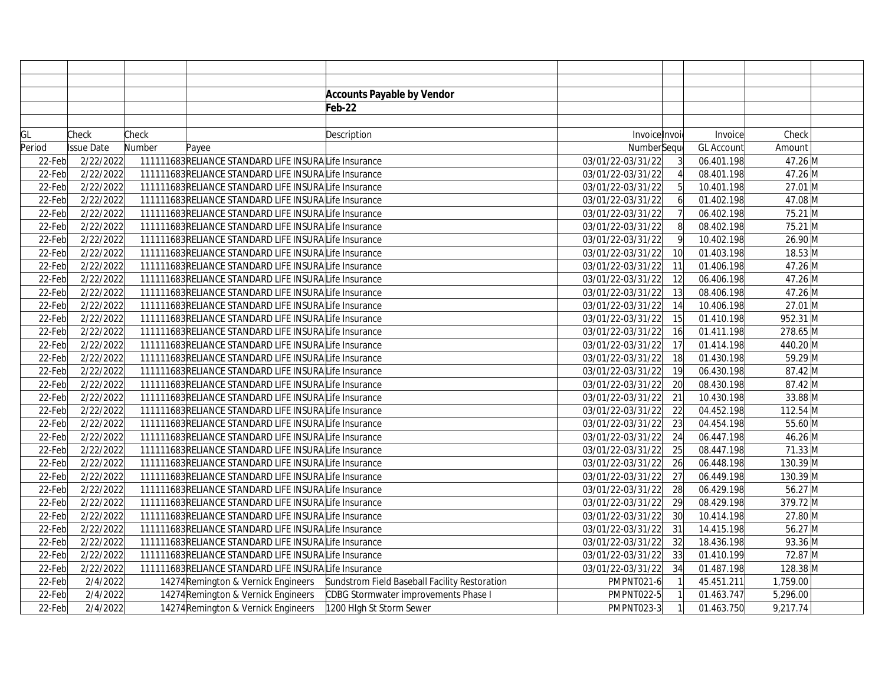**Accounts Payable by Vendor**

**Feb-22**

| GL Period | Check Issue Date | Check Number | Payee | Description | Invoice Number | Invoice Sequence | Invoice GL Account | Check Amount | |
|---|---|---|---|---|---|---|---|---|---|
| 22-Feb | 2/22/2022 | 111111683 | RELIANCE STANDARD LIFE INSURA | Life Insurance | 03/01/22-03/31/22 | 3 | 06.401.198 | 47.26 | M |
| 22-Feb | 2/22/2022 | 111111683 | RELIANCE STANDARD LIFE INSURA | Life Insurance | 03/01/22-03/31/22 | 4 | 08.401.198 | 47.26 | M |
| 22-Feb | 2/22/2022 | 111111683 | RELIANCE STANDARD LIFE INSURA | Life Insurance | 03/01/22-03/31/22 | 5 | 10.401.198 | 27.01 | M |
| 22-Feb | 2/22/2022 | 111111683 | RELIANCE STANDARD LIFE INSURA | Life Insurance | 03/01/22-03/31/22 | 6 | 01.402.198 | 47.08 | M |
| 22-Feb | 2/22/2022 | 111111683 | RELIANCE STANDARD LIFE INSURA | Life Insurance | 03/01/22-03/31/22 | 7 | 06.402.198 | 75.21 | M |
| 22-Feb | 2/22/2022 | 111111683 | RELIANCE STANDARD LIFE INSURA | Life Insurance | 03/01/22-03/31/22 | 8 | 08.402.198 | 75.21 | M |
| 22-Feb | 2/22/2022 | 111111683 | RELIANCE STANDARD LIFE INSURA | Life Insurance | 03/01/22-03/31/22 | 9 | 10.402.198 | 26.90 | M |
| 22-Feb | 2/22/2022 | 111111683 | RELIANCE STANDARD LIFE INSURA | Life Insurance | 03/01/22-03/31/22 | 10 | 01.403.198 | 18.53 | M |
| 22-Feb | 2/22/2022 | 111111683 | RELIANCE STANDARD LIFE INSURA | Life Insurance | 03/01/22-03/31/22 | 11 | 01.406.198 | 47.26 | M |
| 22-Feb | 2/22/2022 | 111111683 | RELIANCE STANDARD LIFE INSURA | Life Insurance | 03/01/22-03/31/22 | 12 | 06.406.198 | 47.26 | M |
| 22-Feb | 2/22/2022 | 111111683 | RELIANCE STANDARD LIFE INSURA | Life Insurance | 03/01/22-03/31/22 | 13 | 08.406.198 | 47.26 | M |
| 22-Feb | 2/22/2022 | 111111683 | RELIANCE STANDARD LIFE INSURA | Life Insurance | 03/01/22-03/31/22 | 14 | 10.406.198 | 27.01 | M |
| 22-Feb | 2/22/2022 | 111111683 | RELIANCE STANDARD LIFE INSURA | Life Insurance | 03/01/22-03/31/22 | 15 | 01.410.198 | 952.31 | M |
| 22-Feb | 2/22/2022 | 111111683 | RELIANCE STANDARD LIFE INSURA | Life Insurance | 03/01/22-03/31/22 | 16 | 01.411.198 | 278.65 | M |
| 22-Feb | 2/22/2022 | 111111683 | RELIANCE STANDARD LIFE INSURA | Life Insurance | 03/01/22-03/31/22 | 17 | 01.414.198 | 440.20 | M |
| 22-Feb | 2/22/2022 | 111111683 | RELIANCE STANDARD LIFE INSURA | Life Insurance | 03/01/22-03/31/22 | 18 | 01.430.198 | 59.29 | M |
| 22-Feb | 2/22/2022 | 111111683 | RELIANCE STANDARD LIFE INSURA | Life Insurance | 03/01/22-03/31/22 | 19 | 06.430.198 | 87.42 | M |
| 22-Feb | 2/22/2022 | 111111683 | RELIANCE STANDARD LIFE INSURA | Life Insurance | 03/01/22-03/31/22 | 20 | 08.430.198 | 87.42 | M |
| 22-Feb | 2/22/2022 | 111111683 | RELIANCE STANDARD LIFE INSURA | Life Insurance | 03/01/22-03/31/22 | 21 | 10.430.198 | 33.88 | M |
| 22-Feb | 2/22/2022 | 111111683 | RELIANCE STANDARD LIFE INSURA | Life Insurance | 03/01/22-03/31/22 | 22 | 04.452.198 | 112.54 | M |
| 22-Feb | 2/22/2022 | 111111683 | RELIANCE STANDARD LIFE INSURA | Life Insurance | 03/01/22-03/31/22 | 23 | 04.454.198 | 55.60 | M |
| 22-Feb | 2/22/2022 | 111111683 | RELIANCE STANDARD LIFE INSURA | Life Insurance | 03/01/22-03/31/22 | 24 | 06.447.198 | 46.26 | M |
| 22-Feb | 2/22/2022 | 111111683 | RELIANCE STANDARD LIFE INSURA | Life Insurance | 03/01/22-03/31/22 | 25 | 08.447.198 | 71.33 | M |
| 22-Feb | 2/22/2022 | 111111683 | RELIANCE STANDARD LIFE INSURA | Life Insurance | 03/01/22-03/31/22 | 26 | 06.448.198 | 130.39 | M |
| 22-Feb | 2/22/2022 | 111111683 | RELIANCE STANDARD LIFE INSURA | Life Insurance | 03/01/22-03/31/22 | 27 | 06.449.198 | 130.39 | M |
| 22-Feb | 2/22/2022 | 111111683 | RELIANCE STANDARD LIFE INSURA | Life Insurance | 03/01/22-03/31/22 | 28 | 06.429.198 | 56.27 | M |
| 22-Feb | 2/22/2022 | 111111683 | RELIANCE STANDARD LIFE INSURA | Life Insurance | 03/01/22-03/31/22 | 29 | 08.429.198 | 379.72 | M |
| 22-Feb | 2/22/2022 | 111111683 | RELIANCE STANDARD LIFE INSURA | Life Insurance | 03/01/22-03/31/22 | 30 | 10.414.198 | 27.80 | M |
| 22-Feb | 2/22/2022 | 111111683 | RELIANCE STANDARD LIFE INSURA | Life Insurance | 03/01/22-03/31/22 | 31 | 14.415.198 | 56.27 | M |
| 22-Feb | 2/22/2022 | 111111683 | RELIANCE STANDARD LIFE INSURA | Life Insurance | 03/01/22-03/31/22 | 32 | 18.436.198 | 93.36 | M |
| 22-Feb | 2/22/2022 | 111111683 | RELIANCE STANDARD LIFE INSURA | Life Insurance | 03/01/22-03/31/22 | 33 | 01.410.199 | 72.87 | M |
| 22-Feb | 2/22/2022 | 111111683 | RELIANCE STANDARD LIFE INSURA | Life Insurance | 03/01/22-03/31/22 | 34 | 01.487.198 | 128.38 | M |
| 22-Feb | 2/4/2022 | 14274 | Remington & Vernick Engineers | Sundstrom Field Baseball Facility Restoration | PMPNT021-6 | 1 | 45.451.211 | 1,759.00 | |
| 22-Feb | 2/4/2022 | 14274 | Remington & Vernick Engineers | CDBG Stormwater improvements Phase I | PMPNT022-5 | 1 | 01.463.747 | 5,296.00 | |
| 22-Feb | 2/4/2022 | 14274 | Remington & Vernick Engineers | 1200 HIgh St Storm Sewer | PMPNT023-3 | 1 | 01.463.750 | 9,217.74 | |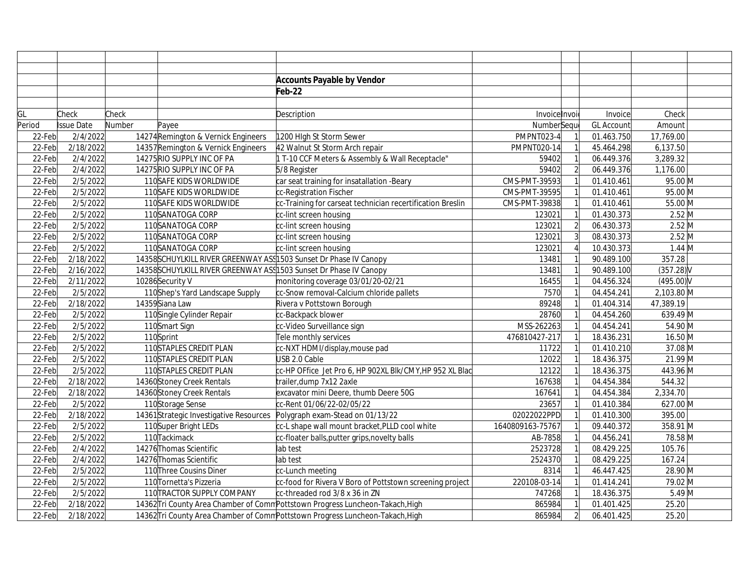## Accounts Payable by Vendor

## Feb-22

| GL Period | Check Issue Date | Check Number | Payee | Description | Invoice Number | Invoice Sequence | Invoice GL Account | Check Amount | |
|---|---|---|---|---|---|---|---|---|---|
| 22-Feb | 2/4/2022 | 14274 | Remington & Vernick Engineers | 1200 HIgh St Storm Sewer | PMPNT023-4 | 1 | 01.463.750 | 17,769.00 | |
| 22-Feb | 2/18/2022 | 14357 | Remington & Vernick Engineers | 42 Walnut St Storm Arch repair | PMPNT020-14 | 1 | 45.464.298 | 6,137.50 | |
| 22-Feb | 2/4/2022 | 14275 | RIO SUPPLY INC OF PA | 1 T-10 CCF Meters & Assembly & Wall Receptacle" | 59402 | 1 | 06.449.376 | 3,289.32 | |
| 22-Feb | 2/4/2022 | 14275 | RIO SUPPLY INC OF PA | 5/8 Register | 59402 | 2 | 06.449.376 | 1,176.00 | |
| 22-Feb | 2/5/2022 | 110 | SAFE KIDS WORLDWIDE | car seat training for insatallation -Beary | CMS-PMT-39593 | 1 | 01.410.461 | 95.00 | M |
| 22-Feb | 2/5/2022 | 110 | SAFE KIDS WORLDWIDE | cc-Registration Fischer | CMS-PMT-39595 | 1 | 01.410.461 | 95.00 | M |
| 22-Feb | 2/5/2022 | 110 | SAFE KIDS WORLDWIDE | cc-Training for carseat technician recertification Breslin | CMS-PMT-39838 | 1 | 01.410.461 | 55.00 | M |
| 22-Feb | 2/5/2022 | 110 | SANATOGA CORP | cc-lint screen housing | 123021 | 1 | 01.430.373 | 2.52 | M |
| 22-Feb | 2/5/2022 | 110 | SANATOGA CORP | cc-lint screen housing | 123021 | 2 | 06.430.373 | 2.52 | M |
| 22-Feb | 2/5/2022 | 110 | SANATOGA CORP | cc-lint screen housing | 123021 | 3 | 08.430.373 | 2.52 | M |
| 22-Feb | 2/5/2022 | 110 | SANATOGA CORP | cc-lint screen housing | 123021 | 4 | 10.430.373 | 1.44 | M |
| 22-Feb | 2/18/2022 | 14358 | SCHUYLKILL RIVER GREENWAY ASS | 1503 Sunset Dr Phase IV Canopy | 13481 | 1 | 90.489.100 | 357.28 | |
| 22-Feb | 2/16/2022 | 14358 | SCHUYLKILL RIVER GREENWAY ASS | 1503 Sunset Dr Phase IV Canopy | 13481 | 1 | 90.489.100 | (357.28) | V |
| 22-Feb | 2/11/2022 | 10286 | Security V | monitoring coverage 03/01/20-02/21 | 16455 | 1 | 04.456.324 | (495.00) | V |
| 22-Feb | 2/5/2022 | 110 | Shep's Yard Landscape Supply | cc-Snow removal-Calcium chloride pallets | 7570 | 1 | 04.454.241 | 2,103.80 | M |
| 22-Feb | 2/18/2022 | 14359 | Siana Law | Rivera v Pottstown Borough | 89248 | 1 | 01.404.314 | 47,389.19 | |
| 22-Feb | 2/5/2022 | 110 | Single Cylinder Repair | cc-Backpack blower | 28760 | 1 | 04.454.260 | 639.49 | M |
| 22-Feb | 2/5/2022 | 110 | Smart Sign | cc-Video Surveillance sign | MSS-262263 | 1 | 04.454.241 | 54.90 | M |
| 22-Feb | 2/5/2022 | 110 | Sprint | Tele monthly services | 476810427-217 | 1 | 18.436.231 | 16.50 | M |
| 22-Feb | 2/5/2022 | 110 | STAPLES CREDIT PLAN | cc-NXT HDMI/display,mouse pad | 11722 | 1 | 01.410.210 | 37.08 | M |
| 22-Feb | 2/5/2022 | 110 | STAPLES CREDIT PLAN | USB 2.0 Cable | 12022 | 1 | 18.436.375 | 21.99 | M |
| 22-Feb | 2/5/2022 | 110 | STAPLES CREDIT PLAN | cc-HP OFfice Jet Pro 6, HP 902XL Blk/CMY,HP 952 XL Blac | 12122 | 1 | 18.436.375 | 443.96 | M |
| 22-Feb | 2/18/2022 | 14360 | Stoney Creek Rentals | trailer,dump 7x12 2axle | 167638 | 1 | 04.454.384 | 544.32 | |
| 22-Feb | 2/18/2022 | 14360 | Stoney Creek Rentals | excavator mini Deere, thumb Deere 50G | 167641 | 1 | 04.454.384 | 2,334.70 | |
| 22-Feb | 2/5/2022 | 110 | Storage Sense | cc-Rent 01/06/22-02/05/22 | 23657 | 1 | 01.410.384 | 627.00 | M |
| 22-Feb | 2/18/2022 | 14361 | Strategic Investigative Resources | Polygraph exam-Stead on 01/13/22 | 02022022PPD | 1 | 01.410.300 | 395.00 | |
| 22-Feb | 2/5/2022 | 110 | Super Bright LEDs | cc-L shape wall mount bracket,PLLD cool white | 1640809163-75767 | 1 | 09.440.372 | 358.91 | M |
| 22-Feb | 2/5/2022 | 110 | Tackimack | cc-floater balls,putter grips,novelty balls | AB-7858 | 1 | 04.456.241 | 78.58 | M |
| 22-Feb | 2/4/2022 | 14276 | Thomas Scientific | lab test | 2523728 | 1 | 08.429.225 | 105.76 | |
| 22-Feb | 2/4/2022 | 14276 | Thomas Scientific | lab test | 2524370 | 1 | 08.429.225 | 167.24 | |
| 22-Feb | 2/5/2022 | 110 | Three Cousins Diner | cc-Lunch meeting | 8314 | 1 | 46.447.425 | 28.90 | M |
| 22-Feb | 2/5/2022 | 110 | Tornetta's Pizzeria | cc-food for Rivera V Boro of Pottstown screening project | 220108-03-14 | 1 | 01.414.241 | 79.02 | M |
| 22-Feb | 2/5/2022 | 110 | TRACTOR SUPPLY COMPANY | cc-threaded rod 3/8 x 36 in ZN | 747268 | 1 | 18.436.375 | 5.49 | M |
| 22-Feb | 2/18/2022 | 14362 | Tri County Area Chamber of Comm | Pottstown Progress Luncheon-Takach,High | 865984 | 1 | 01.401.425 | 25.20 | |
| 22-Feb | 2/18/2022 | 14362 | Tri County Area Chamber of Comm | Pottstown Progress Luncheon-Takach,High | 865984 | 2 | 06.401.425 | 25.20 | |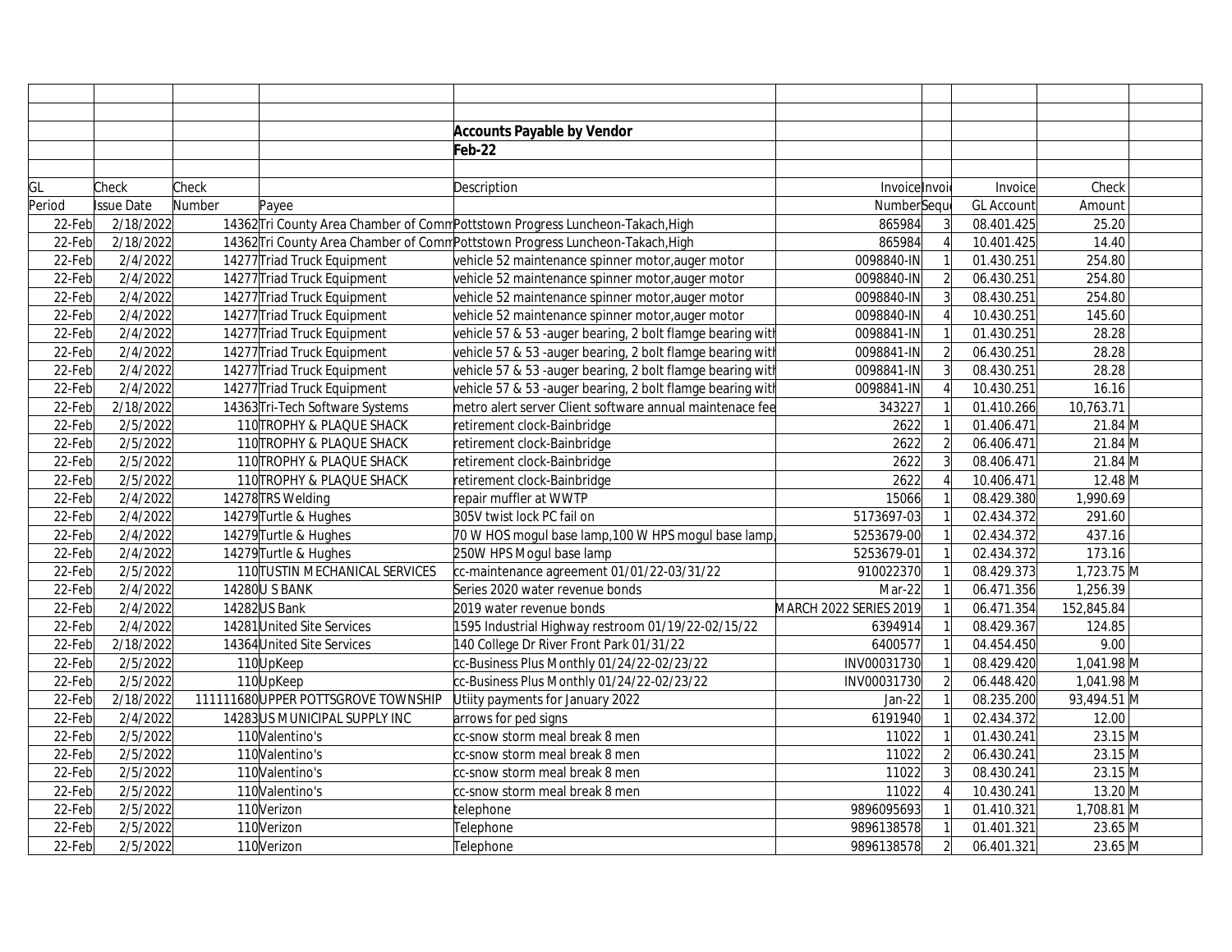## Accounts Payable by Vendor

## Feb-22

| GL Period | Check Issue Date | Check Number | Payee | Description | Invoice Number | Invoice Sequence | Invoice GL Account | Check Amount | |
|---|---|---|---|---|---|---|---|---|---|
| 22-Feb | 2/18/2022 | 14362 | Tri County Area Chamber of Comm | Pottstown Progress Luncheon-Takach,High | 865984 | 3 | 08.401.425 | 25.20 | |
| 22-Feb | 2/18/2022 | 14362 | Tri County Area Chamber of Comm | Pottstown Progress Luncheon-Takach,High | 865984 | 4 | 10.401.425 | 14.40 | |
| 22-Feb | 2/4/2022 | 14277 | Triad Truck Equipment | vehicle 52 maintenance spinner motor,auger motor | 0098840-IN | 1 | 01.430.251 | 254.80 | |
| 22-Feb | 2/4/2022 | 14277 | Triad Truck Equipment | vehicle 52 maintenance spinner motor,auger motor | 0098840-IN | 2 | 06.430.251 | 254.80 | |
| 22-Feb | 2/4/2022 | 14277 | Triad Truck Equipment | vehicle 52 maintenance spinner motor,auger motor | 0098840-IN | 3 | 08.430.251 | 254.80 | |
| 22-Feb | 2/4/2022 | 14277 | Triad Truck Equipment | vehicle 52 maintenance spinner motor,auger motor | 0098840-IN | 4 | 10.430.251 | 145.60 | |
| 22-Feb | 2/4/2022 | 14277 | Triad Truck Equipment | vehicle 57 & 53 -auger bearing, 2 bolt flamge bearing with | 0098841-IN | 1 | 01.430.251 | 28.28 | |
| 22-Feb | 2/4/2022 | 14277 | Triad Truck Equipment | vehicle 57 & 53 -auger bearing, 2 bolt flamge bearing with | 0098841-IN | 2 | 06.430.251 | 28.28 | |
| 22-Feb | 2/4/2022 | 14277 | Triad Truck Equipment | vehicle 57 & 53 -auger bearing, 2 bolt flamge bearing with | 0098841-IN | 3 | 08.430.251 | 28.28 | |
| 22-Feb | 2/4/2022 | 14277 | Triad Truck Equipment | vehicle 57 & 53 -auger bearing, 2 bolt flamge bearing with | 0098841-IN | 4 | 10.430.251 | 16.16 | |
| 22-Feb | 2/18/2022 | 14363 | Tri-Tech Software Systems | metro alert server Client software annual maintenace fee | 343227 | 1 | 01.410.266 | 10,763.71 | |
| 22-Feb | 2/5/2022 | 110 | TROPHY & PLAQUE SHACK | retirement clock-Bainbridge | 2622 | 1 | 01.406.471 | 21.84 | M |
| 22-Feb | 2/5/2022 | 110 | TROPHY & PLAQUE SHACK | retirement clock-Bainbridge | 2622 | 2 | 06.406.471 | 21.84 | M |
| 22-Feb | 2/5/2022 | 110 | TROPHY & PLAQUE SHACK | retirement clock-Bainbridge | 2622 | 3 | 08.406.471 | 21.84 | M |
| 22-Feb | 2/5/2022 | 110 | TROPHY & PLAQUE SHACK | retirement clock-Bainbridge | 2622 | 4 | 10.406.471 | 12.48 | M |
| 22-Feb | 2/4/2022 | 14278 | TRS Welding | repair muffler at WWTP | 15066 | 1 | 08.429.380 | 1,990.69 | |
| 22-Feb | 2/4/2022 | 14279 | Turtle & Hughes | 305V twist lock PC fail on | 5173697-03 | 1 | 02.434.372 | 291.60 | |
| 22-Feb | 2/4/2022 | 14279 | Turtle & Hughes | 70 W HOS mogul base lamp,100 W HPS mogul base lamp, | 5253679-00 | 1 | 02.434.372 | 437.16 | |
| 22-Feb | 2/4/2022 | 14279 | Turtle & Hughes | 250W HPS Mogul base lamp | 5253679-01 | 1 | 02.434.372 | 173.16 | |
| 22-Feb | 2/5/2022 | 110 | TUSTIN MECHANICAL SERVICES | cc-maintenance agreement 01/01/22-03/31/22 | 910022370 | 1 | 08.429.373 | 1,723.75 | M |
| 22-Feb | 2/4/2022 | 14280 | U S BANK | Series 2020 water revenue bonds | Mar-22 | 1 | 06.471.356 | 1,256.39 | |
| 22-Feb | 2/4/2022 | 14282 | US Bank | 2019 water revenue bonds | MARCH 2022 SERIES 2019 | 1 | 06.471.354 | 152,845.84 | |
| 22-Feb | 2/4/2022 | 14281 | United Site Services | 1595 Industrial Highway restroom 01/19/22-02/15/22 | 6394914 | 1 | 08.429.367 | 124.85 | |
| 22-Feb | 2/18/2022 | 14364 | United Site Services | 140 College Dr River Front Park 01/31/22 | 6400577 | 1 | 04.454.450 | 9.00 | |
| 22-Feb | 2/5/2022 | 110 | UpKeep | cc-Business Plus Monthly 01/24/22-02/23/22 | INV00031730 | 1 | 08.429.420 | 1,041.98 | M |
| 22-Feb | 2/5/2022 | 110 | UpKeep | cc-Business Plus Monthly 01/24/22-02/23/22 | INV00031730 | 2 | 06.448.420 | 1,041.98 | M |
| 22-Feb | 2/18/2022 | 111111680 | UPPER POTTSGROVE TOWNSHIP | Utiity payments for January 2022 | Jan-22 | 1 | 08.235.200 | 93,494.51 | M |
| 22-Feb | 2/4/2022 | 14283 | US MUNICIPAL SUPPLY INC | arrows for ped signs | 6191940 | 1 | 02.434.372 | 12.00 | |
| 22-Feb | 2/5/2022 | 110 | Valentino's | cc-snow storm meal break 8 men | 11022 | 1 | 01.430.241 | 23.15 | M |
| 22-Feb | 2/5/2022 | 110 | Valentino's | cc-snow storm meal break 8 men | 11022 | 2 | 06.430.241 | 23.15 | M |
| 22-Feb | 2/5/2022 | 110 | Valentino's | cc-snow storm meal break 8 men | 11022 | 3 | 08.430.241 | 23.15 | M |
| 22-Feb | 2/5/2022 | 110 | Valentino's | cc-snow storm meal break 8 men | 11022 | 4 | 10.430.241 | 13.20 | M |
| 22-Feb | 2/5/2022 | 110 | Verizon | telephone | 9896095693 | 1 | 01.410.321 | 1,708.81 | M |
| 22-Feb | 2/5/2022 | 110 | Verizon | Telephone | 9896138578 | 1 | 01.401.321 | 23.65 | M |
| 22-Feb | 2/5/2022 | 110 | Verizon | Telephone | 9896138578 | 2 | 06.401.321 | 23.65 | M |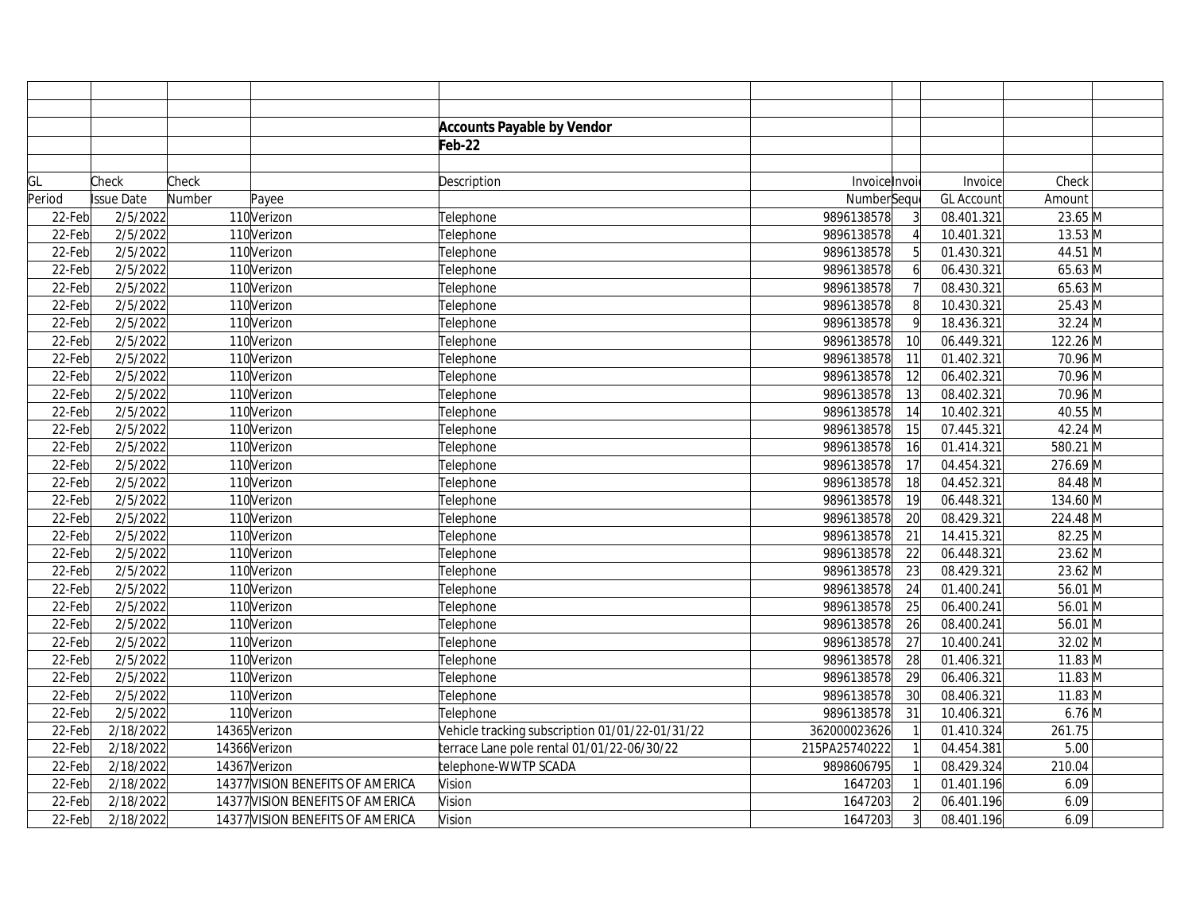**Accounts Payable by Vendor**

**Feb-22**

| GL Period | Check Issue Date | Check Number | Payee | Description | Invoice Number | Invoi Sequ | Invoice GL Account | Check Amount | |
|---|---|---|---|---|---|---|---|---|---|
| 22-Feb | 2/5/2022 | 110 | Verizon | Telephone | 9896138578 | 3 | 08.401.321 | 23.65 | M |
| 22-Feb | 2/5/2022 | 110 | Verizon | Telephone | 9896138578 | 4 | 10.401.321 | 13.53 | M |
| 22-Feb | 2/5/2022 | 110 | Verizon | Telephone | 9896138578 | 5 | 01.430.321 | 44.51 | M |
| 22-Feb | 2/5/2022 | 110 | Verizon | Telephone | 9896138578 | 6 | 06.430.321 | 65.63 | M |
| 22-Feb | 2/5/2022 | 110 | Verizon | Telephone | 9896138578 | 7 | 08.430.321 | 65.63 | M |
| 22-Feb | 2/5/2022 | 110 | Verizon | Telephone | 9896138578 | 8 | 10.430.321 | 25.43 | M |
| 22-Feb | 2/5/2022 | 110 | Verizon | Telephone | 9896138578 | 9 | 18.436.321 | 32.24 | M |
| 22-Feb | 2/5/2022 | 110 | Verizon | Telephone | 9896138578 | 10 | 06.449.321 | 122.26 | M |
| 22-Feb | 2/5/2022 | 110 | Verizon | Telephone | 9896138578 | 11 | 01.402.321 | 70.96 | M |
| 22-Feb | 2/5/2022 | 110 | Verizon | Telephone | 9896138578 | 12 | 06.402.321 | 70.96 | M |
| 22-Feb | 2/5/2022 | 110 | Verizon | Telephone | 9896138578 | 13 | 08.402.321 | 70.96 | M |
| 22-Feb | 2/5/2022 | 110 | Verizon | Telephone | 9896138578 | 14 | 10.402.321 | 40.55 | M |
| 22-Feb | 2/5/2022 | 110 | Verizon | Telephone | 9896138578 | 15 | 07.445.321 | 42.24 | M |
| 22-Feb | 2/5/2022 | 110 | Verizon | Telephone | 9896138578 | 16 | 01.414.321 | 580.21 | M |
| 22-Feb | 2/5/2022 | 110 | Verizon | Telephone | 9896138578 | 17 | 04.454.321 | 276.69 | M |
| 22-Feb | 2/5/2022 | 110 | Verizon | Telephone | 9896138578 | 18 | 04.452.321 | 84.48 | M |
| 22-Feb | 2/5/2022 | 110 | Verizon | Telephone | 9896138578 | 19 | 06.448.321 | 134.60 | M |
| 22-Feb | 2/5/2022 | 110 | Verizon | Telephone | 9896138578 | 20 | 08.429.321 | 224.48 | M |
| 22-Feb | 2/5/2022 | 110 | Verizon | Telephone | 9896138578 | 21 | 14.415.321 | 82.25 | M |
| 22-Feb | 2/5/2022 | 110 | Verizon | Telephone | 9896138578 | 22 | 06.448.321 | 23.62 | M |
| 22-Feb | 2/5/2022 | 110 | Verizon | Telephone | 9896138578 | 23 | 08.429.321 | 23.62 | M |
| 22-Feb | 2/5/2022 | 110 | Verizon | Telephone | 9896138578 | 24 | 01.400.241 | 56.01 | M |
| 22-Feb | 2/5/2022 | 110 | Verizon | Telephone | 9896138578 | 25 | 06.400.241 | 56.01 | M |
| 22-Feb | 2/5/2022 | 110 | Verizon | Telephone | 9896138578 | 26 | 08.400.241 | 56.01 | M |
| 22-Feb | 2/5/2022 | 110 | Verizon | Telephone | 9896138578 | 27 | 10.400.241 | 32.02 | M |
| 22-Feb | 2/5/2022 | 110 | Verizon | Telephone | 9896138578 | 28 | 01.406.321 | 11.83 | M |
| 22-Feb | 2/5/2022 | 110 | Verizon | Telephone | 9896138578 | 29 | 06.406.321 | 11.83 | M |
| 22-Feb | 2/5/2022 | 110 | Verizon | Telephone | 9896138578 | 30 | 08.406.321 | 11.83 | M |
| 22-Feb | 2/5/2022 | 110 | Verizon | Telephone | 9896138578 | 31 | 10.406.321 | 6.76 | M |
| 22-Feb | 2/18/2022 | 14365 | Verizon | Vehicle tracking subscription 01/01/22-01/31/22 | 362000023626 | 1 | 01.410.324 | 261.75 | |
| 22-Feb | 2/18/2022 | 14366 | Verizon | terrace Lane pole rental 01/01/22-06/30/22 | 215PA25740222 | 1 | 04.454.381 | 5.00 | |
| 22-Feb | 2/18/2022 | 14367 | Verizon | telephone-WWTP SCADA | 9898606795 | 1 | 08.429.324 | 210.04 | |
| 22-Feb | 2/18/2022 | 14377 | VISION BENEFITS OF AMERICA | Vision | 1647203 | 1 | 01.401.196 | 6.09 | |
| 22-Feb | 2/18/2022 | 14377 | VISION BENEFITS OF AMERICA | Vision | 1647203 | 2 | 06.401.196 | 6.09 | |
| 22-Feb | 2/18/2022 | 14377 | VISION BENEFITS OF AMERICA | Vision | 1647203 | 3 | 08.401.196 | 6.09 | |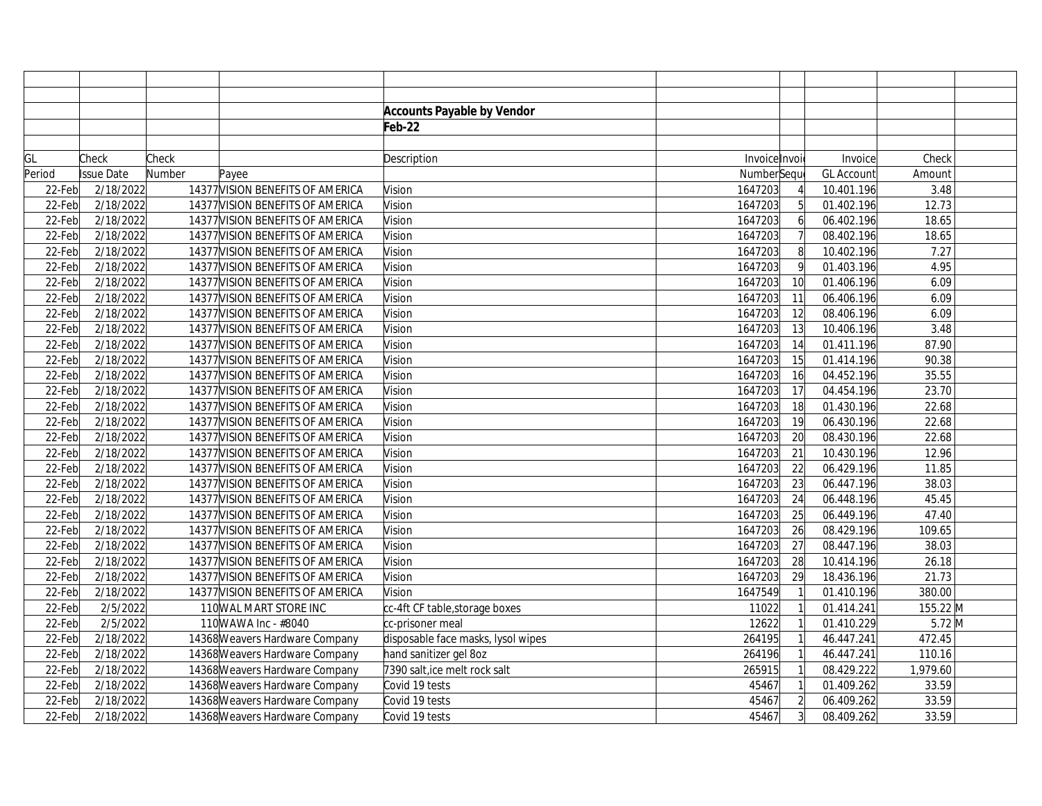**Accounts Payable by Vendor**

**Feb-22**

| GL Period | Check Issue Date | Check Number | Payee | Description | Invoice Number | Invoice Sequence | Invoice GL Account | Check Amount | |
|---|---|---|---|---|---|---|---|---|---|
| 22-Feb | 2/18/2022 | 14377 | VISION BENEFITS OF AMERICA | Vision | 1647203 | 4 | 10.401.196 | 3.48 | |
| 22-Feb | 2/18/2022 | 14377 | VISION BENEFITS OF AMERICA | Vision | 1647203 | 5 | 01.402.196 | 12.73 | |
| 22-Feb | 2/18/2022 | 14377 | VISION BENEFITS OF AMERICA | Vision | 1647203 | 6 | 06.402.196 | 18.65 | |
| 22-Feb | 2/18/2022 | 14377 | VISION BENEFITS OF AMERICA | Vision | 1647203 | 7 | 08.402.196 | 18.65 | |
| 22-Feb | 2/18/2022 | 14377 | VISION BENEFITS OF AMERICA | Vision | 1647203 | 8 | 10.402.196 | 7.27 | |
| 22-Feb | 2/18/2022 | 14377 | VISION BENEFITS OF AMERICA | Vision | 1647203 | 9 | 01.403.196 | 4.95 | |
| 22-Feb | 2/18/2022 | 14377 | VISION BENEFITS OF AMERICA | Vision | 1647203 | 10 | 01.406.196 | 6.09 | |
| 22-Feb | 2/18/2022 | 14377 | VISION BENEFITS OF AMERICA | Vision | 1647203 | 11 | 06.406.196 | 6.09 | |
| 22-Feb | 2/18/2022 | 14377 | VISION BENEFITS OF AMERICA | Vision | 1647203 | 12 | 08.406.196 | 6.09 | |
| 22-Feb | 2/18/2022 | 14377 | VISION BENEFITS OF AMERICA | Vision | 1647203 | 13 | 10.406.196 | 3.48 | |
| 22-Feb | 2/18/2022 | 14377 | VISION BENEFITS OF AMERICA | Vision | 1647203 | 14 | 01.411.196 | 87.90 | |
| 22-Feb | 2/18/2022 | 14377 | VISION BENEFITS OF AMERICA | Vision | 1647203 | 15 | 01.414.196 | 90.38 | |
| 22-Feb | 2/18/2022 | 14377 | VISION BENEFITS OF AMERICA | Vision | 1647203 | 16 | 04.452.196 | 35.55 | |
| 22-Feb | 2/18/2022 | 14377 | VISION BENEFITS OF AMERICA | Vision | 1647203 | 17 | 04.454.196 | 23.70 | |
| 22-Feb | 2/18/2022 | 14377 | VISION BENEFITS OF AMERICA | Vision | 1647203 | 18 | 01.430.196 | 22.68 | |
| 22-Feb | 2/18/2022 | 14377 | VISION BENEFITS OF AMERICA | Vision | 1647203 | 19 | 06.430.196 | 22.68 | |
| 22-Feb | 2/18/2022 | 14377 | VISION BENEFITS OF AMERICA | Vision | 1647203 | 20 | 08.430.196 | 22.68 | |
| 22-Feb | 2/18/2022 | 14377 | VISION BENEFITS OF AMERICA | Vision | 1647203 | 21 | 10.430.196 | 12.96 | |
| 22-Feb | 2/18/2022 | 14377 | VISION BENEFITS OF AMERICA | Vision | 1647203 | 22 | 06.429.196 | 11.85 | |
| 22-Feb | 2/18/2022 | 14377 | VISION BENEFITS OF AMERICA | Vision | 1647203 | 23 | 06.447.196 | 38.03 | |
| 22-Feb | 2/18/2022 | 14377 | VISION BENEFITS OF AMERICA | Vision | 1647203 | 24 | 06.448.196 | 45.45 | |
| 22-Feb | 2/18/2022 | 14377 | VISION BENEFITS OF AMERICA | Vision | 1647203 | 25 | 06.449.196 | 47.40 | |
| 22-Feb | 2/18/2022 | 14377 | VISION BENEFITS OF AMERICA | Vision | 1647203 | 26 | 08.429.196 | 109.65 | |
| 22-Feb | 2/18/2022 | 14377 | VISION BENEFITS OF AMERICA | Vision | 1647203 | 27 | 08.447.196 | 38.03 | |
| 22-Feb | 2/18/2022 | 14377 | VISION BENEFITS OF AMERICA | Vision | 1647203 | 28 | 10.414.196 | 26.18 | |
| 22-Feb | 2/18/2022 | 14377 | VISION BENEFITS OF AMERICA | Vision | 1647203 | 29 | 18.436.196 | 21.73 | |
| 22-Feb | 2/18/2022 | 14377 | VISION BENEFITS OF AMERICA | Vision | 1647549 | 1 | 01.410.196 | 380.00 | |
| 22-Feb | 2/5/2022 | 110 | WAL MART STORE INC | cc-4ft CF table,storage boxes | 11022 | 1 | 01.414.241 | 155.22 | M |
| 22-Feb | 2/5/2022 | 110 | WAWA Inc - #8040 | cc-prisoner meal | 12622 | 1 | 01.410.229 | 5.72 | M |
| 22-Feb | 2/18/2022 | 14368 | Weavers Hardware Company | disposable face masks, lysol wipes | 264195 | 1 | 46.447.241 | 472.45 | |
| 22-Feb | 2/18/2022 | 14368 | Weavers Hardware Company | hand sanitizer gel 8oz | 264196 | 1 | 46.447.241 | 110.16 | |
| 22-Feb | 2/18/2022 | 14368 | Weavers Hardware Company | 7390 salt,ice melt rock salt | 265915 | 1 | 08.429.222 | 1,979.60 | |
| 22-Feb | 2/18/2022 | 14368 | Weavers Hardware Company | Covid 19 tests | 45467 | 1 | 01.409.262 | 33.59 | |
| 22-Feb | 2/18/2022 | 14368 | Weavers Hardware Company | Covid 19 tests | 45467 | 2 | 06.409.262 | 33.59 | |
| 22-Feb | 2/18/2022 | 14368 | Weavers Hardware Company | Covid 19 tests | 45467 | 3 | 08.409.262 | 33.59 | |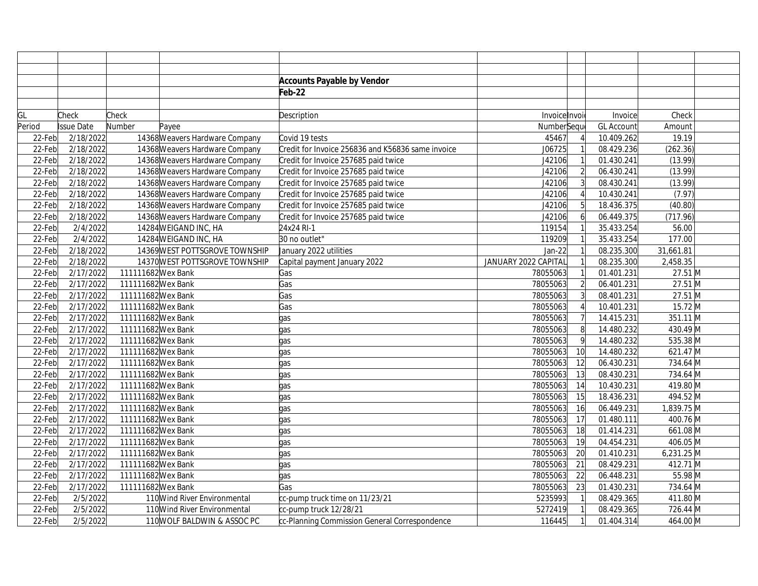## Accounts Payable by Vendor

**Feb-22**

| GL Period | Check Issue Date | Check Number | Payee | Description | Invoice Number | Invoice Sequence | Invoice GL Account | Check Amount | |
|---|---|---|---|---|---|---|---|---|---|
| 22-Feb | 2/18/2022 | 14368 | Weavers Hardware Company | Covid 19 tests | 45467 | 4 | 10.409.262 | 19.19 | |
| 22-Feb | 2/18/2022 | 14368 | Weavers Hardware Company | Credit for Invoice 256836 and K56836 same invoice | J06725 | 1 | 08.429.236 | (262.36) | |
| 22-Feb | 2/18/2022 | 14368 | Weavers Hardware Company | Credit for Invoice 257685 paid twice | J42106 | 1 | 01.430.241 | (13.99) | |
| 22-Feb | 2/18/2022 | 14368 | Weavers Hardware Company | Credit for Invoice 257685 paid twice | J42106 | 2 | 06.430.241 | (13.99) | |
| 22-Feb | 2/18/2022 | 14368 | Weavers Hardware Company | Credit for Invoice 257685 paid twice | J42106 | 3 | 08.430.241 | (13.99) | |
| 22-Feb | 2/18/2022 | 14368 | Weavers Hardware Company | Credit for Invoice 257685 paid twice | J42106 | 4 | 10.430.241 | (7.97) | |
| 22-Feb | 2/18/2022 | 14368 | Weavers Hardware Company | Credit for Invoice 257685 paid twice | J42106 | 5 | 18.436.375 | (40.80) | |
| 22-Feb | 2/18/2022 | 14368 | Weavers Hardware Company | Credit for Invoice 257685 paid twice | J42106 | 6 | 06.449.375 | (717.96) | |
| 22-Feb | 2/4/2022 | 14284 | WEIGAND INC, HA | 24x24 RI-1 | 119154 | 1 | 35.433.254 | 56.00 | |
| 22-Feb | 2/4/2022 | 14284 | WEIGAND INC, HA | 30 no outlet" | 119209 | 1 | 35.433.254 | 177.00 | |
| 22-Feb | 2/18/2022 | 14369 | WEST POTTSGROVE TOWNSHIP | January 2022 utilities | Jan-22 | 1 | 08.235.300 | 31,661.81 | |
| 22-Feb | 2/18/2022 | 14370 | WEST POTTSGROVE TOWNSHIP | Capital payment January 2022 | JANUARY 2022 CAPITAL | 1 | 08.235.300 | 2,458.35 | |
| 22-Feb | 2/17/2022 | 111111682 | Wex Bank | Gas | 78055063 | 1 | 01.401.231 | 27.51 | M |
| 22-Feb | 2/17/2022 | 111111682 | Wex Bank | Gas | 78055063 | 2 | 06.401.231 | 27.51 | M |
| 22-Feb | 2/17/2022 | 111111682 | Wex Bank | Gas | 78055063 | 3 | 08.401.231 | 27.51 | M |
| 22-Feb | 2/17/2022 | 111111682 | Wex Bank | Gas | 78055063 | 4 | 10.401.231 | 15.72 | M |
| 22-Feb | 2/17/2022 | 111111682 | Wex Bank | gas | 78055063 | 7 | 14.415.231 | 351.11 | M |
| 22-Feb | 2/17/2022 | 111111682 | Wex Bank | gas | 78055063 | 8 | 14.480.232 | 430.49 | M |
| 22-Feb | 2/17/2022 | 111111682 | Wex Bank | gas | 78055063 | 9 | 14.480.232 | 535.38 | M |
| 22-Feb | 2/17/2022 | 111111682 | Wex Bank | gas | 78055063 | 10 | 14.480.232 | 621.47 | M |
| 22-Feb | 2/17/2022 | 111111682 | Wex Bank | gas | 78055063 | 12 | 06.430.231 | 734.64 | M |
| 22-Feb | 2/17/2022 | 111111682 | Wex Bank | gas | 78055063 | 13 | 08.430.231 | 734.64 | M |
| 22-Feb | 2/17/2022 | 111111682 | Wex Bank | gas | 78055063 | 14 | 10.430.231 | 419.80 | M |
| 22-Feb | 2/17/2022 | 111111682 | Wex Bank | gas | 78055063 | 15 | 18.436.231 | 494.52 | M |
| 22-Feb | 2/17/2022 | 111111682 | Wex Bank | gas | 78055063 | 16 | 06.449.231 | 1,839.75 | M |
| 22-Feb | 2/17/2022 | 111111682 | Wex Bank | gas | 78055063 | 17 | 01.480.111 | 400.76 | M |
| 22-Feb | 2/17/2022 | 111111682 | Wex Bank | gas | 78055063 | 18 | 01.414.231 | 661.08 | M |
| 22-Feb | 2/17/2022 | 111111682 | Wex Bank | gas | 78055063 | 19 | 04.454.231 | 406.05 | M |
| 22-Feb | 2/17/2022 | 111111682 | Wex Bank | gas | 78055063 | 20 | 01.410.231 | 6,231.25 | M |
| 22-Feb | 2/17/2022 | 111111682 | Wex Bank | gas | 78055063 | 21 | 08.429.231 | 412.71 | M |
| 22-Feb | 2/17/2022 | 111111682 | Wex Bank | gas | 78055063 | 22 | 06.448.231 | 55.98 | M |
| 22-Feb | 2/17/2022 | 111111682 | Wex Bank | Gas | 78055063 | 23 | 01.430.231 | 734.64 | M |
| 22-Feb | 2/5/2022 | 110 | Wind River Environmental | cc-pump truck time on 11/23/21 | 5235993 | 1 | 08.429.365 | 411.80 | M |
| 22-Feb | 2/5/2022 | 110 | Wind River Environmental | cc-pump truck 12/28/21 | 5272419 | 1 | 08.429.365 | 726.44 | M |
| 22-Feb | 2/5/2022 | 110 | WOLF BALDWIN & ASSOC PC | cc-Planning Commission General Correspondence | 116445 | 1 | 01.404.314 | 464.00 | M |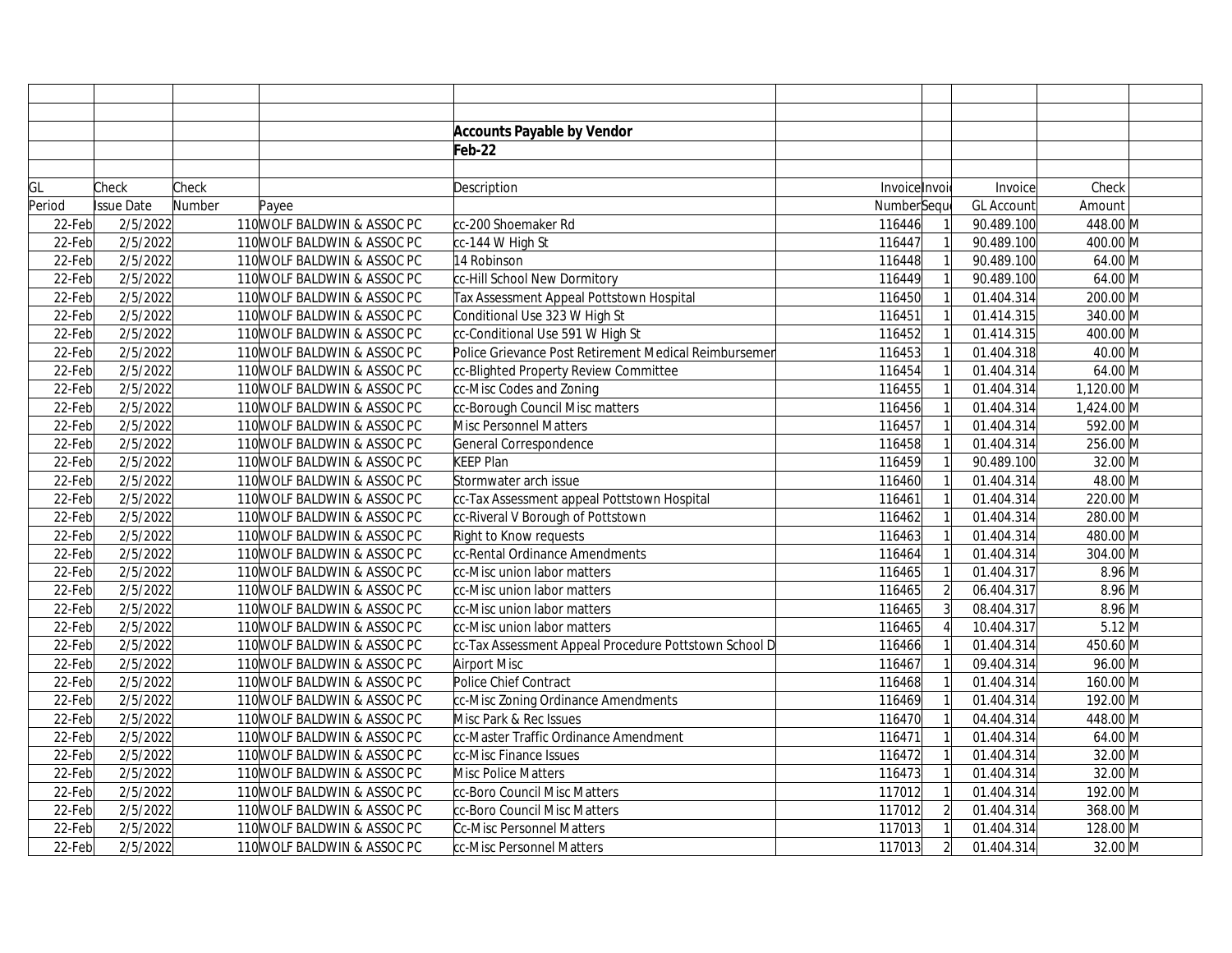**Accounts Payable by Vendor**

**Feb-22**

| GL Period | Check Issue Date | Check Number | Payee | Description | Invoice Number | Invoice Sequence | Invoice GL Account | Check Amount | |
|---|---|---|---|---|---|---|---|---|---|
| 22-Feb | 2/5/2022 | 110 | WOLF BALDWIN & ASSOC PC | cc-200 Shoemaker Rd | 116446 | 1 | 90.489.100 | 448.00 | M |
| 22-Feb | 2/5/2022 | 110 | WOLF BALDWIN & ASSOC PC | cc-144 W High St | 116447 | 1 | 90.489.100 | 400.00 | M |
| 22-Feb | 2/5/2022 | 110 | WOLF BALDWIN & ASSOC PC | 14 Robinson | 116448 | 1 | 90.489.100 | 64.00 | M |
| 22-Feb | 2/5/2022 | 110 | WOLF BALDWIN & ASSOC PC | cc-Hill School New Dormitory | 116449 | 1 | 90.489.100 | 64.00 | M |
| 22-Feb | 2/5/2022 | 110 | WOLF BALDWIN & ASSOC PC | Tax Assessment Appeal Pottstown Hospital | 116450 | 1 | 01.404.314 | 200.00 | M |
| 22-Feb | 2/5/2022 | 110 | WOLF BALDWIN & ASSOC PC | Conditional Use 323 W High St | 116451 | 1 | 01.414.315 | 340.00 | M |
| 22-Feb | 2/5/2022 | 110 | WOLF BALDWIN & ASSOC PC | cc-Conditional Use 591 W High St | 116452 | 1 | 01.414.315 | 400.00 | M |
| 22-Feb | 2/5/2022 | 110 | WOLF BALDWIN & ASSOC PC | Police Grievance Post Retirement Medical Reimbursemer | 116453 | 1 | 01.404.318 | 40.00 | M |
| 22-Feb | 2/5/2022 | 110 | WOLF BALDWIN & ASSOC PC | cc-Blighted Property Review Committee | 116454 | 1 | 01.404.314 | 64.00 | M |
| 22-Feb | 2/5/2022 | 110 | WOLF BALDWIN & ASSOC PC | cc-Misc Codes and Zoning | 116455 | 1 | 01.404.314 | 1,120.00 | M |
| 22-Feb | 2/5/2022 | 110 | WOLF BALDWIN & ASSOC PC | cc-Borough Council Misc matters | 116456 | 1 | 01.404.314 | 1,424.00 | M |
| 22-Feb | 2/5/2022 | 110 | WOLF BALDWIN & ASSOC PC | Misc Personnel Matters | 116457 | 1 | 01.404.314 | 592.00 | M |
| 22-Feb | 2/5/2022 | 110 | WOLF BALDWIN & ASSOC PC | General Correspondence | 116458 | 1 | 01.404.314 | 256.00 | M |
| 22-Feb | 2/5/2022 | 110 | WOLF BALDWIN & ASSOC PC | KEEP Plan | 116459 | 1 | 90.489.100 | 32.00 | M |
| 22-Feb | 2/5/2022 | 110 | WOLF BALDWIN & ASSOC PC | Stormwater arch issue | 116460 | 1 | 01.404.314 | 48.00 | M |
| 22-Feb | 2/5/2022 | 110 | WOLF BALDWIN & ASSOC PC | cc-Tax Assessment appeal Pottstown Hospital | 116461 | 1 | 01.404.314 | 220.00 | M |
| 22-Feb | 2/5/2022 | 110 | WOLF BALDWIN & ASSOC PC | cc-Riveral V Borough of Pottstown | 116462 | 1 | 01.404.314 | 280.00 | M |
| 22-Feb | 2/5/2022 | 110 | WOLF BALDWIN & ASSOC PC | Right to Know requests | 116463 | 1 | 01.404.314 | 480.00 | M |
| 22-Feb | 2/5/2022 | 110 | WOLF BALDWIN & ASSOC PC | cc-Rental Ordinance Amendments | 116464 | 1 | 01.404.314 | 304.00 | M |
| 22-Feb | 2/5/2022 | 110 | WOLF BALDWIN & ASSOC PC | cc-Misc union labor matters | 116465 | 1 | 01.404.317 | 8.96 | M |
| 22-Feb | 2/5/2022 | 110 | WOLF BALDWIN & ASSOC PC | cc-Misc union labor matters | 116465 | 2 | 06.404.317 | 8.96 | M |
| 22-Feb | 2/5/2022 | 110 | WOLF BALDWIN & ASSOC PC | cc-Misc union labor matters | 116465 | 3 | 08.404.317 | 8.96 | M |
| 22-Feb | 2/5/2022 | 110 | WOLF BALDWIN & ASSOC PC | cc-Misc union labor matters | 116465 | 4 | 10.404.317 | 5.12 | M |
| 22-Feb | 2/5/2022 | 110 | WOLF BALDWIN & ASSOC PC | cc-Tax Assessment Appeal Procedure Pottstown School D | 116466 | 1 | 01.404.314 | 450.60 | M |
| 22-Feb | 2/5/2022 | 110 | WOLF BALDWIN & ASSOC PC | Airport Misc | 116467 | 1 | 09.404.314 | 96.00 | M |
| 22-Feb | 2/5/2022 | 110 | WOLF BALDWIN & ASSOC PC | Police Chief Contract | 116468 | 1 | 01.404.314 | 160.00 | M |
| 22-Feb | 2/5/2022 | 110 | WOLF BALDWIN & ASSOC PC | cc-Misc Zoning Ordinance Amendments | 116469 | 1 | 01.404.314 | 192.00 | M |
| 22-Feb | 2/5/2022 | 110 | WOLF BALDWIN & ASSOC PC | Misc Park & Rec Issues | 116470 | 1 | 04.404.314 | 448.00 | M |
| 22-Feb | 2/5/2022 | 110 | WOLF BALDWIN & ASSOC PC | cc-Master Traffic Ordinance Amendment | 116471 | 1 | 01.404.314 | 64.00 | M |
| 22-Feb | 2/5/2022 | 110 | WOLF BALDWIN & ASSOC PC | cc-Misc Finance Issues | 116472 | 1 | 01.404.314 | 32.00 | M |
| 22-Feb | 2/5/2022 | 110 | WOLF BALDWIN & ASSOC PC | Misc Police Matters | 116473 | 1 | 01.404.314 | 32.00 | M |
| 22-Feb | 2/5/2022 | 110 | WOLF BALDWIN & ASSOC PC | cc-Boro Council Misc Matters | 117012 | 1 | 01.404.314 | 192.00 | M |
| 22-Feb | 2/5/2022 | 110 | WOLF BALDWIN & ASSOC PC | cc-Boro Council Misc Matters | 117012 | 2 | 01.404.314 | 368.00 | M |
| 22-Feb | 2/5/2022 | 110 | WOLF BALDWIN & ASSOC PC | Cc-Misc Personnel Matters | 117013 | 1 | 01.404.314 | 128.00 | M |
| 22-Feb | 2/5/2022 | 110 | WOLF BALDWIN & ASSOC PC | cc-Misc Personnel Matters | 117013 | 2 | 01.404.314 | 32.00 | M |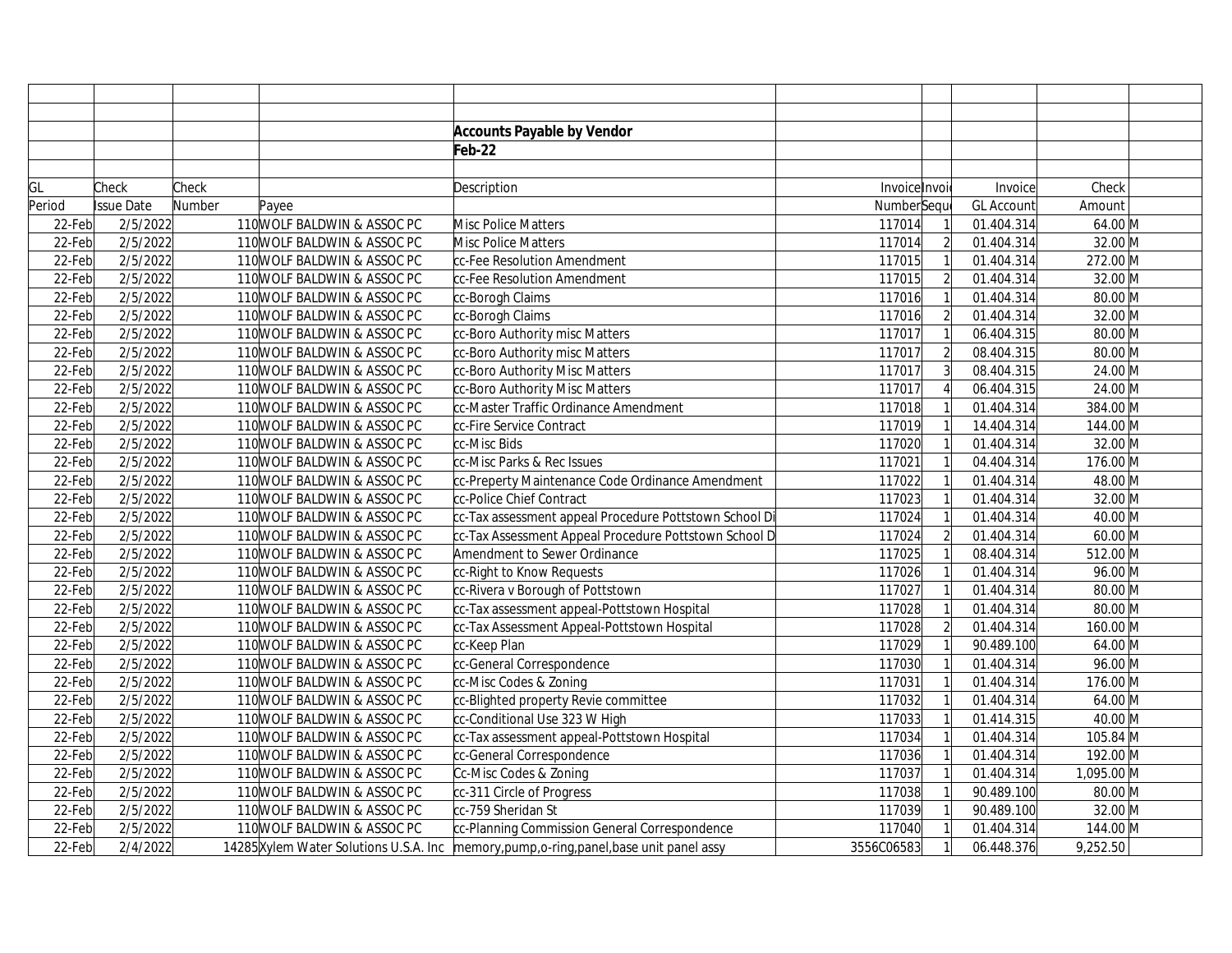**Accounts Payable by Vendor**

**Feb-22**

| GL Period | Check Issue Date | Check Number | Payee | Description | Invoice Number | Invoice Sequence | Invoice GL Account | Check Amount | |
|---|---|---|---|---|---|---|---|---|---|
| 22-Feb | 2/5/2022 | 110 | WOLF BALDWIN & ASSOC PC | Misc Police Matters | 117014 | 1 | 01.404.314 | 64.00 | M |
| 22-Feb | 2/5/2022 | 110 | WOLF BALDWIN & ASSOC PC | Misc Police Matters | 117014 | 2 | 01.404.314 | 32.00 | M |
| 22-Feb | 2/5/2022 | 110 | WOLF BALDWIN & ASSOC PC | cc-Fee Resolution Amendment | 117015 | 1 | 01.404.314 | 272.00 | M |
| 22-Feb | 2/5/2022 | 110 | WOLF BALDWIN & ASSOC PC | cc-Fee Resolution Amendment | 117015 | 2 | 01.404.314 | 32.00 | M |
| 22-Feb | 2/5/2022 | 110 | WOLF BALDWIN & ASSOC PC | cc-Borogh Claims | 117016 | 1 | 01.404.314 | 80.00 | M |
| 22-Feb | 2/5/2022 | 110 | WOLF BALDWIN & ASSOC PC | cc-Borogh Claims | 117016 | 2 | 01.404.314 | 32.00 | M |
| 22-Feb | 2/5/2022 | 110 | WOLF BALDWIN & ASSOC PC | cc-Boro Authority misc Matters | 117017 | 1 | 06.404.315 | 80.00 | M |
| 22-Feb | 2/5/2022 | 110 | WOLF BALDWIN & ASSOC PC | cc-Boro Authority misc Matters | 117017 | 2 | 08.404.315 | 80.00 | M |
| 22-Feb | 2/5/2022 | 110 | WOLF BALDWIN & ASSOC PC | cc-Boro Authority Misc Matters | 117017 | 3 | 08.404.315 | 24.00 | M |
| 22-Feb | 2/5/2022 | 110 | WOLF BALDWIN & ASSOC PC | cc-Boro Authority Misc Matters | 117017 | 4 | 06.404.315 | 24.00 | M |
| 22-Feb | 2/5/2022 | 110 | WOLF BALDWIN & ASSOC PC | cc-Master Traffic Ordinance Amendment | 117018 | 1 | 01.404.314 | 384.00 | M |
| 22-Feb | 2/5/2022 | 110 | WOLF BALDWIN & ASSOC PC | cc-Fire Service Contract | 117019 | 1 | 14.404.314 | 144.00 | M |
| 22-Feb | 2/5/2022 | 110 | WOLF BALDWIN & ASSOC PC | cc-Misc Bids | 117020 | 1 | 01.404.314 | 32.00 | M |
| 22-Feb | 2/5/2022 | 110 | WOLF BALDWIN & ASSOC PC | cc-Misc Parks & Rec Issues | 117021 | 1 | 04.404.314 | 176.00 | M |
| 22-Feb | 2/5/2022 | 110 | WOLF BALDWIN & ASSOC PC | cc-Preperty Maintenance Code Ordinance Amendment | 117022 | 1 | 01.404.314 | 48.00 | M |
| 22-Feb | 2/5/2022 | 110 | WOLF BALDWIN & ASSOC PC | cc-Police Chief Contract | 117023 | 1 | 01.404.314 | 32.00 | M |
| 22-Feb | 2/5/2022 | 110 | WOLF BALDWIN & ASSOC PC | cc-Tax assessment appeal Procedure Pottstown School Di | 117024 | 1 | 01.404.314 | 40.00 | M |
| 22-Feb | 2/5/2022 | 110 | WOLF BALDWIN & ASSOC PC | cc-Tax Assessment Appeal Procedure Pottstown School D | 117024 | 2 | 01.404.314 | 60.00 | M |
| 22-Feb | 2/5/2022 | 110 | WOLF BALDWIN & ASSOC PC | Amendment to Sewer Ordinance | 117025 | 1 | 08.404.314 | 512.00 | M |
| 22-Feb | 2/5/2022 | 110 | WOLF BALDWIN & ASSOC PC | cc-Right to Know Requests | 117026 | 1 | 01.404.314 | 96.00 | M |
| 22-Feb | 2/5/2022 | 110 | WOLF BALDWIN & ASSOC PC | cc-Rivera v Borough of Pottstown | 117027 | 1 | 01.404.314 | 80.00 | M |
| 22-Feb | 2/5/2022 | 110 | WOLF BALDWIN & ASSOC PC | cc-Tax assessment appeal-Pottstown Hospital | 117028 | 1 | 01.404.314 | 80.00 | M |
| 22-Feb | 2/5/2022 | 110 | WOLF BALDWIN & ASSOC PC | cc-Tax Assessment Appeal-Pottstown Hospital | 117028 | 2 | 01.404.314 | 160.00 | M |
| 22-Feb | 2/5/2022 | 110 | WOLF BALDWIN & ASSOC PC | cc-Keep Plan | 117029 | 1 | 90.489.100 | 64.00 | M |
| 22-Feb | 2/5/2022 | 110 | WOLF BALDWIN & ASSOC PC | cc-General Correspondence | 117030 | 1 | 01.404.314 | 96.00 | M |
| 22-Feb | 2/5/2022 | 110 | WOLF BALDWIN & ASSOC PC | cc-Misc Codes & Zoning | 117031 | 1 | 01.404.314 | 176.00 | M |
| 22-Feb | 2/5/2022 | 110 | WOLF BALDWIN & ASSOC PC | cc-Blighted property Revie committee | 117032 | 1 | 01.404.314 | 64.00 | M |
| 22-Feb | 2/5/2022 | 110 | WOLF BALDWIN & ASSOC PC | cc-Conditional Use 323 W High | 117033 | 1 | 01.414.315 | 40.00 | M |
| 22-Feb | 2/5/2022 | 110 | WOLF BALDWIN & ASSOC PC | cc-Tax assessment appeal-Pottstown Hospital | 117034 | 1 | 01.404.314 | 105.84 | M |
| 22-Feb | 2/5/2022 | 110 | WOLF BALDWIN & ASSOC PC | cc-General Correspondence | 117036 | 1 | 01.404.314 | 192.00 | M |
| 22-Feb | 2/5/2022 | 110 | WOLF BALDWIN & ASSOC PC | Cc-Misc Codes & Zoning | 117037 | 1 | 01.404.314 | 1,095.00 | M |
| 22-Feb | 2/5/2022 | 110 | WOLF BALDWIN & ASSOC PC | cc-311 Circle of Progress | 117038 | 1 | 90.489.100 | 80.00 | M |
| 22-Feb | 2/5/2022 | 110 | WOLF BALDWIN & ASSOC PC | cc-759 Sheridan St | 117039 | 1 | 90.489.100 | 32.00 | M |
| 22-Feb | 2/5/2022 | 110 | WOLF BALDWIN & ASSOC PC | cc-Planning Commission General Correspondence | 117040 | 1 | 01.404.314 | 144.00 | M |
| 22-Feb | 2/4/2022 | 14285 | Xylem Water Solutions U.S.A. Inc | memory,pump,o-ring,panel,base unit panel assy | 3556C06583 | 1 | 06.448.376 | 9,252.50 | |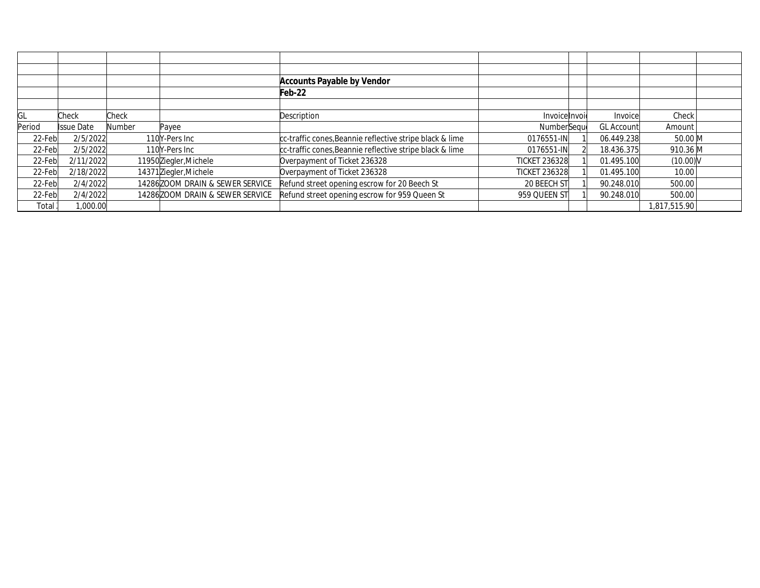**Accounts Payable by Vendor**

**Feb-22**

| GL Period | Check Issue Date | Check Number | Payee | Description | Invoice Number | Invoice Sequence | Invoice GL Account | Check Amount | |
|---|---|---|---|---|---|---|---|---|---|
| 22-Feb | 2/5/2022 | 110 | Y-Pers Inc | cc-traffic cones,Beannie reflective stripe black & lime | 0176551-IN | 1 | 06.449.238 | 50.00 | M |
| 22-Feb | 2/5/2022 | 110 | Y-Pers Inc | cc-traffic cones,Beannie reflective stripe black & lime | 0176551-IN | 2 | 18.436.375 | 910.36 | M |
| 22-Feb | 2/11/2022 | 11950 | Ziegler,Michele | Overpayment of Ticket 236328 | TICKET 236328 | 1 | 01.495.100 | (10.00) | V |
| 22-Feb | 2/18/2022 | 14371 | Ziegler,Michele | Overpayment of Ticket 236328 | TICKET 236328 | 1 | 01.495.100 | 10.00 | |
| 22-Feb | 2/4/2022 | 14286 | ZOOM DRAIN & SEWER SERVICE | Refund street opening escrow for 20 Beech St | 20 BEECH ST | 1 | 90.248.010 | 500.00 | |
| 22-Feb | 2/4/2022 | 14286 | ZOOM DRAIN & SEWER SERVICE | Refund street opening escrow for 959 Queen St | 959 QUEEN ST | 1 | 90.248.010 | 500.00 | |
| Total | 1,000.00 | | | | | | | 1,817,515.90 | |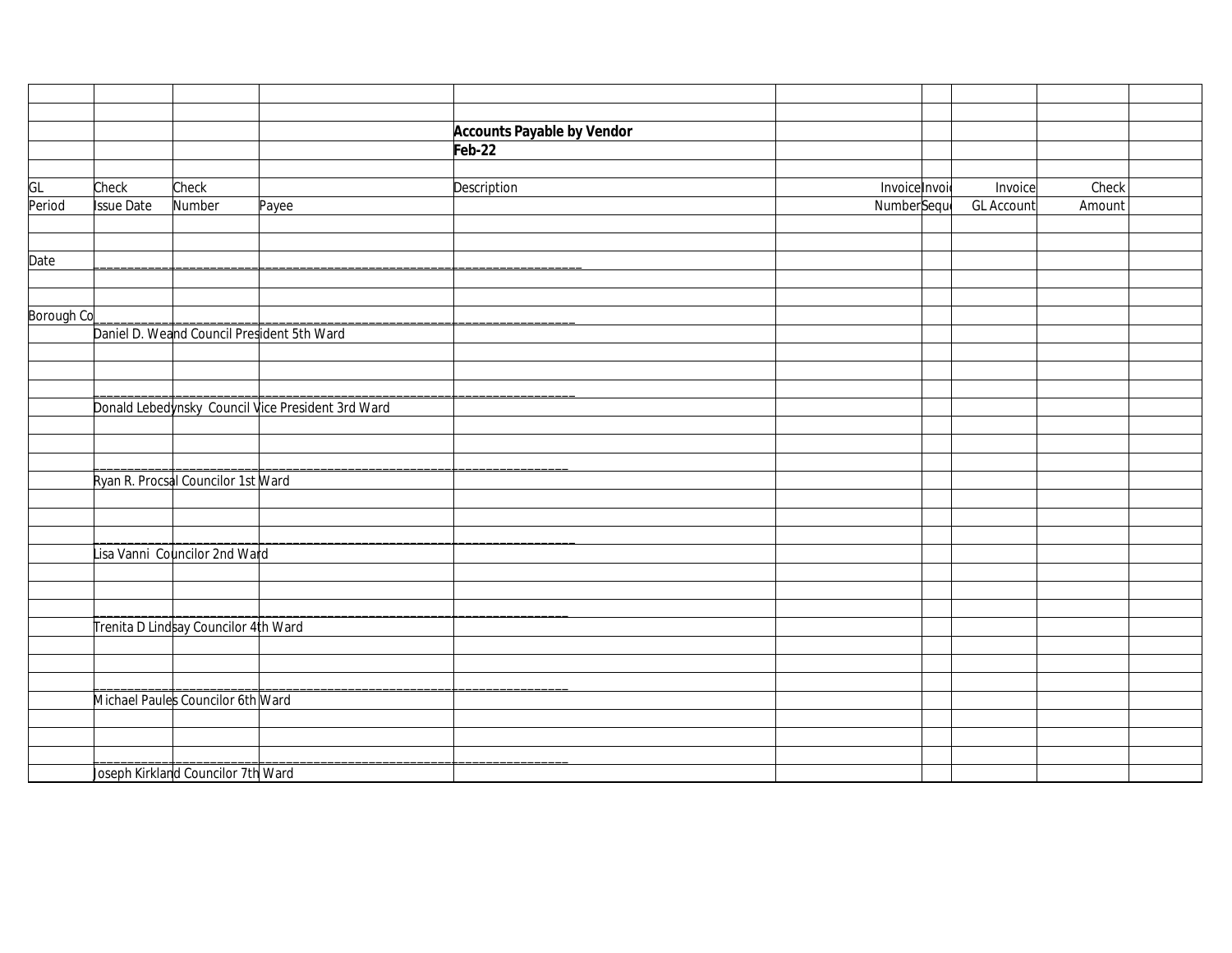**Accounts Payable by Vendor**

**Feb-22**

| GL Period | Check Issue Date | Check Number | Payee | Description | Invoice Number | Invoice Sequ | Invoice GL Account | Check Amount |
|---|---|---|---|---|---|---|---|---|

Date ____________________________________________________________________________

Borough Co ____________________________________________________________________________

Daniel D. Weand Council President 5th Ward

____________________________________________________________________________

Donald Lebedynsky Council Vice President 3rd Ward

____________________________________________________________________________

Ryan R. Procsal Councilor 1st Ward

____________________________________________________________________________

Lisa Vanni Councilor 2nd Ward

____________________________________________________________________________

Trenita D Lindsay Councilor 4th Ward

____________________________________________________________________________

Michael Paules Councilor 6th Ward

____________________________________________________________________________

Joseph Kirkland Councilor 7th Ward